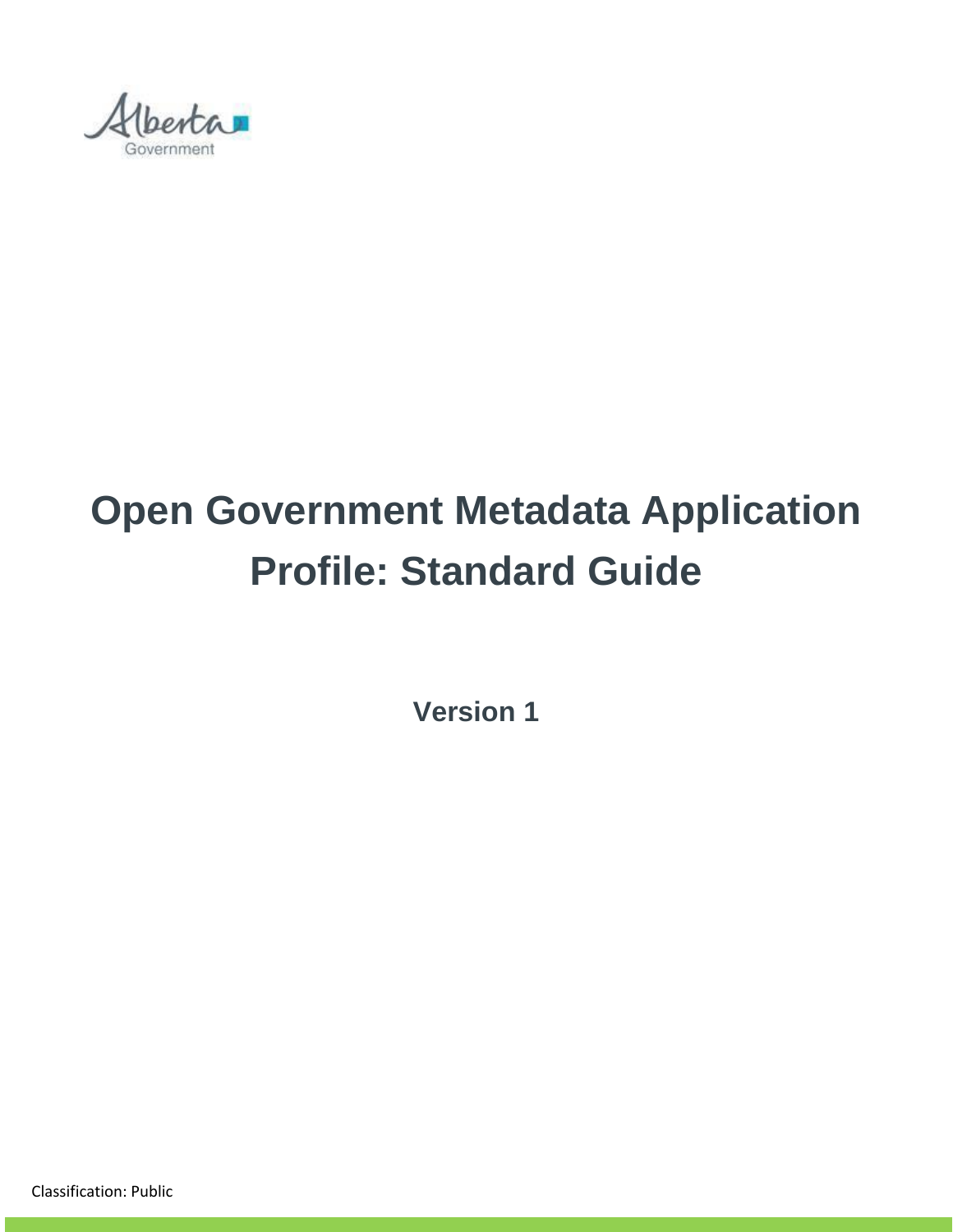Alberta Government

# Open Government Metadata Application Profile: Standard Guide

**Version 1**

Classification: Public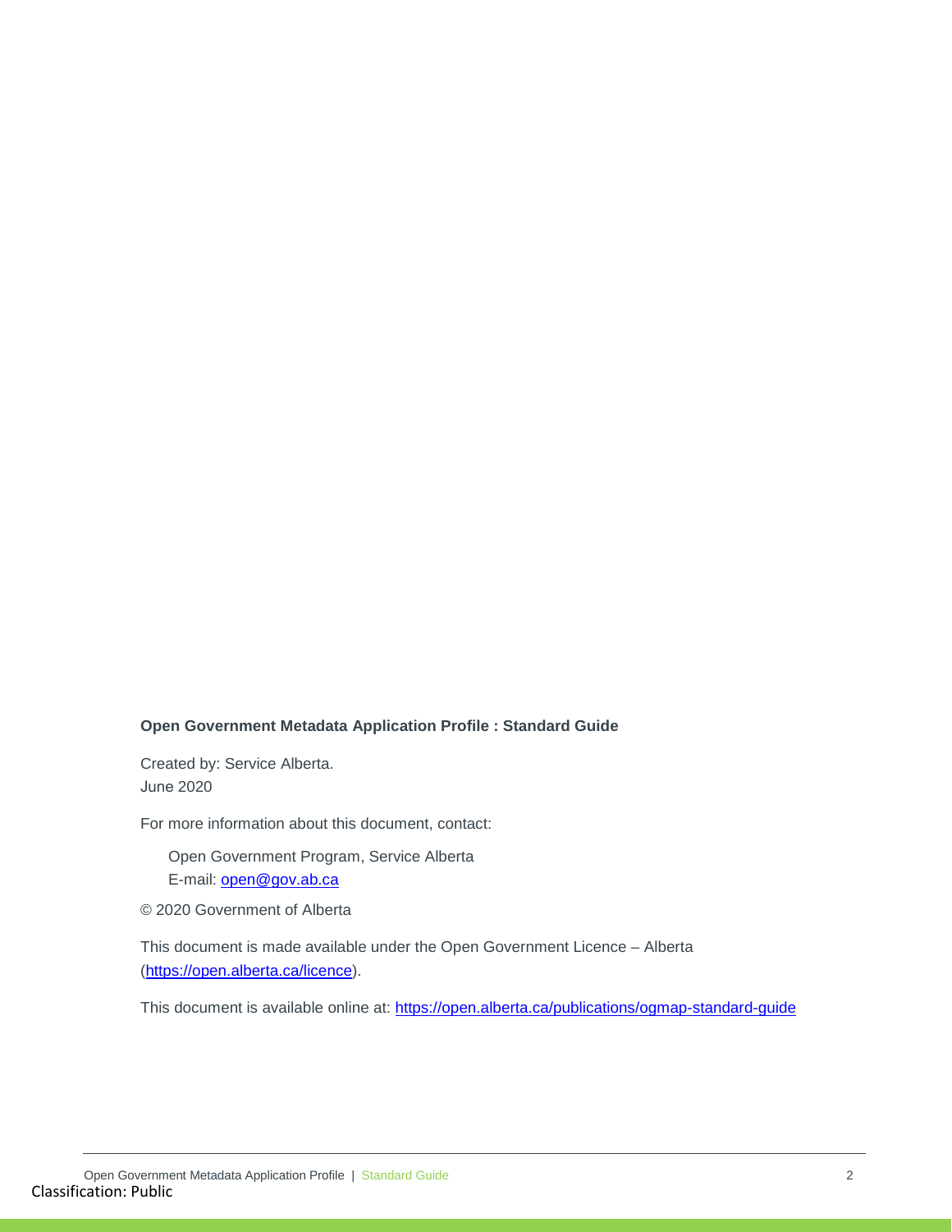**Open Government Metadata Application Profile : Standard Guide**

Created by: Service Alberta.
June 2020

For more information about this document, contact:

Open Government Program, Service Alberta
E-mail: [open@gov.ab.ca](mailto:open@gov.ab.ca)

© 2020 Government of Alberta

This document is made available under the Open Government Licence – Alberta ([https://open.alberta.ca/licence](https://open.alberta.ca/licence)).

This document is available online at: [https://open.alberta.ca/publications/ogmap-standard-guide](https://open.alberta.ca/publications/ogmap-standard-guide)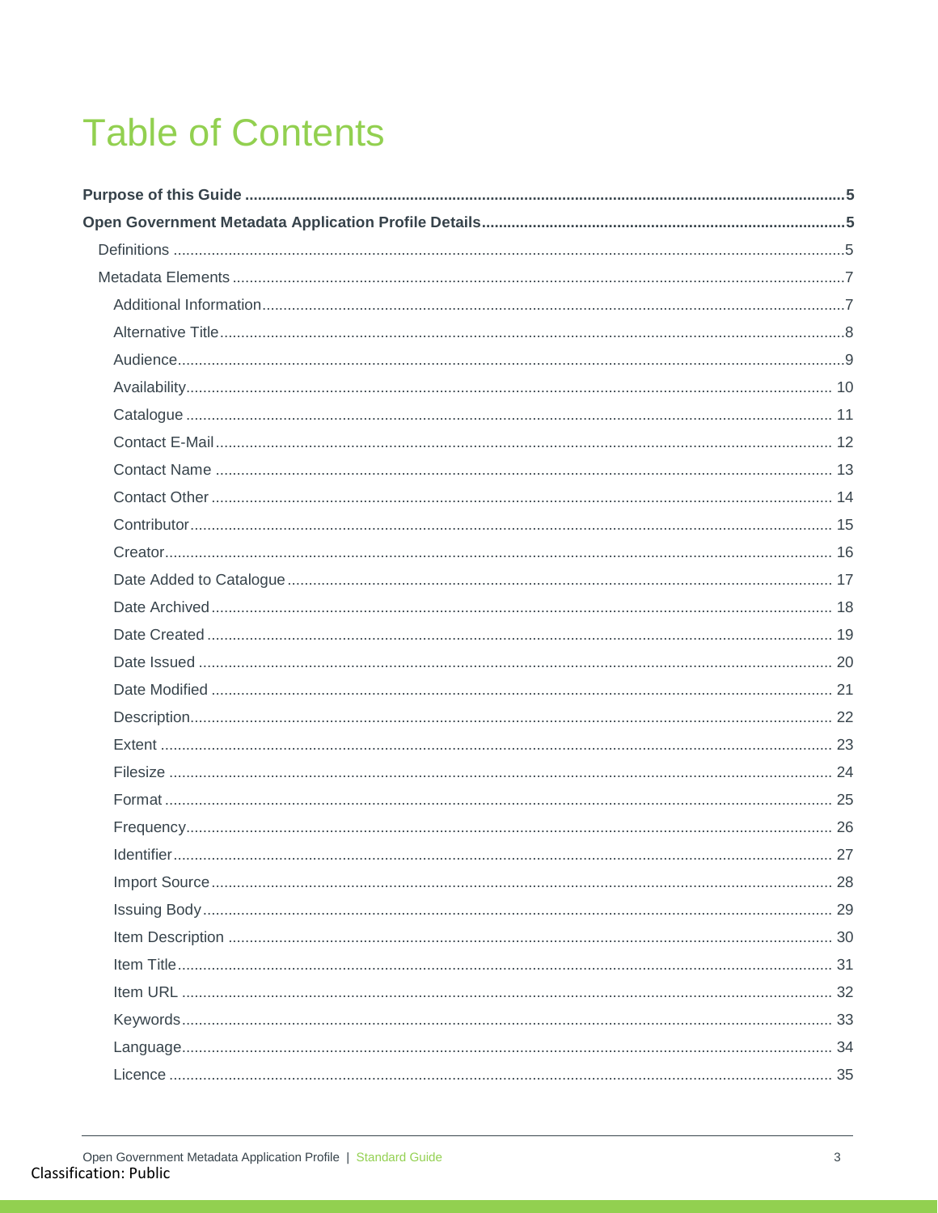# Table of Contents

**Purpose of this Guide** .......... 5

**Open Government Metadata Application Profile Details** .......... 5

- Definitions .......... 5
- Metadata Elements .......... 7
  - Additional Information .......... 7
  - Alternative Title .......... 8
  - Audience .......... 9
  - Availability .......... 10
  - Catalogue .......... 11
  - Contact E-Mail .......... 12
  - Contact Name .......... 13
  - Contact Other .......... 14
  - Contributor .......... 15
  - Creator .......... 16
  - Date Added to Catalogue .......... 17
  - Date Archived .......... 18
  - Date Created .......... 19
  - Date Issued .......... 20
  - Date Modified .......... 21
  - Description .......... 22
  - Extent .......... 23
  - Filesize .......... 24
  - Format .......... 25
  - Frequency .......... 26
  - Identifier .......... 27
  - Import Source .......... 28
  - Issuing Body .......... 29
  - Item Description .......... 30
  - Item Title .......... 31
  - Item URL .......... 32
  - Keywords .......... 33
  - Language .......... 34
  - Licence .......... 35

Classification: Public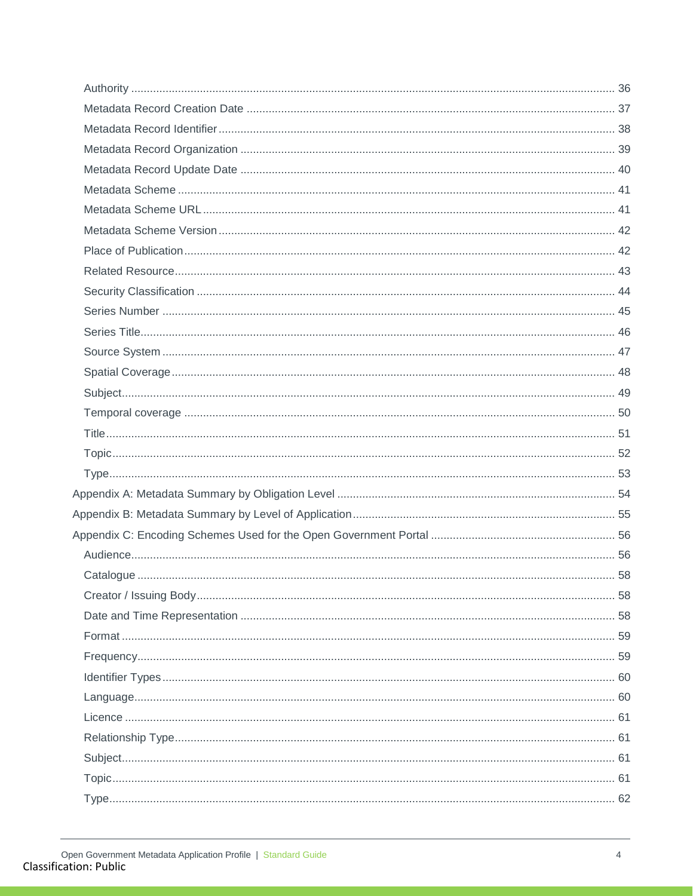- Authority ..... 36
- Metadata Record Creation Date ..... 37
- Metadata Record Identifier ..... 38
- Metadata Record Organization ..... 39
- Metadata Record Update Date ..... 40
- Metadata Scheme ..... 41
- Metadata Scheme URL ..... 41
- Metadata Scheme Version ..... 42
- Place of Publication ..... 42
- Related Resource ..... 43
- Security Classification ..... 44
- Series Number ..... 45
- Series Title ..... 46
- Source System ..... 47
- Spatial Coverage ..... 48
- Subject ..... 49
- Temporal coverage ..... 50
- Title ..... 51
- Topic ..... 52
- Type ..... 53

Appendix A: Metadata Summary by Obligation Level ..... 54

Appendix B: Metadata Summary by Level of Application ..... 55

Appendix C: Encoding Schemes Used for the Open Government Portal ..... 56

- Audience ..... 56
- Catalogue ..... 58
- Creator / Issuing Body ..... 58
- Date and Time Representation ..... 58
- Format ..... 59
- Frequency ..... 59
- Identifier Types ..... 60
- Language ..... 60
- Licence ..... 61
- Relationship Type ..... 61
- Subject ..... 61
- Topic ..... 61
- Type ..... 62

Classification: Public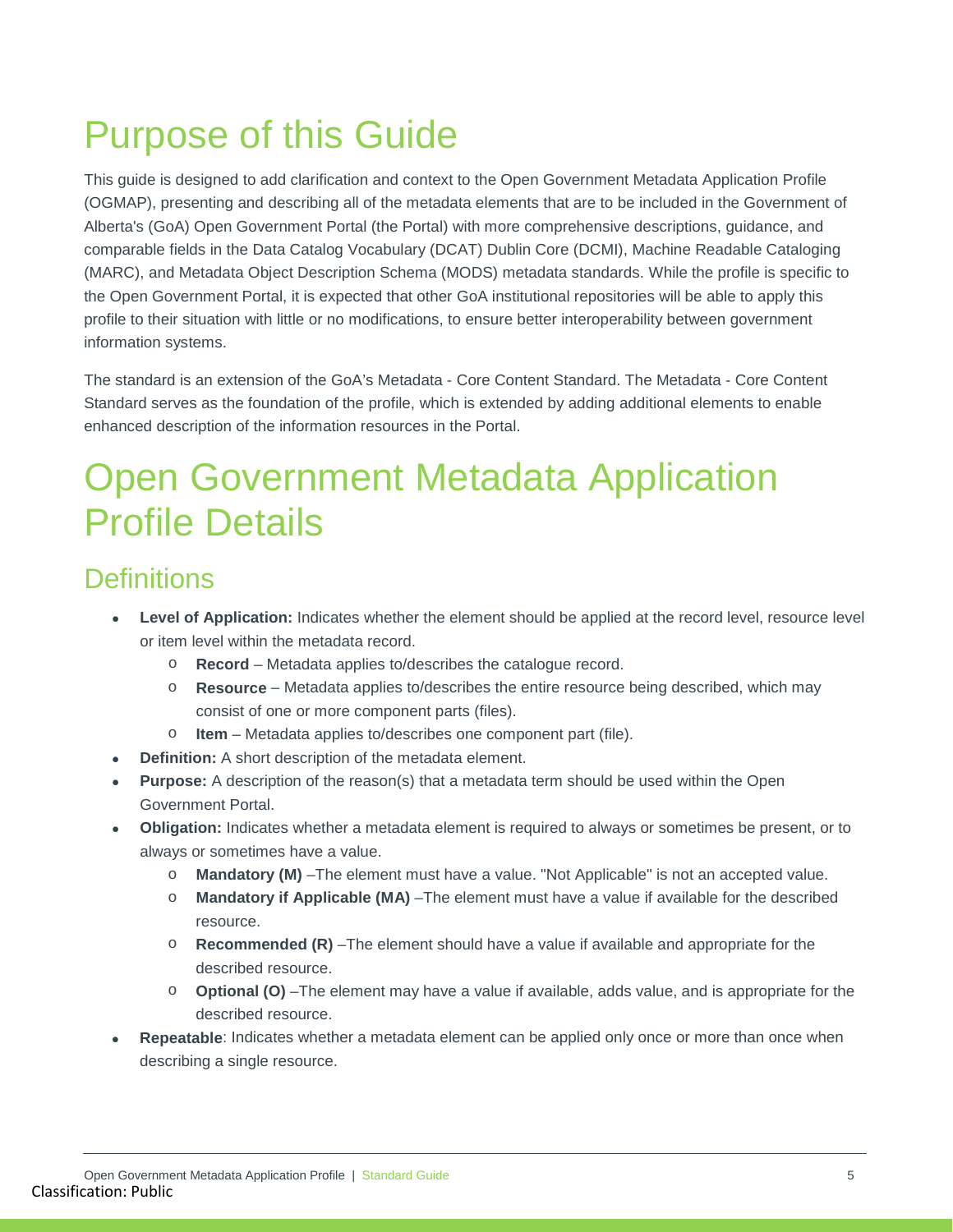# Purpose of this Guide

This guide is designed to add clarification and context to the Open Government Metadata Application Profile (OGMAP), presenting and describing all of the metadata elements that are to be included in the Government of Alberta's (GoA) Open Government Portal (the Portal) with more comprehensive descriptions, guidance, and comparable fields in the Data Catalog Vocabulary (DCAT) Dublin Core (DCMI), Machine Readable Cataloging (MARC), and Metadata Object Description Schema (MODS) metadata standards. While the profile is specific to the Open Government Portal, it is expected that other GoA institutional repositories will be able to apply this profile to their situation with little or no modifications, to ensure better interoperability between government information systems.

The standard is an extension of the GoA's Metadata - Core Content Standard. The Metadata - Core Content Standard serves as the foundation of the profile, which is extended by adding additional elements to enable enhanced description of the information resources in the Portal.

# Open Government Metadata Application Profile Details

## Definitions

- **Level of Application:** Indicates whether the element should be applied at the record level, resource level or item level within the metadata record.
  - **Record** – Metadata applies to/describes the catalogue record.
  - **Resource** – Metadata applies to/describes the entire resource being described, which may consist of one or more component parts (files).
  - **Item** – Metadata applies to/describes one component part (file).
- **Definition:** A short description of the metadata element.
- **Purpose:** A description of the reason(s) that a metadata term should be used within the Open Government Portal.
- **Obligation:** Indicates whether a metadata element is required to always or sometimes be present, or to always or sometimes have a value.
  - **Mandatory (M)** –The element must have a value. "Not Applicable" is not an accepted value.
  - **Mandatory if Applicable (MA)** –The element must have a value if available for the described resource.
  - **Recommended (R)** –The element should have a value if available and appropriate for the described resource.
  - **Optional (O)** –The element may have a value if available, adds value, and is appropriate for the described resource.
- **Repeatable**: Indicates whether a metadata element can be applied only once or more than once when describing a single resource.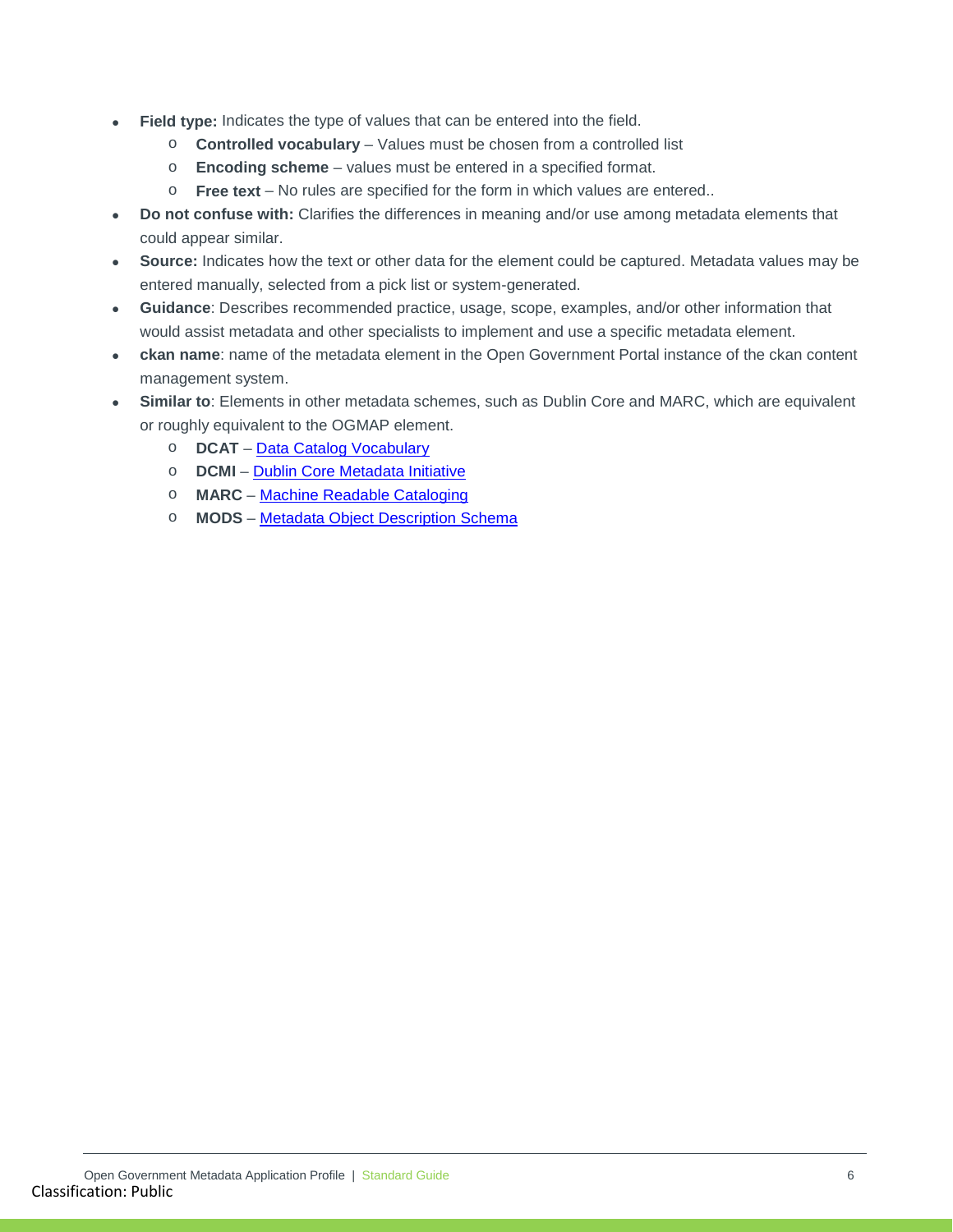- **Field type:** Indicates the type of values that can be entered into the field.
  - **Controlled vocabulary** – Values must be chosen from a controlled list
  - **Encoding scheme** – values must be entered in a specified format.
  - **Free text** – No rules are specified for the form in which values are entered..
- **Do not confuse with:** Clarifies the differences in meaning and/or use among metadata elements that could appear similar.
- **Source:** Indicates how the text or other data for the element could be captured. Metadata values may be entered manually, selected from a pick list or system-generated.
- **Guidance**: Describes recommended practice, usage, scope, examples, and/or other information that would assist metadata and other specialists to implement and use a specific metadata element.
- **ckan name**: name of the metadata element in the Open Government Portal instance of the ckan content management system.
- **Similar to**: Elements in other metadata schemes, such as Dublin Core and MARC, which are equivalent or roughly equivalent to the OGMAP element.
  - **DCAT** – Data Catalog Vocabulary
  - **DCMI** – Dublin Core Metadata Initiative
  - **MARC** – Machine Readable Cataloging
  - **MODS** – Metadata Object Description Schema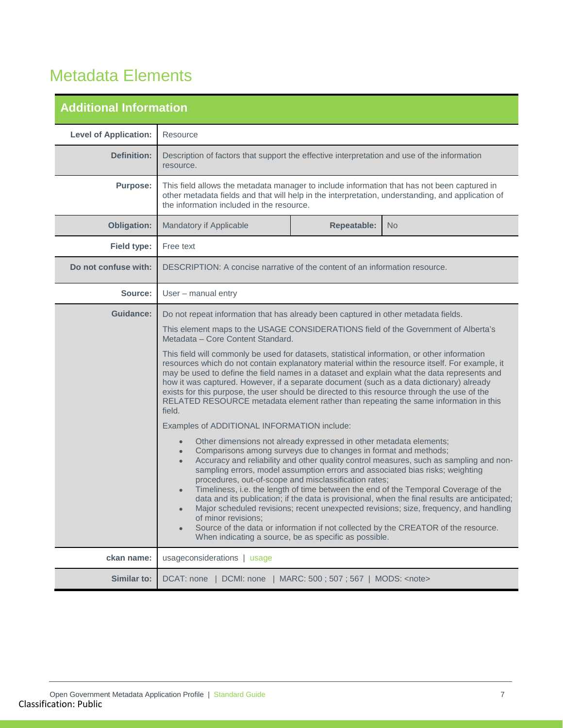# Metadata Elements

## Additional Information

| | | | |
|---|---|---|---|
| **Level of Application:** | Resource | | |
| **Definition:** | Description of factors that support the effective interpretation and use of the information resource. | | |
| **Purpose:** | This field allows the metadata manager to include information that has not been captured in other metadata fields and that will help in the interpretation, understanding, and application of the information included in the resource. | | |
| **Obligation:** | Mandatory if Applicable | **Repeatable:** | No |
| **Field type:** | Free text | | |
| **Do not confuse with:** | DESCRIPTION: A concise narrative of the content of an information resource. | | |
| **Source:** | User – manual entry | | |
| **Guidance:** | Do not repeat information that has already been captured in other metadata fields.<br><br>This element maps to the USAGE CONSIDERATIONS field of the Government of Alberta's Metadata – Core Content Standard.<br><br>This field will commonly be used for datasets, statistical information, or other information resources which do not contain explanatory material within the resource itself. For example, it may be used to define the field names in a dataset and explain what the data represents and how it was captured. However, if a separate document (such as a data dictionary) already exists for this purpose, the user should be directed to this resource through the use of the RELATED RESOURCE metadata element rather than repeating the same information in this field.<br><br>Examples of ADDITIONAL INFORMATION include:<br><br>• Other dimensions not already expressed in other metadata elements;<br>• Comparisons among surveys due to changes in format and methods;<br>• Accuracy and reliability and other quality control measures, such as sampling and non-sampling errors, model assumption errors and associated bias risks; weighting procedures, out-of-scope and misclassification rates;<br>• Timeliness, i.e. the length of time between the end of the Temporal Coverage of the data and its publication; if the data is provisional, when the final results are anticipated;<br>• Major scheduled revisions; recent unexpected revisions; size, frequency, and handling of minor revisions;<br>• Source of the data or information if not collected by the CREATOR of the resource. When indicating a source, be as specific as possible. | | |
| **ckan name:** | usageconsiderations \| usage | | |
| **Similar to:** | DCAT: none \| DCMI: none \| MARC: 500 ; 507 ; 567 \| MODS: <note> | | |

Classification: Public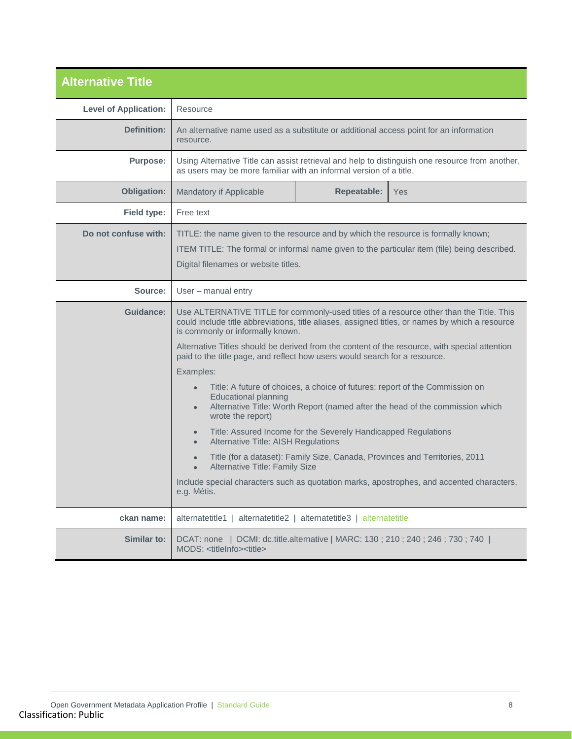## Alternative Title

| | |
|---|---|
| **Level of Application:** | Resource |
| **Definition:** | An alternative name used as a substitute or additional access point for an information resource. |
| **Purpose:** | Using Alternative Title can assist retrieval and help to distinguish one resource from another, as users may be more familiar with an informal version of a title. |
| **Obligation:** | Mandatory if Applicable — **Repeatable:** Yes |
| **Field type:** | Free text |
| **Do not confuse with:** | TITLE: the name given to the resource and by which the resource is formally known;<br>ITEM TITLE: The formal or informal name given to the particular item (file) being described.<br>Digital filenames or website titles. |
| **Source:** | User – manual entry |
| **Guidance:** | Use ALTERNATIVE TITLE for commonly-used titles of a resource other than the Title. This could include title abbreviations, title aliases, assigned titles, or names by which a resource is commonly or informally known.<br>Alternative Titles should be derived from the content of the resource, with special attention paid to the title page, and reflect how users would search for a resource.<br>Examples:<br>• Title: A future of choices, a choice of futures: report of the Commission on Educational planning<br>• Alternative Title: Worth Report (named after the head of the commission which wrote the report)<br>• Title: Assured Income for the Severely Handicapped Regulations<br>• Alternative Title: AISH Regulations<br>• Title (for a dataset): Family Size, Canada, Provinces and Territories, 2011<br>• Alternative Title: Family Size<br>Include special characters such as quotation marks, apostrophes, and accented characters, e.g. Métis. |
| **ckan name:** | alternatetitle1 \| alternatetitle2 \| alternatetitle3 \| alternatetitle |
| **Similar to:** | DCAT: none \| DCMI: dc.title.alternative \| MARC: 130 ; 210 ; 240 ; 246 ; 730 ; 740 \| MODS: <titleInfo><title> |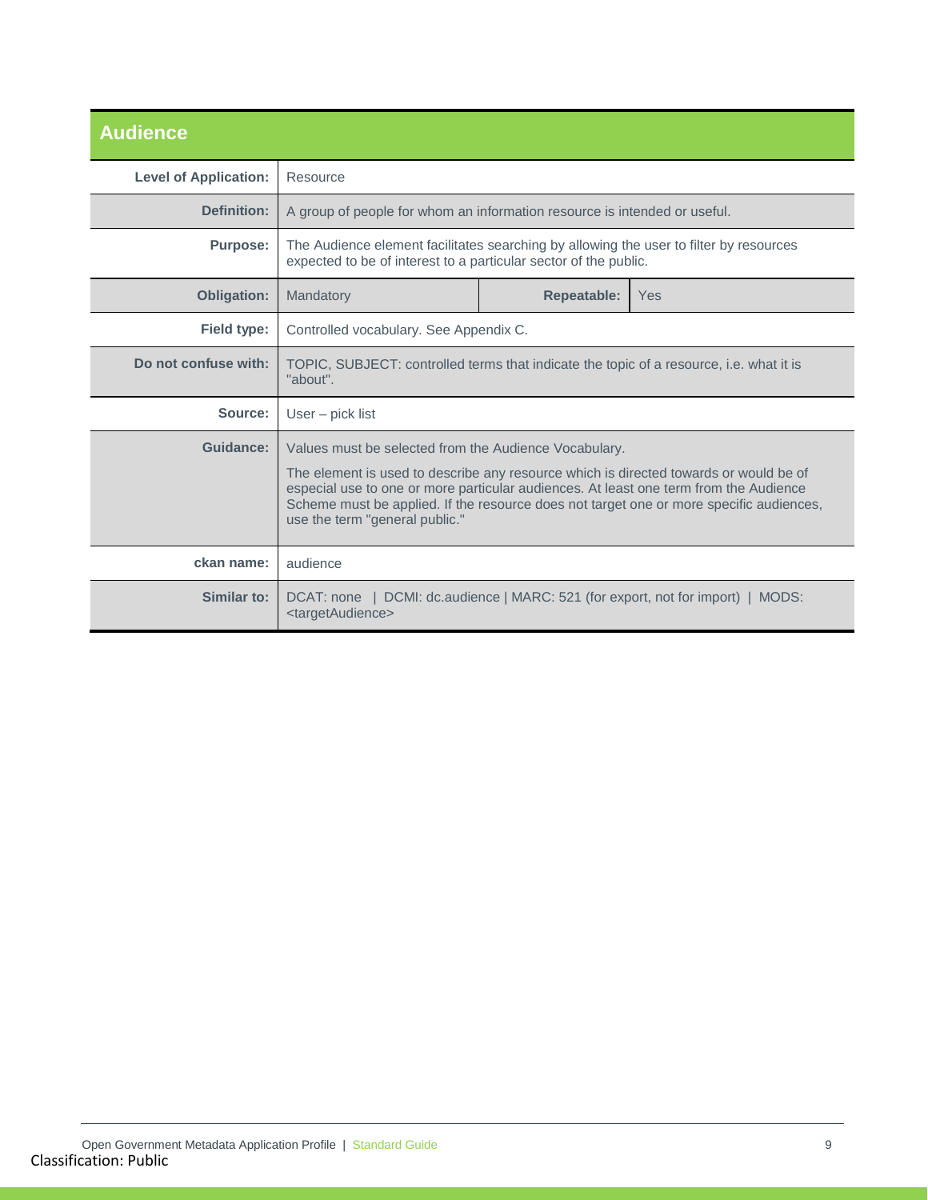## Audience

| | | | |
|---|---|---|---|
| **Level of Application:** | Resource | | |
| **Definition:** | A group of people for whom an information resource is intended or useful. | | |
| **Purpose:** | The Audience element facilitates searching by allowing the user to filter by resources expected to be of interest to a particular sector of the public. | | |
| **Obligation:** | Mandatory | **Repeatable:** | Yes |
| **Field type:** | Controlled vocabulary. See Appendix C. | | |
| **Do not confuse with:** | TOPIC, SUBJECT: controlled terms that indicate the topic of a resource, i.e. what it is "about". | | |
| **Source:** | User – pick list | | |
| **Guidance:** | Values must be selected from the Audience Vocabulary.<br><br>The element is used to describe any resource which is directed towards or would be of especial use to one or more particular audiences. At least one term from the Audience Scheme must be applied. If the resource does not target one or more specific audiences, use the term "general public." | | |
| **ckan name:** | audience | | |
| **Similar to:** | DCAT: none \| DCMI: dc.audience \| MARC: 521 (for export, not for import) \| MODS: <targetAudience> | | |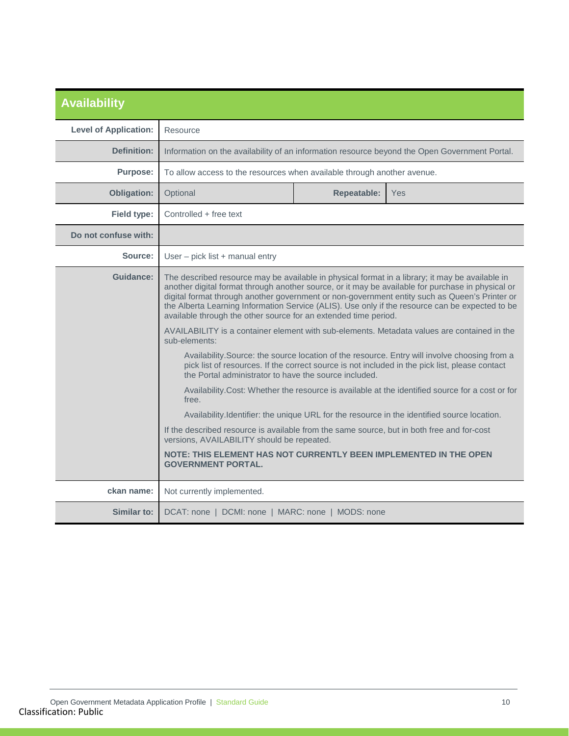## Availability

| | |
|---|---|
| **Level of Application:** | Resource |
| **Definition:** | Information on the availability of an information resource beyond the Open Government Portal. |
| **Purpose:** | To allow access to the resources when available through another avenue. |
| **Obligation:** | Optional — **Repeatable:** Yes |
| **Field type:** | Controlled + free text |
| **Do not confuse with:** | |
| **Source:** | User – pick list + manual entry |
| **Guidance:** | The described resource may be available in physical format in a library; it may be available in another digital format through another source, or it may be available for purchase in physical or digital format through another government or non-government entity such as Queen's Printer or the Alberta Learning Information Service (ALIS). Use only if the resource can be expected to be available through the other source for an extended time period.<br><br>AVAILABILITY is a container element with sub-elements. Metadata values are contained in the sub-elements:<br><br>Availability.Source: the source location of the resource. Entry will involve choosing from a pick list of resources. If the correct source is not included in the pick list, please contact the Portal administrator to have the source included.<br><br>Availability.Cost: Whether the resource is available at the identified source for a cost or for free.<br><br>Availability.Identifier: the unique URL for the resource in the identified source location.<br><br>If the described resource is available from the same source, but in both free and for-cost versions, AVAILABILITY should be repeated.<br><br>**NOTE: THIS ELEMENT HAS NOT CURRENTLY BEEN IMPLEMENTED IN THE OPEN GOVERNMENT PORTAL.** |
| **ckan name:** | Not currently implemented. |
| **Similar to:** | DCAT: none \| DCMI: none \| MARC: none \| MODS: none |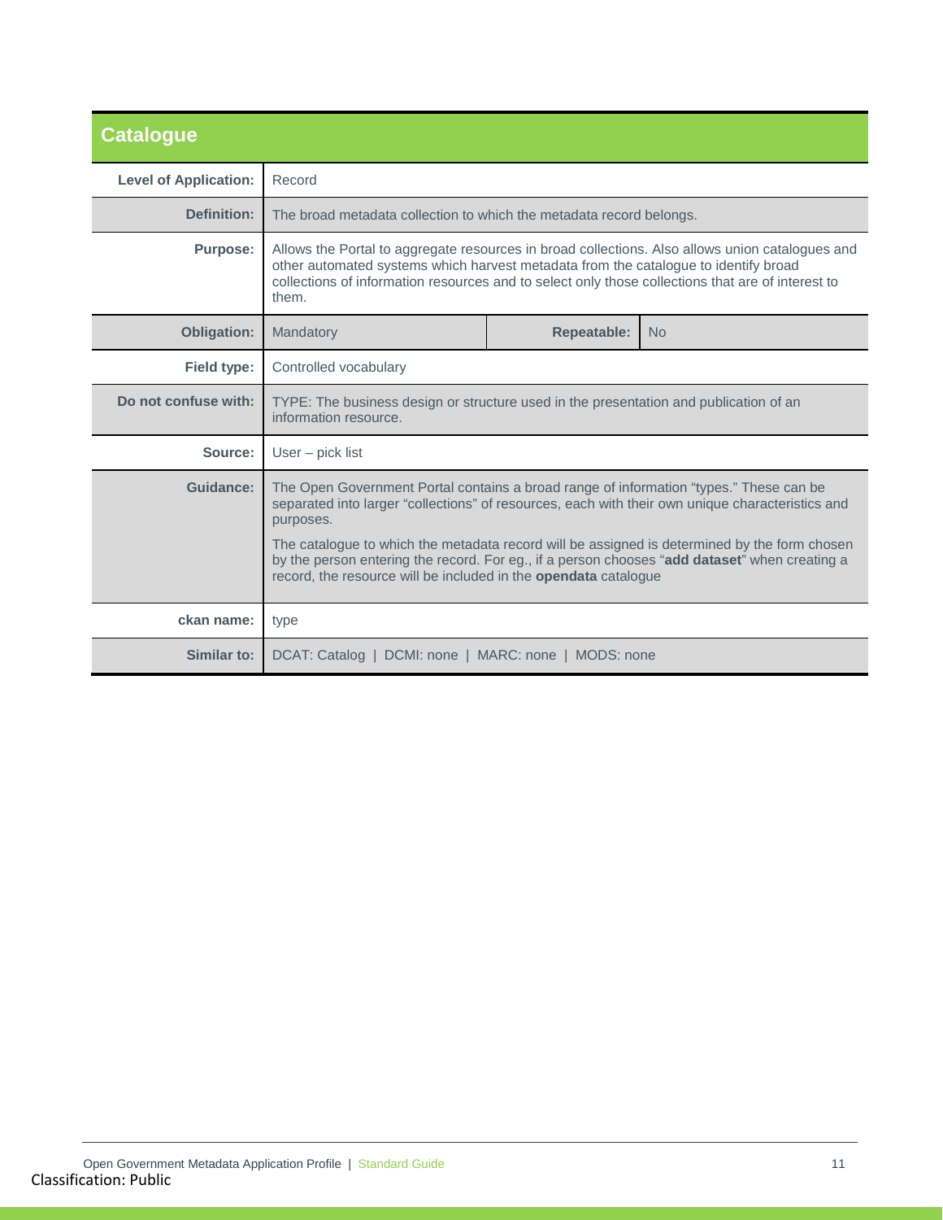## Catalogue

| | | | |
|---|---|---|---|
| **Level of Application:** | Record | | |
| **Definition:** | The broad metadata collection to which the metadata record belongs. | | |
| **Purpose:** | Allows the Portal to aggregate resources in broad collections. Also allows union catalogues and other automated systems which harvest metadata from the catalogue to identify broad collections of information resources and to select only those collections that are of interest to them. | | |
| **Obligation:** | Mandatory | **Repeatable:** | No |
| **Field type:** | Controlled vocabulary | | |
| **Do not confuse with:** | TYPE: The business design or structure used in the presentation and publication of an information resource. | | |
| **Source:** | User – pick list | | |
| **Guidance:** | The Open Government Portal contains a broad range of information "types." These can be separated into larger "collections" of resources, each with their own unique characteristics and purposes.<br><br>The catalogue to which the metadata record will be assigned is determined by the form chosen by the person entering the record. For eg., if a person chooses "**add dataset**" when creating a record, the resource will be included in the **opendata** catalogue | | |
| **ckan name:** | type | | |
| **Similar to:** | DCAT: Catalog \| DCMI: none \| MARC: none \| MODS: none | | |

Classification: Public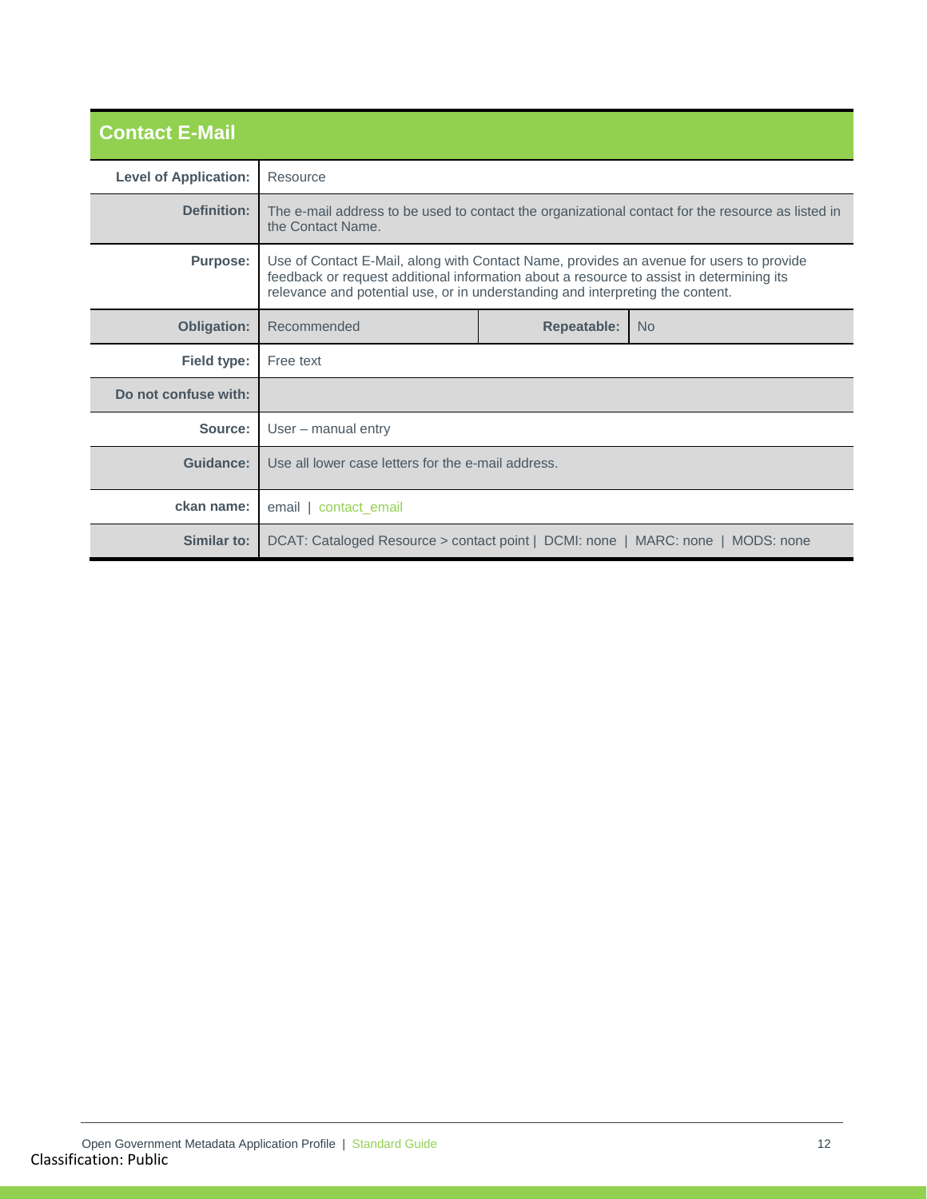## Contact E-Mail

| | | | |
|---|---|---|---|
| **Level of Application:** | Resource | | |
| **Definition:** | The e-mail address to be used to contact the organizational contact for the resource as listed in the Contact Name. | | |
| **Purpose:** | Use of Contact E-Mail, along with Contact Name, provides an avenue for users to provide feedback or request additional information about a resource to assist in determining its relevance and potential use, or in understanding and interpreting the content. | | |
| **Obligation:** | Recommended | **Repeatable:** | No |
| **Field type:** | Free text | | |
| **Do not confuse with:** | | | |
| **Source:** | User – manual entry | | |
| **Guidance:** | Use all lower case letters for the e-mail address. | | |
| **ckan name:** | email \| contact_email | | |
| **Similar to:** | DCAT: Cataloged Resource > contact point \| DCMI: none \| MARC: none \| MODS: none | | |

Classification: Public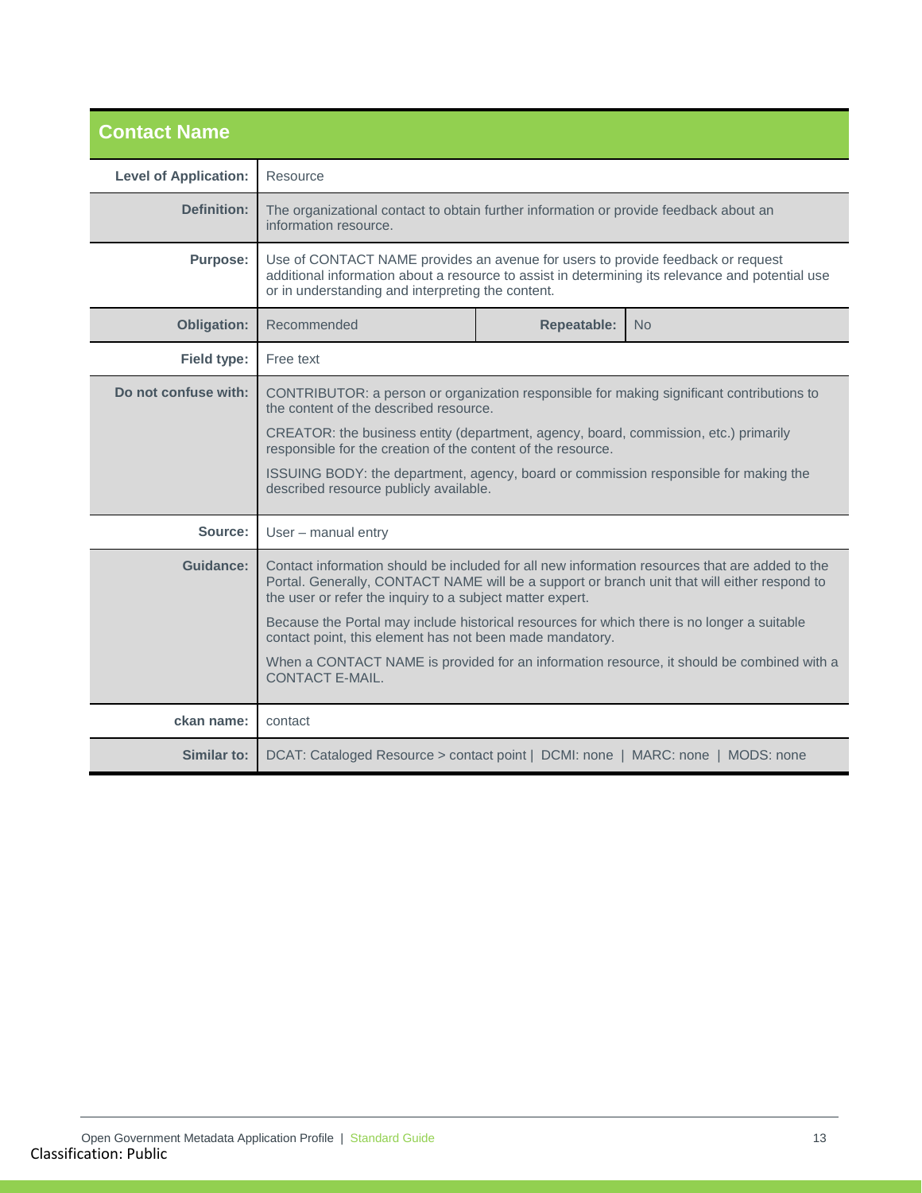## Contact Name

| | | | |
|---|---|---|---|
| **Level of Application:** | Resource | | |
| **Definition:** | The organizational contact to obtain further information or provide feedback about an information resource. | | |
| **Purpose:** | Use of CONTACT NAME provides an avenue for users to provide feedback or request additional information about a resource to assist in determining its relevance and potential use or in understanding and interpreting the content. | | |
| **Obligation:** | Recommended | **Repeatable:** | No |
| **Field type:** | Free text | | |
| **Do not confuse with:** | CONTRIBUTOR: a person or organization responsible for making significant contributions to the content of the described resource.<br><br>CREATOR: the business entity (department, agency, board, commission, etc.) primarily responsible for the creation of the content of the resource.<br><br>ISSUING BODY: the department, agency, board or commission responsible for making the described resource publicly available. | | |
| **Source:** | User – manual entry | | |
| **Guidance:** | Contact information should be included for all new information resources that are added to the Portal. Generally, CONTACT NAME will be a support or branch unit that will either respond to the user or refer the inquiry to a subject matter expert.<br><br>Because the Portal may include historical resources for which there is no longer a suitable contact point, this element has not been made mandatory.<br><br>When a CONTACT NAME is provided for an information resource, it should be combined with a CONTACT E-MAIL. | | |
| **ckan name:** | contact | | |
| **Similar to:** | DCAT: Cataloged Resource > contact point \| DCMI: none \| MARC: none \| MODS: none | | |

Classification: Public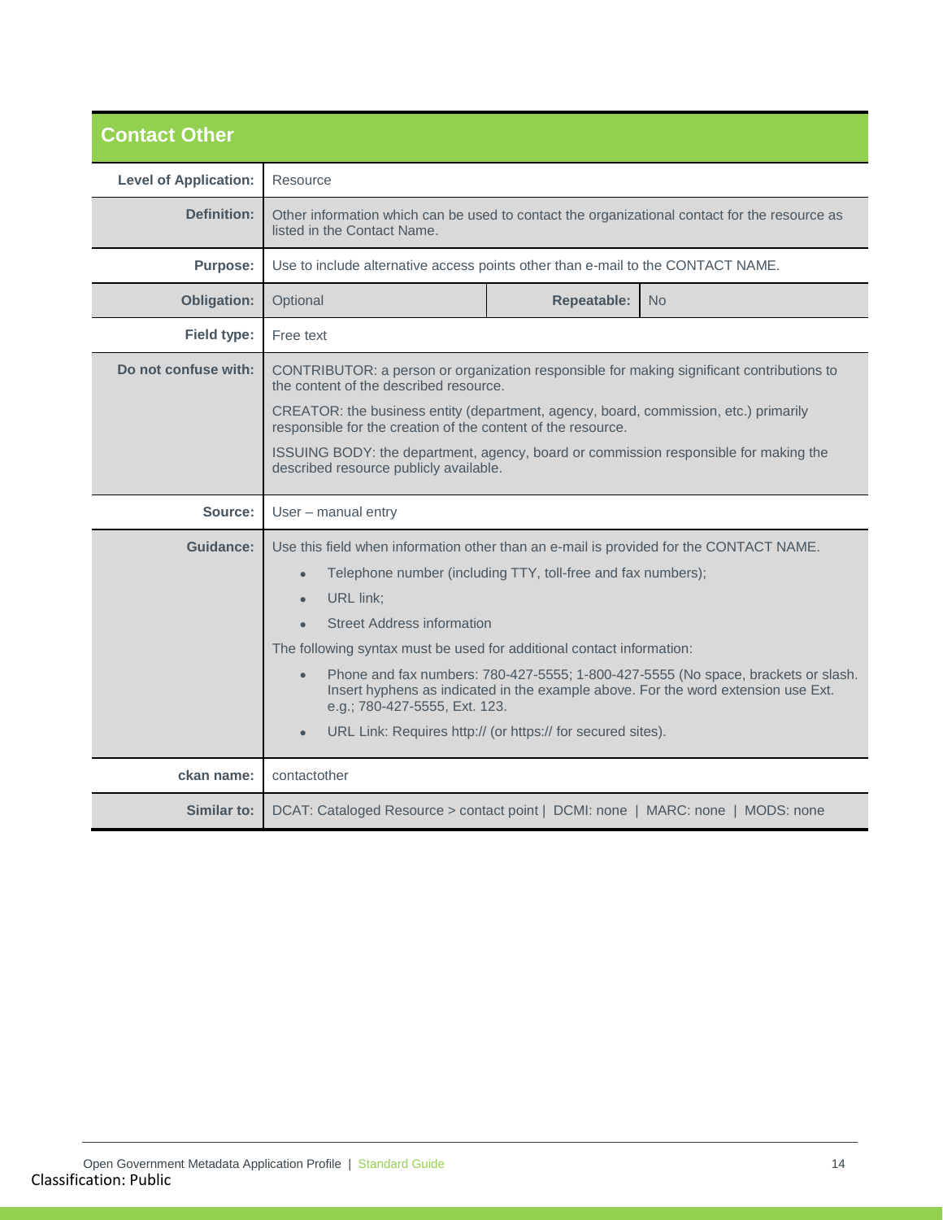## Contact Other

| | |
|---|---|
| **Level of Application:** | Resource |
| **Definition:** | Other information which can be used to contact the organizational contact for the resource as listed in the Contact Name. |
| **Purpose:** | Use to include alternative access points other than e-mail to the CONTACT NAME. |
| **Obligation:** | Optional — **Repeatable:** No |
| **Field type:** | Free text |
| **Do not confuse with:** | CONTRIBUTOR: a person or organization responsible for making significant contributions to the content of the described resource.<br><br>CREATOR: the business entity (department, agency, board, commission, etc.) primarily responsible for the creation of the content of the resource.<br><br>ISSUING BODY: the department, agency, board or commission responsible for making the described resource publicly available. |
| **Source:** | User – manual entry |
| **Guidance:** | Use this field when information other than an e-mail is provided for the CONTACT NAME.<br>• Telephone number (including TTY, toll-free and fax numbers);<br>• URL link;<br>• Street Address information<br><br>The following syntax must be used for additional contact information:<br>• Phone and fax numbers: 780-427-5555; 1-800-427-5555 (No space, brackets or slash. Insert hyphens as indicated in the example above. For the word extension use Ext. e.g.; 780-427-5555, Ext. 123.<br>• URL Link: Requires http:// (or https:// for secured sites). |
| **ckan name:** | contactother |
| **Similar to:** | DCAT: Cataloged Resource > contact point \| DCMI: none \| MARC: none \| MODS: none |

Classification: Public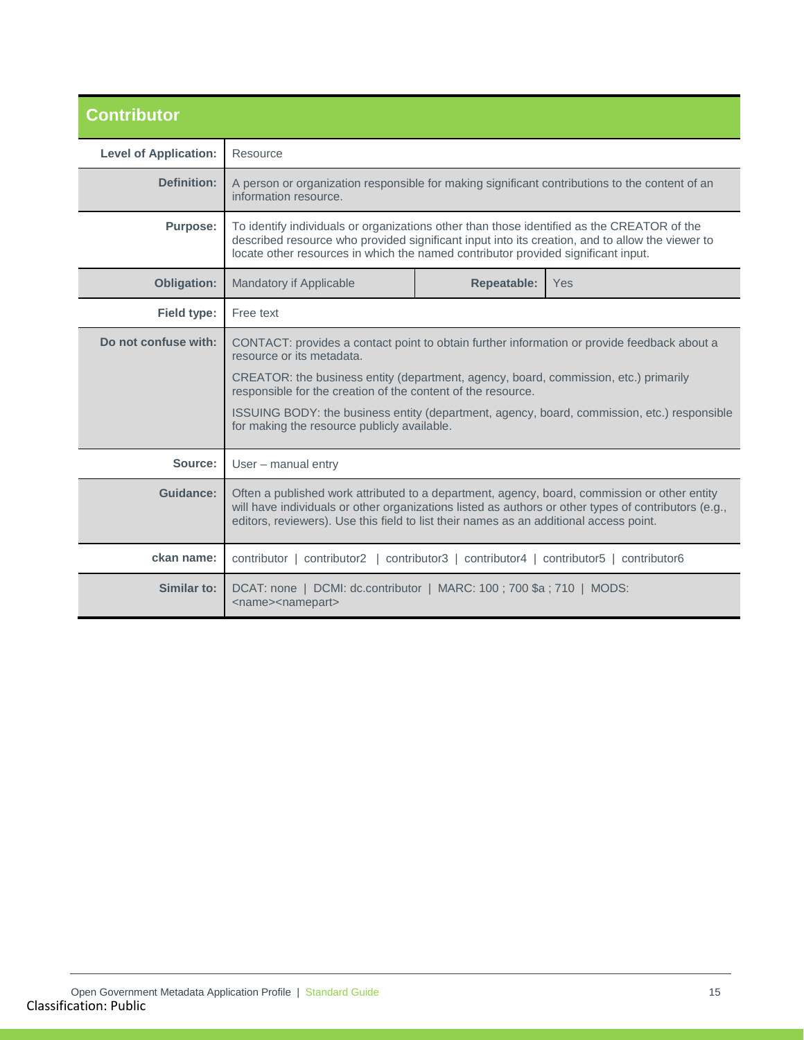## Contributor

| | | | |
|---|---|---|---|
| **Level of Application:** | Resource | | |
| **Definition:** | A person or organization responsible for making significant contributions to the content of an information resource. | | |
| **Purpose:** | To identify individuals or organizations other than those identified as the CREATOR of the described resource who provided significant input into its creation, and to allow the viewer to locate other resources in which the named contributor provided significant input. | | |
| **Obligation:** | Mandatory if Applicable | **Repeatable:** | Yes |
| **Field type:** | Free text | | |
| **Do not confuse with:** | CONTACT: provides a contact point to obtain further information or provide feedback about a resource or its metadata.<br><br>CREATOR: the business entity (department, agency, board, commission, etc.) primarily responsible for the creation of the content of the resource.<br><br>ISSUING BODY: the business entity (department, agency, board, commission, etc.) responsible for making the resource publicly available. | | |
| **Source:** | User – manual entry | | |
| **Guidance:** | Often a published work attributed to a department, agency, board, commission or other entity will have individuals or other organizations listed as authors or other types of contributors (e.g., editors, reviewers). Use this field to list their names as an additional access point. | | |
| **ckan name:** | contributor \| contributor2 \| contributor3 \| contributor4 \| contributor5 \| contributor6 | | |
| **Similar to:** | DCAT: none \| DCMI: dc.contributor \| MARC: 100 ; 700 $a ; 710 \| MODS: <name><namepart> | | |

Classification: Public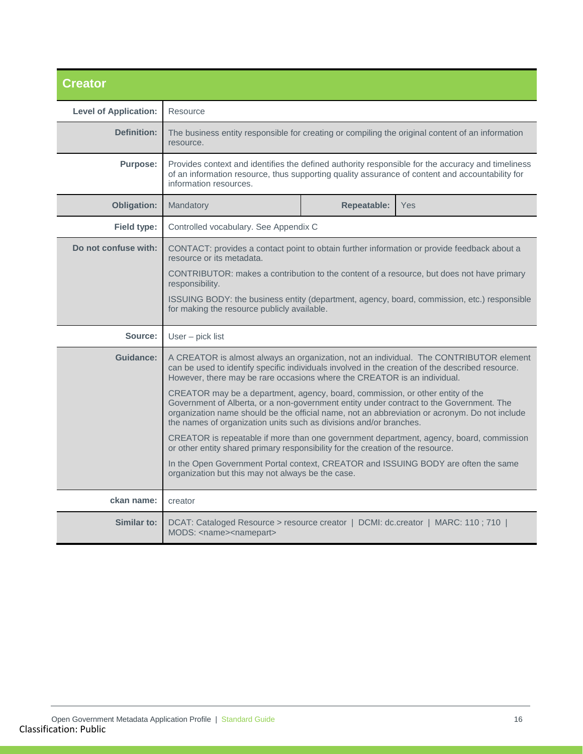## Creator

| | | | |
|---|---|---|---|
| **Level of Application:** | Resource | | |
| **Definition:** | The business entity responsible for creating or compiling the original content of an information resource. | | |
| **Purpose:** | Provides context and identifies the defined authority responsible for the accuracy and timeliness of an information resource, thus supporting quality assurance of content and accountability for information resources. | | |
| **Obligation:** | Mandatory | **Repeatable:** | Yes |
| **Field type:** | Controlled vocabulary. See Appendix C | | |
| **Do not confuse with:** | CONTACT: provides a contact point to obtain further information or provide feedback about a resource or its metadata.<br><br>CONTRIBUTOR: makes a contribution to the content of a resource, but does not have primary responsibility.<br><br>ISSUING BODY: the business entity (department, agency, board, commission, etc.) responsible for making the resource publicly available. | | |
| **Source:** | User – pick list | | |
| **Guidance:** | A CREATOR is almost always an organization, not an individual. The CONTRIBUTOR element can be used to identify specific individuals involved in the creation of the described resource. However, there may be rare occasions where the CREATOR is an individual.<br><br>CREATOR may be a department, agency, board, commission, or other entity of the Government of Alberta, or a non-government entity under contract to the Government. The organization name should be the official name, not an abbreviation or acronym. Do not include the names of organization units such as divisions and/or branches.<br><br>CREATOR is repeatable if more than one government department, agency, board, commission or other entity shared primary responsibility for the creation of the resource.<br><br>In the Open Government Portal context, CREATOR and ISSUING BODY are often the same organization but this may not always be the case. | | |
| **ckan name:** | creator | | |
| **Similar to:** | DCAT: Cataloged Resource > resource creator \| DCMI: dc.creator \| MARC: 110 ; 710 \| MODS: <name><namepart> | | |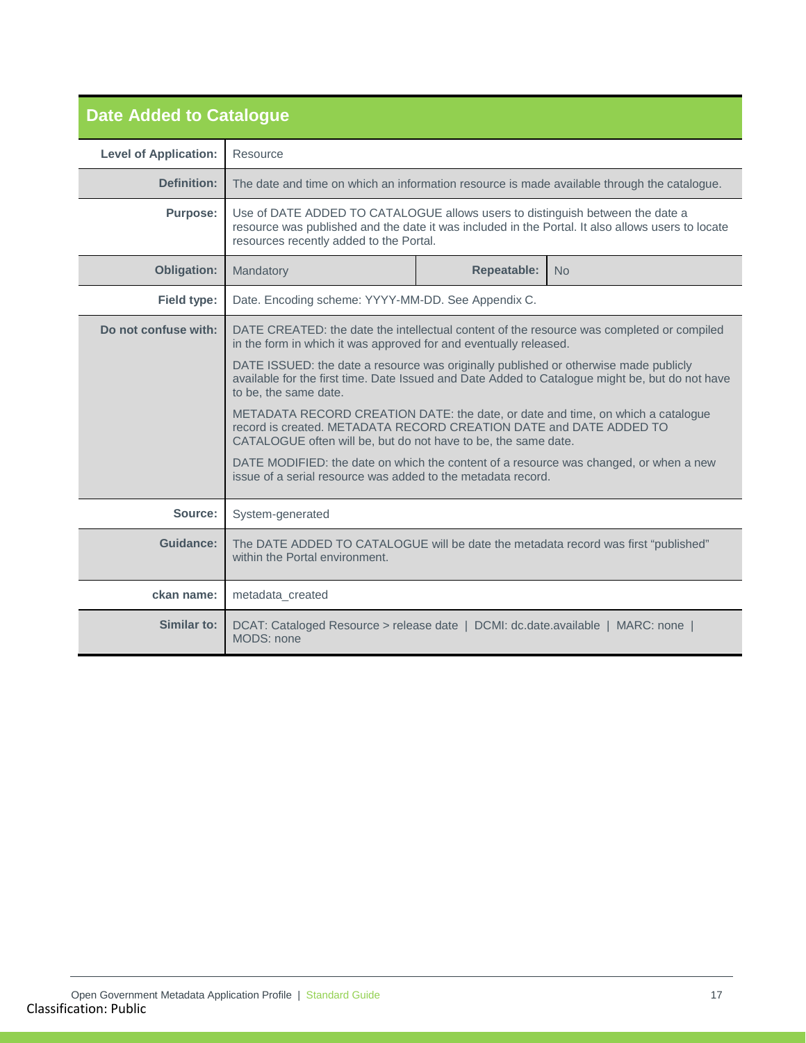## Date Added to Catalogue

| | | | |
|---|---|---|---|
| **Level of Application:** | Resource | | |
| **Definition:** | The date and time on which an information resource is made available through the catalogue. | | |
| **Purpose:** | Use of DATE ADDED TO CATALOGUE allows users to distinguish between the date a resource was published and the date it was included in the Portal. It also allows users to locate resources recently added to the Portal. | | |
| **Obligation:** | Mandatory | **Repeatable:** | No |
| **Field type:** | Date. Encoding scheme: YYYY-MM-DD. See Appendix C. | | |
| **Do not confuse with:** | DATE CREATED: the date the intellectual content of the resource was completed or compiled in the form in which it was approved for and eventually released.<br><br>DATE ISSUED: the date a resource was originally published or otherwise made publicly available for the first time. Date Issued and Date Added to Catalogue might be, but do not have to be, the same date.<br><br>METADATA RECORD CREATION DATE: the date, or date and time, on which a catalogue record is created. METADATA RECORD CREATION DATE and DATE ADDED TO CATALOGUE often will be, but do not have to be, the same date.<br><br>DATE MODIFIED: the date on which the content of a resource was changed, or when a new issue of a serial resource was added to the metadata record. | | |
| **Source:** | System-generated | | |
| **Guidance:** | The DATE ADDED TO CATALOGUE will be date the metadata record was first “published” within the Portal environment. | | |
| **ckan name:** | metadata_created | | |
| **Similar to:** | DCAT: Cataloged Resource > release date \| DCMI: dc.date.available \| MARC: none \| MODS: none | | |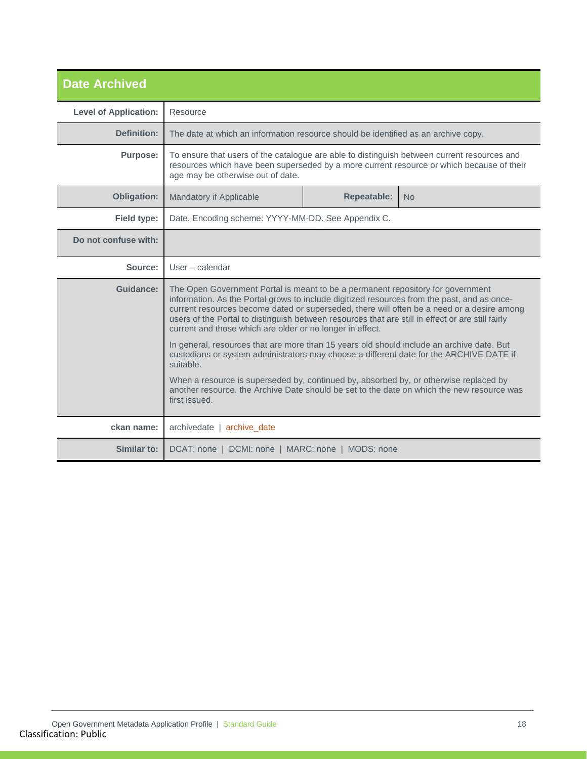## Date Archived

| | | | |
|---|---|---|---|
| **Level of Application:** | Resource | | |
| **Definition:** | The date at which an information resource should be identified as an archive copy. | | |
| **Purpose:** | To ensure that users of the catalogue are able to distinguish between current resources and resources which have been superseded by a more current resource or which because of their age may be otherwise out of date. | | |
| **Obligation:** | Mandatory if Applicable | **Repeatable:** | No |
| **Field type:** | Date. Encoding scheme: YYYY-MM-DD. See Appendix C. | | |
| **Do not confuse with:** | | | |
| **Source:** | User – calendar | | |
| **Guidance:** | The Open Government Portal is meant to be a permanent repository for government information. As the Portal grows to include digitized resources from the past, and as once-current resources become dated or superseded, there will often be a need or a desire among users of the Portal to distinguish between resources that are still in effect or are still fairly current and those which are older or no longer in effect.<br><br>In general, resources that are more than 15 years old should include an archive date. But custodians or system administrators may choose a different date for the ARCHIVE DATE if suitable.<br><br>When a resource is superseded by, continued by, absorbed by, or otherwise replaced by another resource, the Archive Date should be set to the date on which the new resource was first issued. | | |
| **ckan name:** | archivedate \| archive_date | | |
| **Similar to:** | DCAT: none \| DCMI: none \| MARC: none \| MODS: none | | |

Classification: Public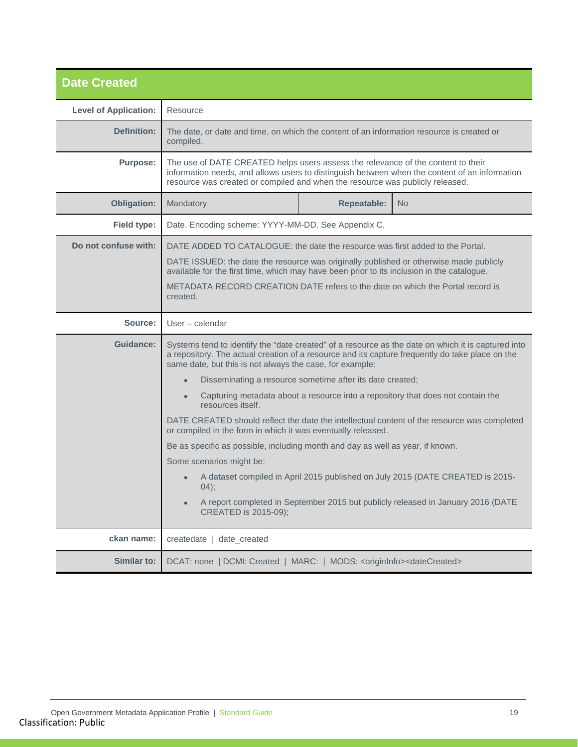## Date Created

| | | | |
|---|---|---|---|
| **Level of Application:** | Resource | | |
| **Definition:** | The date, or date and time, on which the content of an information resource is created or compiled. | | |
| **Purpose:** | The use of DATE CREATED helps users assess the relevance of the content to their information needs, and allows users to distinguish between when the content of an information resource was created or compiled and when the resource was publicly released. | | |
| **Obligation:** | Mandatory | **Repeatable:** | No |
| **Field type:** | Date. Encoding scheme: YYYY-MM-DD. See Appendix C. | | |
| **Do not confuse with:** | DATE ADDED TO CATALOGUE: the date the resource was first added to the Portal.<br>DATE ISSUED: the date the resource was originally published or otherwise made publicly available for the first time, which may have been prior to its inclusion in the catalogue.<br>METADATA RECORD CREATION DATE refers to the date on which the Portal record is created. | | |
| **Source:** | User – calendar | | |
| **Guidance:** | Systems tend to identify the "date created" of a resource as the date on which it is captured into a repository. The actual creation of a resource and its capture frequently do take place on the same date, but this is not always the case, for example:<br>• Disseminating a resource sometime after its date created;<br>• Capturing metadata about a resource into a repository that does not contain the resources itself.<br>DATE CREATED should reflect the date the intellectual content of the resource was completed or compiled in the form in which it was eventually released.<br>Be as specific as possible, including month and day as well as year, if known.<br>Some scenarios might be:<br>• A dataset compiled in April 2015 published on July 2015 (DATE CREATED is 2015-04);<br>• A report completed in September 2015 but publicly released in January 2016 (DATE CREATED is 2015-09); | | |
| **ckan name:** | createdate \| date_created | | |
| **Similar to:** | DCAT: none \| DCMI: Created \| MARC: \| MODS: <originInfo><dateCreated> | | |

Classification: Public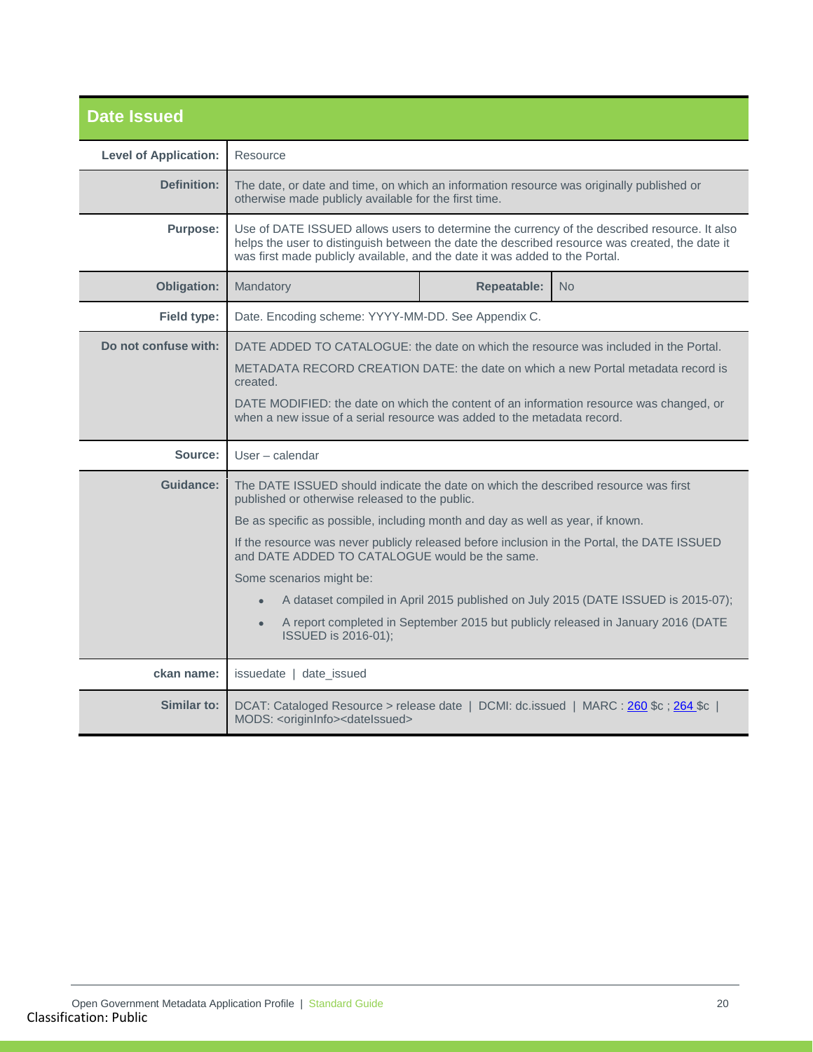## Date Issued

| | | | |
|---|---|---|---|
| **Level of Application:** | Resource | | |
| **Definition:** | The date, or date and time, on which an information resource was originally published or otherwise made publicly available for the first time. | | |
| **Purpose:** | Use of DATE ISSUED allows users to determine the currency of the described resource. It also helps the user to distinguish between the date the described resource was created, the date it was first made publicly available, and the date it was added to the Portal. | | |
| **Obligation:** | Mandatory | **Repeatable:** | No |
| **Field type:** | Date. Encoding scheme: YYYY-MM-DD. See Appendix C. | | |
| **Do not confuse with:** | DATE ADDED TO CATALOGUE: the date on which the resource was included in the Portal.<br><br>METADATA RECORD CREATION DATE: the date on which a new Portal metadata record is created.<br><br>DATE MODIFIED: the date on which the content of an information resource was changed, or when a new issue of a serial resource was added to the metadata record. | | |
| **Source:** | User – calendar | | |
| **Guidance:** | The DATE ISSUED should indicate the date on which the described resource was first published or otherwise released to the public.<br><br>Be as specific as possible, including month and day as well as year, if known.<br><br>If the resource was never publicly released before inclusion in the Portal, the DATE ISSUED and DATE ADDED TO CATALOGUE would be the same.<br><br>Some scenarios might be:<br><br>• A dataset compiled in April 2015 published on July 2015 (DATE ISSUED is 2015-07);<br><br>• A report completed in September 2015 but publicly released in January 2016 (DATE ISSUED is 2016-01); | | |
| **ckan name:** | issuedate \| date_issued | | |
| **Similar to:** | DCAT: Cataloged Resource > release date \| DCMI: dc.issued \| MARC : 260 $c ; 264 $c \| MODS: <originInfo><dateIssued> | | |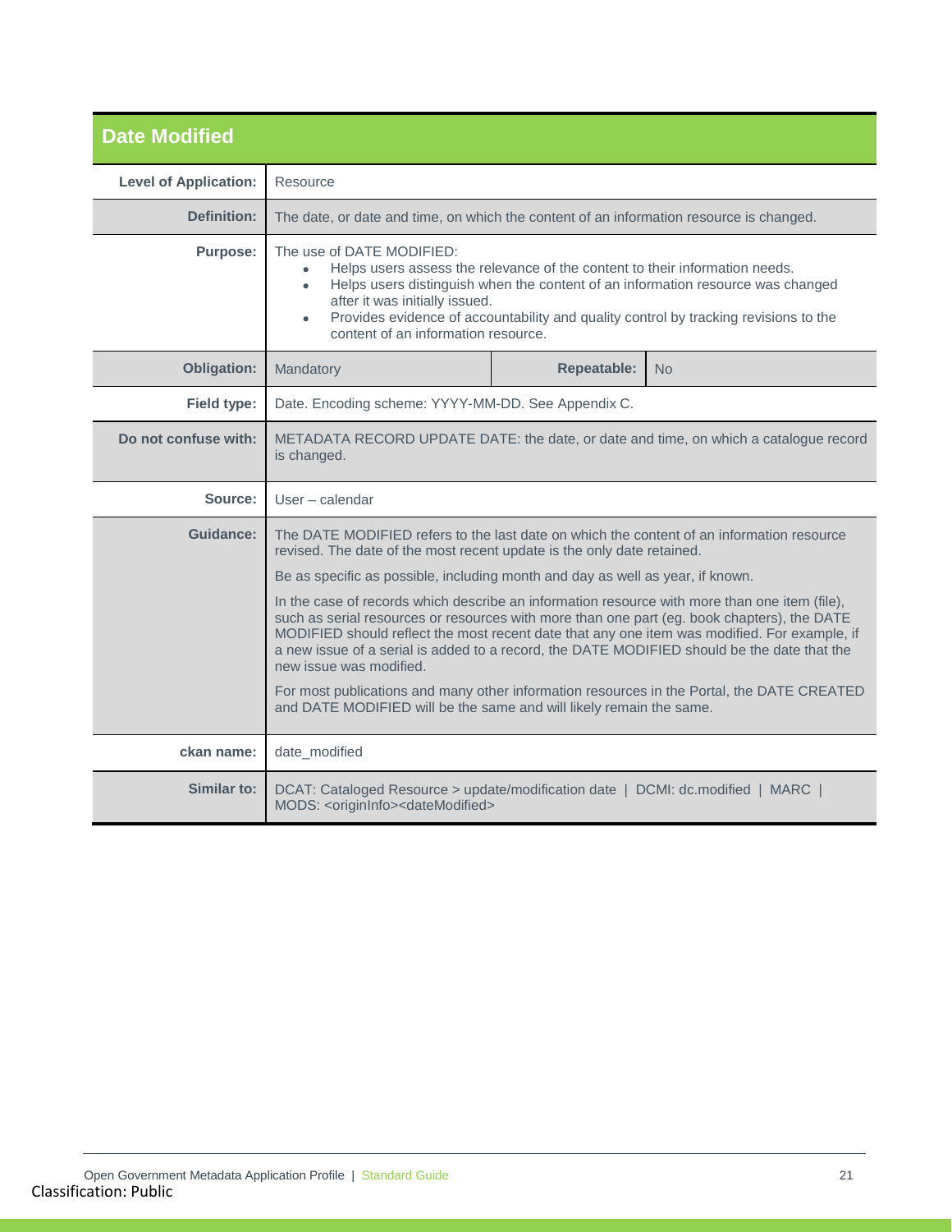## Date Modified

| | | | |
|---|---|---|---|
| **Level of Application:** | Resource | | |
| **Definition:** | The date, or date and time, on which the content of an information resource is changed. | | |
| **Purpose:** | The use of DATE MODIFIED:<br>• Helps users assess the relevance of the content to their information needs.<br>• Helps users distinguish when the content of an information resource was changed after it was initially issued.<br>• Provides evidence of accountability and quality control by tracking revisions to the content of an information resource. | | |
| **Obligation:** | Mandatory | **Repeatable:** | No |
| **Field type:** | Date. Encoding scheme: YYYY-MM-DD. See Appendix C. | | |
| **Do not confuse with:** | METADATA RECORD UPDATE DATE: the date, or date and time, on which a catalogue record is changed. | | |
| **Source:** | User – calendar | | |
| **Guidance:** | The DATE MODIFIED refers to the last date on which the content of an information resource revised. The date of the most recent update is the only date retained.<br><br>Be as specific as possible, including month and day as well as year, if known.<br><br>In the case of records which describe an information resource with more than one item (file), such as serial resources or resources with more than one part (eg. book chapters), the DATE MODIFIED should reflect the most recent date that any one item was modified. For example, if a new issue of a serial is added to a record, the DATE MODIFIED should be the date that the new issue was modified.<br><br>For most publications and many other information resources in the Portal, the DATE CREATED and DATE MODIFIED will be the same and will likely remain the same. | | |
| **ckan name:** | date_modified | | |
| **Similar to:** | DCAT: Cataloged Resource > update/modification date \| DCMI: dc.modified \| MARC \| MODS: <originInfo><dateModified> | | |

Classification: Public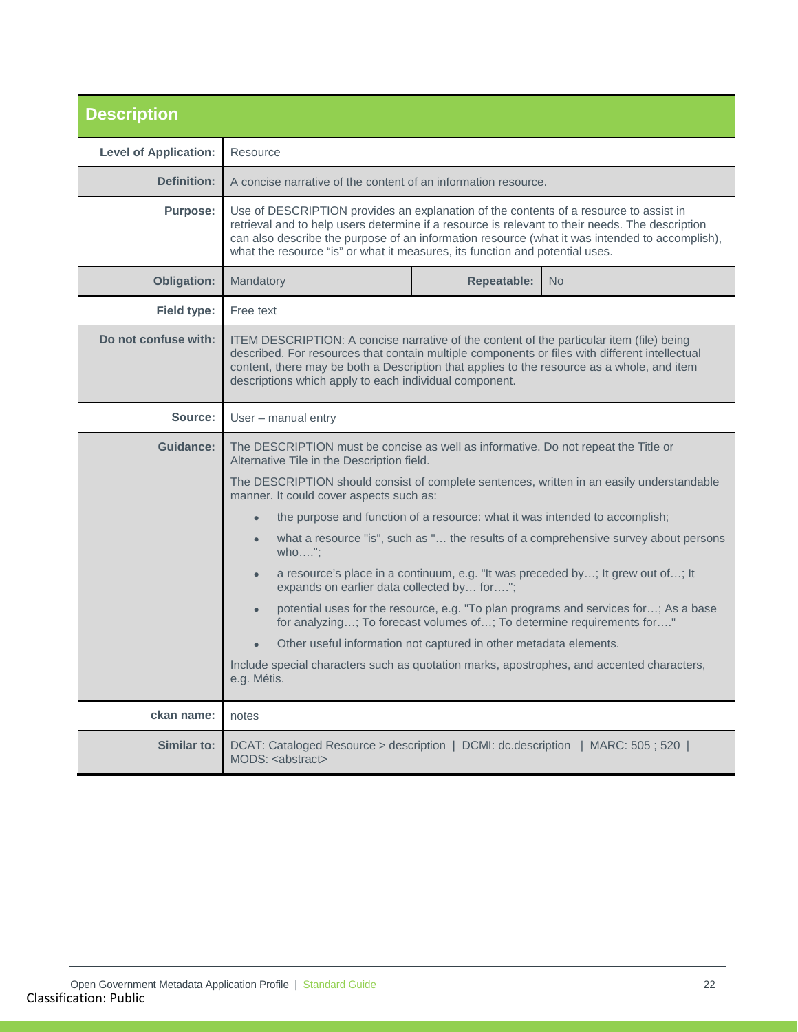## Description

| | | | |
|---|---|---|---|
| **Level of Application:** | Resource | | |
| **Definition:** | A concise narrative of the content of an information resource. | | |
| **Purpose:** | Use of DESCRIPTION provides an explanation of the contents of a resource to assist in retrieval and to help users determine if a resource is relevant to their needs. The description can also describe the purpose of an information resource (what it was intended to accomplish), what the resource "is" or what it measures, its function and potential uses. | | |
| **Obligation:** | Mandatory | **Repeatable:** | No |
| **Field type:** | Free text | | |
| **Do not confuse with:** | ITEM DESCRIPTION: A concise narrative of the content of the particular item (file) being described. For resources that contain multiple components or files with different intellectual content, there may be both a Description that applies to the resource as a whole, and item descriptions which apply to each individual component. | | |
| **Source:** | User – manual entry | | |
| **Guidance:** | The DESCRIPTION must be concise as well as informative. Do not repeat the Title or Alternative Tile in the Description field.<br><br>The DESCRIPTION should consist of complete sentences, written in an easily understandable manner. It could cover aspects such as:<br>• the purpose and function of a resource: what it was intended to accomplish;<br>• what a resource "is", such as "… the results of a comprehensive survey about persons who…."; <br>• a resource's place in a continuum, e.g. "It was preceded by…; It grew out of…; It expands on earlier data collected by… for….";<br>• potential uses for the resource, e.g. "To plan programs and services for…; As a base for analyzing…; To forecast volumes of…; To determine requirements for…."<br>• Other useful information not captured in other metadata elements.<br><br>Include special characters such as quotation marks, apostrophes, and accented characters, e.g. Métis. | | |
| **ckan name:** | notes | | |
| **Similar to:** | DCAT: Cataloged Resource > description \| DCMI: dc.description \| MARC: 505 ; 520 \| MODS: <abstract> | | |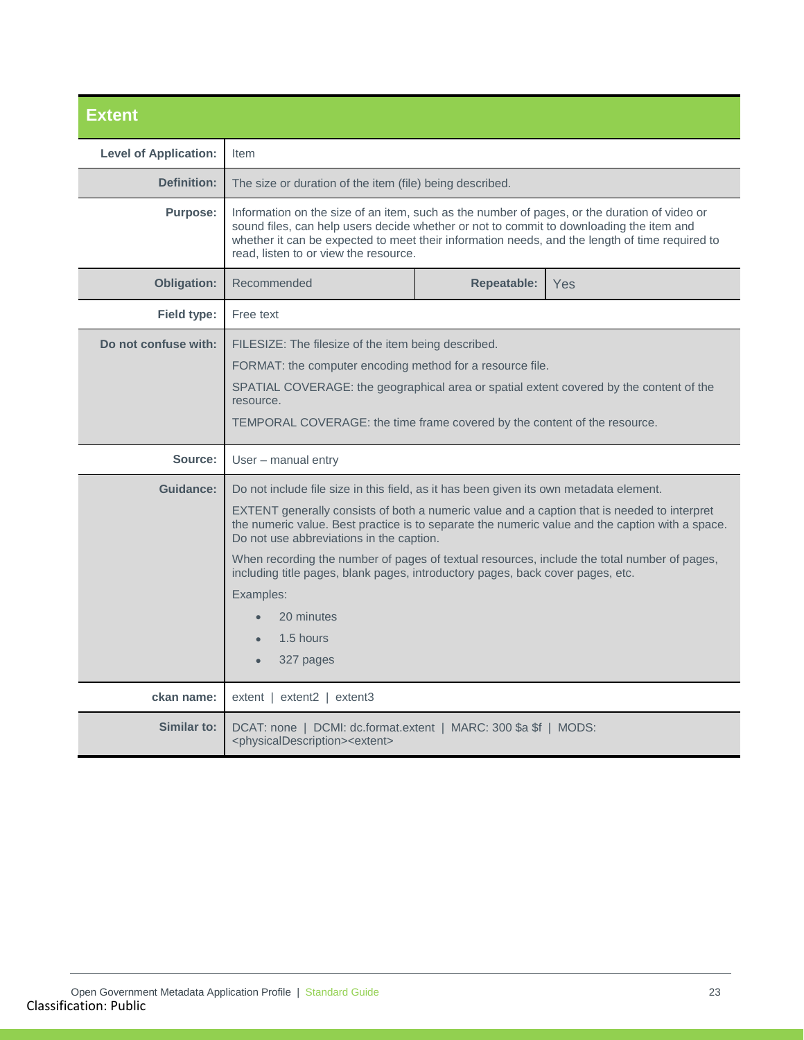## Extent

| | | | |
|---|---|---|---|
| **Level of Application:** | Item | | |
| **Definition:** | The size or duration of the item (file) being described. | | |
| **Purpose:** | Information on the size of an item, such as the number of pages, or the duration of video or sound files, can help users decide whether or not to commit to downloading the item and whether it can be expected to meet their information needs, and the length of time required to read, listen to or view the resource. | | |
| **Obligation:** | Recommended | **Repeatable:** | Yes |
| **Field type:** | Free text | | |
| **Do not confuse with:** | FILESIZE: The filesize of the item being described.<br>FORMAT: the computer encoding method for a resource file.<br>SPATIAL COVERAGE: the geographical area or spatial extent covered by the content of the resource.<br>TEMPORAL COVERAGE: the time frame covered by the content of the resource. | | |
| **Source:** | User – manual entry | | |
| **Guidance:** | Do not include file size in this field, as it has been given its own metadata element.<br>EXTENT generally consists of both a numeric value and a caption that is needed to interpret the numeric value. Best practice is to separate the numeric value and the caption with a space. Do not use abbreviations in the caption.<br>When recording the number of pages of textual resources, include the total number of pages, including title pages, blank pages, introductory pages, back cover pages, etc.<br>Examples:<br>• 20 minutes<br>• 1.5 hours<br>• 327 pages | | |
| **ckan name:** | extent \| extent2 \| extent3 | | |
| **Similar to:** | DCAT: none \| DCMI: dc.format.extent \| MARC: 300 $a $f \| MODS: <physicalDescription><extent> | | |

Classification: Public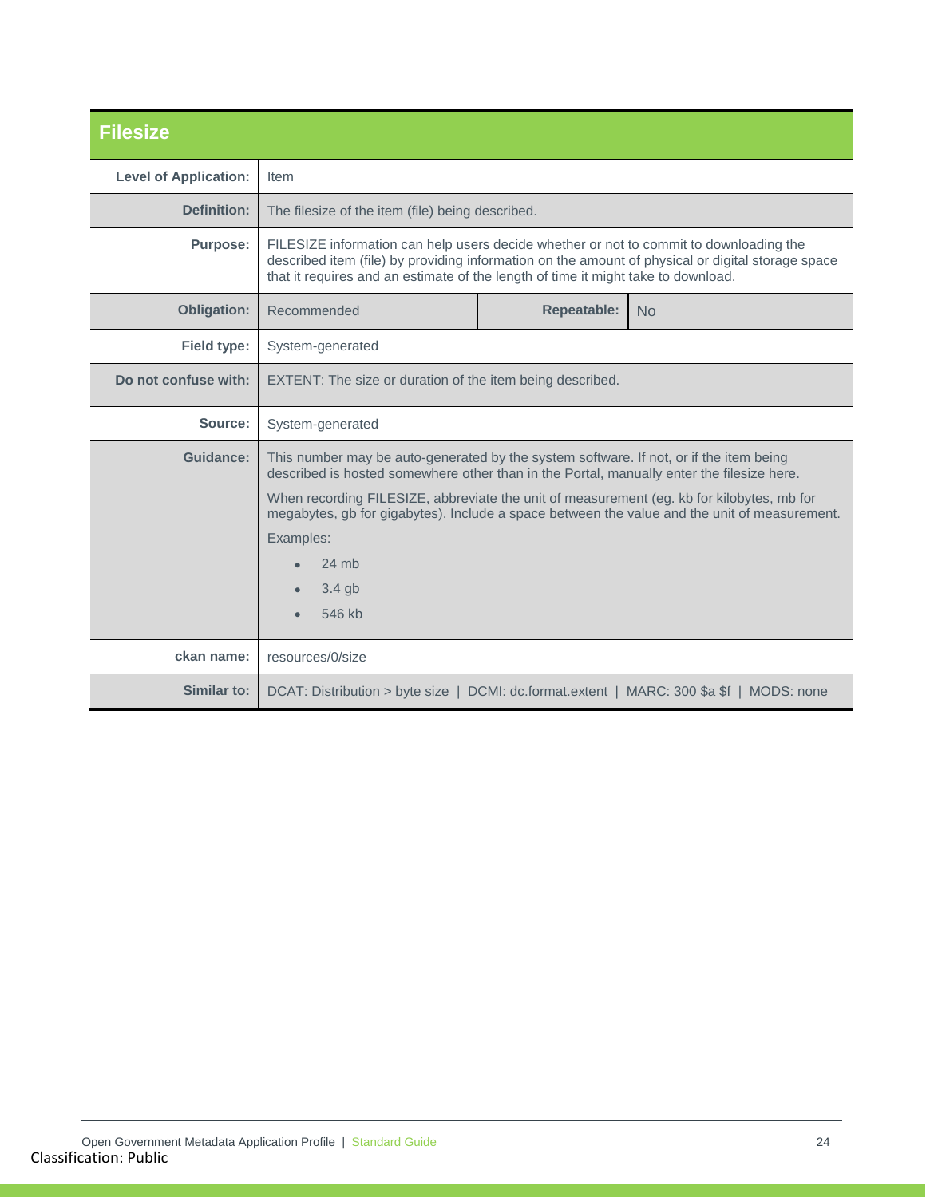## Filesize

| | | | |
|---|---|---|---|
| **Level of Application:** | Item | | |
| **Definition:** | The filesize of the item (file) being described. | | |
| **Purpose:** | FILESIZE information can help users decide whether or not to commit to downloading the described item (file) by providing information on the amount of physical or digital storage space that it requires and an estimate of the length of time it might take to download. | | |
| **Obligation:** | Recommended | **Repeatable:** | No |
| **Field type:** | System-generated | | |
| **Do not confuse with:** | EXTENT: The size or duration of the item being described. | | |
| **Source:** | System-generated | | |
| **Guidance:** | This number may be auto-generated by the system software. If not, or if the item being described is hosted somewhere other than in the Portal, manually enter the filesize here.<br><br>When recording FILESIZE, abbreviate the unit of measurement (eg. kb for kilobytes, mb for megabytes, gb for gigabytes). Include a space between the value and the unit of measurement.<br><br>Examples:<br>• 24 mb<br>• 3.4 gb<br>• 546 kb | | |
| **ckan name:** | resources/0/size | | |
| **Similar to:** | DCAT: Distribution > byte size \| DCMI: dc.format.extent \| MARC: 300 $a $f \| MODS: none | | |

Classification: Public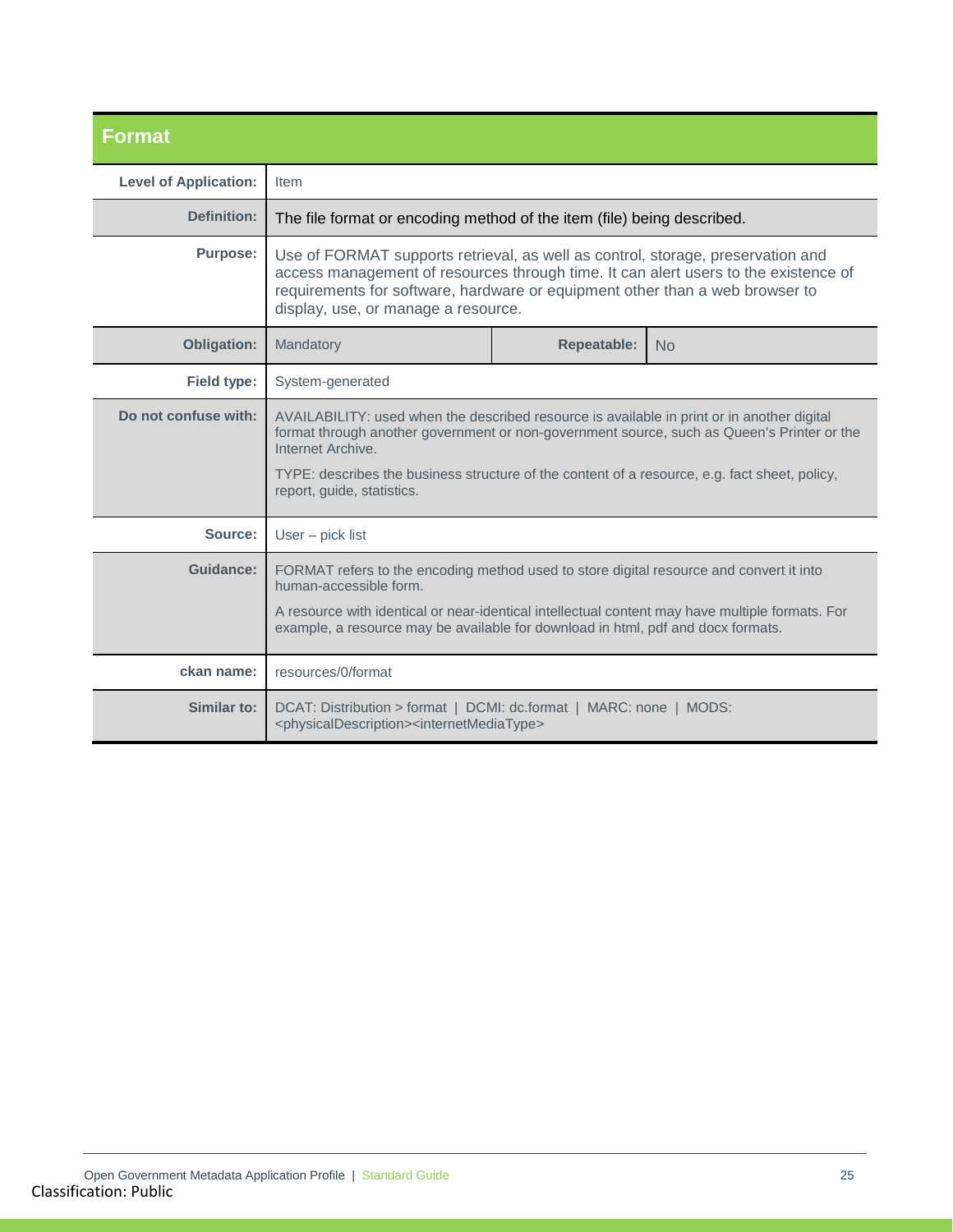## Format

| | | | |
|---|---|---|---|
| **Level of Application:** | Item | | |
| **Definition:** | The file format or encoding method of the item (file) being described. | | |
| **Purpose:** | Use of FORMAT supports retrieval, as well as control, storage, preservation and access management of resources through time. It can alert users to the existence of requirements for software, hardware or equipment other than a web browser to display, use, or manage a resource. | | |
| **Obligation:** | Mandatory | **Repeatable:** | No |
| **Field type:** | System-generated | | |
| **Do not confuse with:** | AVAILABILITY: used when the described resource is available in print or in another digital format through another government or non-government source, such as Queen's Printer or the Internet Archive.<br><br>TYPE: describes the business structure of the content of a resource, e.g. fact sheet, policy, report, guide, statistics. | | |
| **Source:** | User – pick list | | |
| **Guidance:** | FORMAT refers to the encoding method used to store digital resource and convert it into human-accessible form.<br><br>A resource with identical or near-identical intellectual content may have multiple formats. For example, a resource may be available for download in html, pdf and docx formats. | | |
| **ckan name:** | resources/0/format | | |
| **Similar to:** | DCAT: Distribution > format \| DCMI: dc.format \| MARC: none \| MODS: <physicalDescription><internetMediaType> | | |

Classification: Public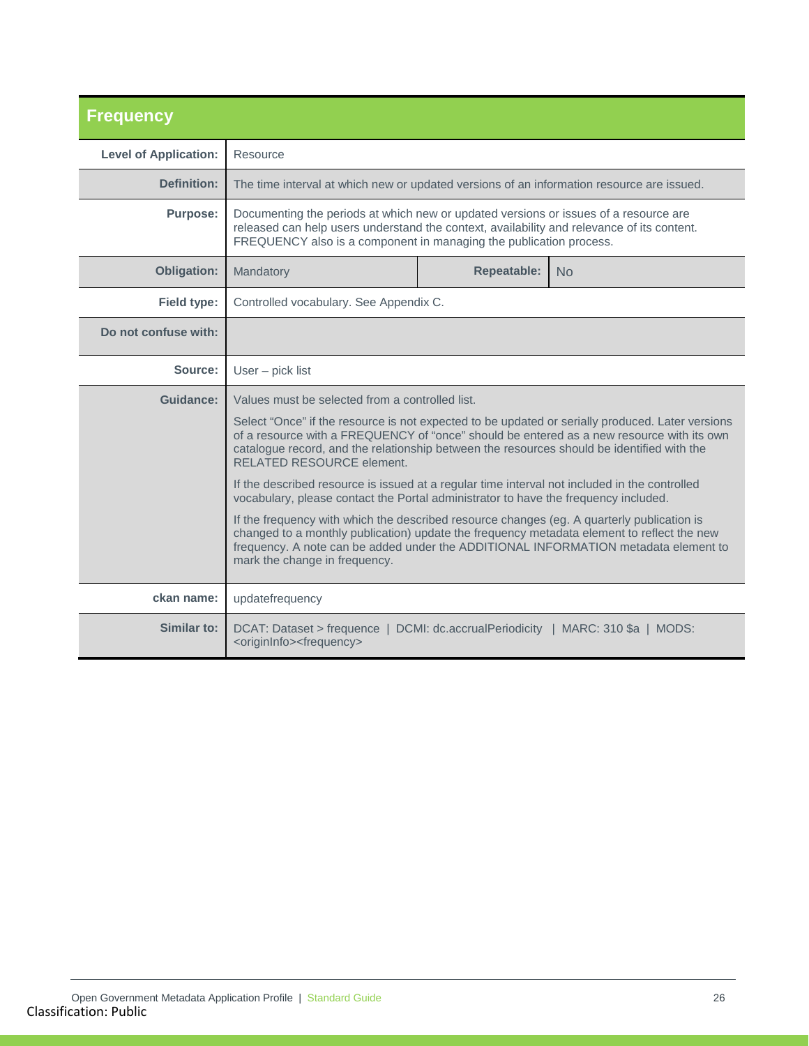## Frequency

| | | | |
|---|---|---|---|
| **Level of Application:** | Resource | | |
| **Definition:** | The time interval at which new or updated versions of an information resource are issued. | | |
| **Purpose:** | Documenting the periods at which new or updated versions or issues of a resource are released can help users understand the context, availability and relevance of its content. FREQUENCY also is a component in managing the publication process. | | |
| **Obligation:** | Mandatory | **Repeatable:** | No |
| **Field type:** | Controlled vocabulary. See Appendix C. | | |
| **Do not confuse with:** | | | |
| **Source:** | User – pick list | | |
| **Guidance:** | Values must be selected from a controlled list.<br><br>Select “Once” if the resource is not expected to be updated or serially produced. Later versions of a resource with a FREQUENCY of “once” should be entered as a new resource with its own catalogue record, and the relationship between the resources should be identified with the RELATED RESOURCE element.<br><br>If the described resource is issued at a regular time interval not included in the controlled vocabulary, please contact the Portal administrator to have the frequency included.<br><br>If the frequency with which the described resource changes (eg. A quarterly publication is changed to a monthly publication) update the frequency metadata element to reflect the new frequency. A note can be added under the ADDITIONAL INFORMATION metadata element to mark the change in frequency. | | |
| **ckan name:** | updatefrequency | | |
| **Similar to:** | DCAT: Dataset > frequence \| DCMI: dc.accrualPeriodicity \| MARC: 310 $a \| MODS: <originInfo><frequency> | | |

Classification: Public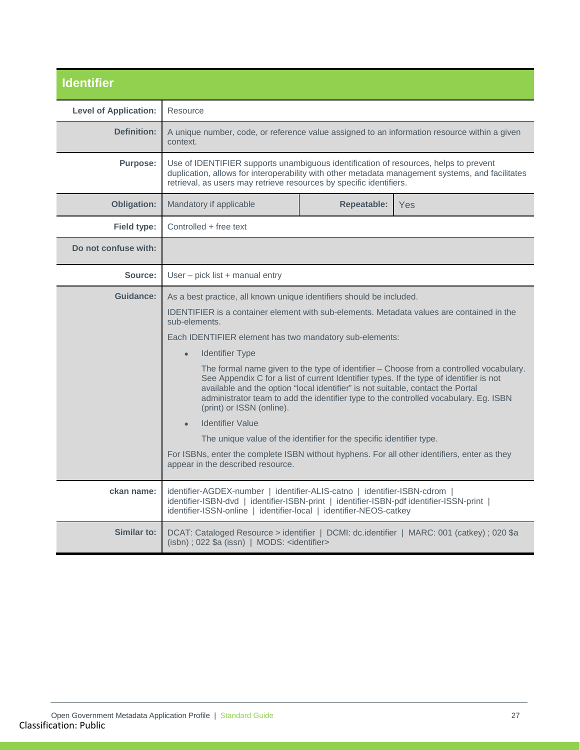## Identifier

| | |
|---|---|
| **Level of Application:** | Resource |
| **Definition:** | A unique number, code, or reference value assigned to an information resource within a given context. |
| **Purpose:** | Use of IDENTIFIER supports unambiguous identification of resources, helps to prevent duplication, allows for interoperability with other metadata management systems, and facilitates retrieval, as users may retrieve resources by specific identifiers. |
| **Obligation:** | Mandatory if applicable — **Repeatable:** Yes |
| **Field type:** | Controlled + free text |
| **Do not confuse with:** | |
| **Source:** | User – pick list + manual entry |
| **Guidance:** | As a best practice, all known unique identifiers should be included.<br><br>IDENTIFIER is a container element with sub-elements. Metadata values are contained in the sub-elements.<br><br>Each IDENTIFIER element has two mandatory sub-elements:<br><br>• Identifier Type<br><br>The formal name given to the type of identifier – Choose from a controlled vocabulary. See Appendix C for a list of current Identifier types. If the type of identifier is not available and the option "local identifier" is not suitable, contact the Portal administrator team to add the identifier type to the controlled vocabulary. Eg. ISBN (print) or ISSN (online).<br><br>• Identifier Value<br><br>The unique value of the identifier for the specific identifier type.<br><br>For ISBNs, enter the complete ISBN without hyphens. For all other identifiers, enter as they appear in the described resource. |
| **ckan name:** | identifier-AGDEX-number \| identifier-ALIS-catno \| identifier-ISBN-cdrom \| identifier-ISBN-dvd \| identifier-ISBN-print \| identifier-ISBN-pdf identifier-ISSN-print \| identifier-ISSN-online \| identifier-local \| identifier-NEOS-catkey |
| **Similar to:** | DCAT: Cataloged Resource > identifier \| DCMI: dc.identifier \| MARC: 001 (catkey) ; 020 $a (isbn) ; 022 $a (issn) \| MODS: <identifier> |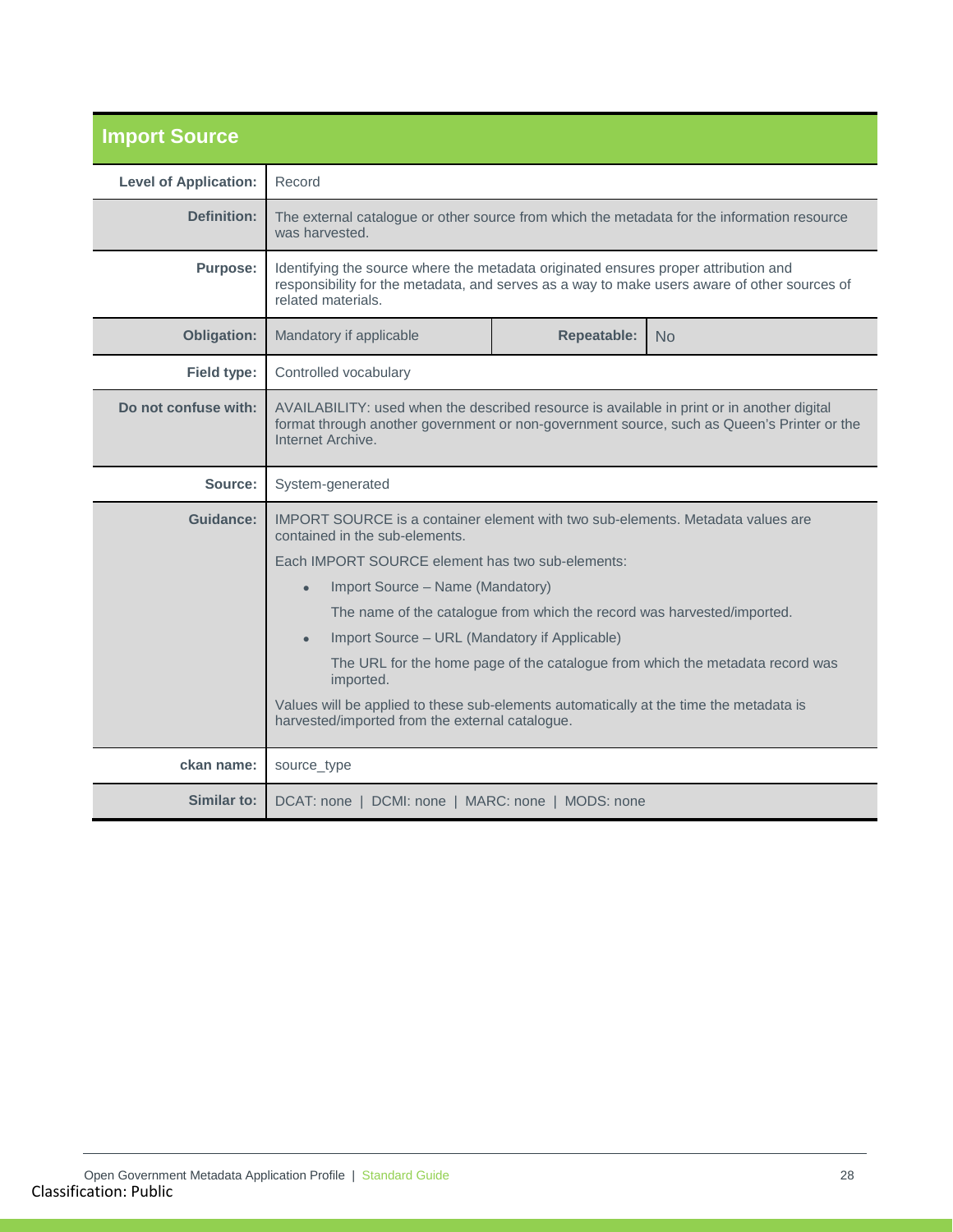## Import Source

| | | | |
|---|---|---|---|
| **Level of Application:** | Record | | |
| **Definition:** | The external catalogue or other source from which the metadata for the information resource was harvested. | | |
| **Purpose:** | Identifying the source where the metadata originated ensures proper attribution and responsibility for the metadata, and serves as a way to make users aware of other sources of related materials. | | |
| **Obligation:** | Mandatory if applicable | **Repeatable:** | No |
| **Field type:** | Controlled vocabulary | | |
| **Do not confuse with:** | AVAILABILITY: used when the described resource is available in print or in another digital format through another government or non-government source, such as Queen's Printer or the Internet Archive. | | |
| **Source:** | System-generated | | |
| **Guidance:** | IMPORT SOURCE is a container element with two sub-elements. Metadata values are contained in the sub-elements.<br><br>Each IMPORT SOURCE element has two sub-elements:<br><br>• Import Source – Name (Mandatory)<br>The name of the catalogue from which the record was harvested/imported.<br><br>• Import Source – URL (Mandatory if Applicable)<br>The URL for the home page of the catalogue from which the metadata record was imported.<br><br>Values will be applied to these sub-elements automatically at the time the metadata is harvested/imported from the external catalogue. | | |
| **ckan name:** | source_type | | |
| **Similar to:** | DCAT: none \| DCMI: none \| MARC: none \| MODS: none | | |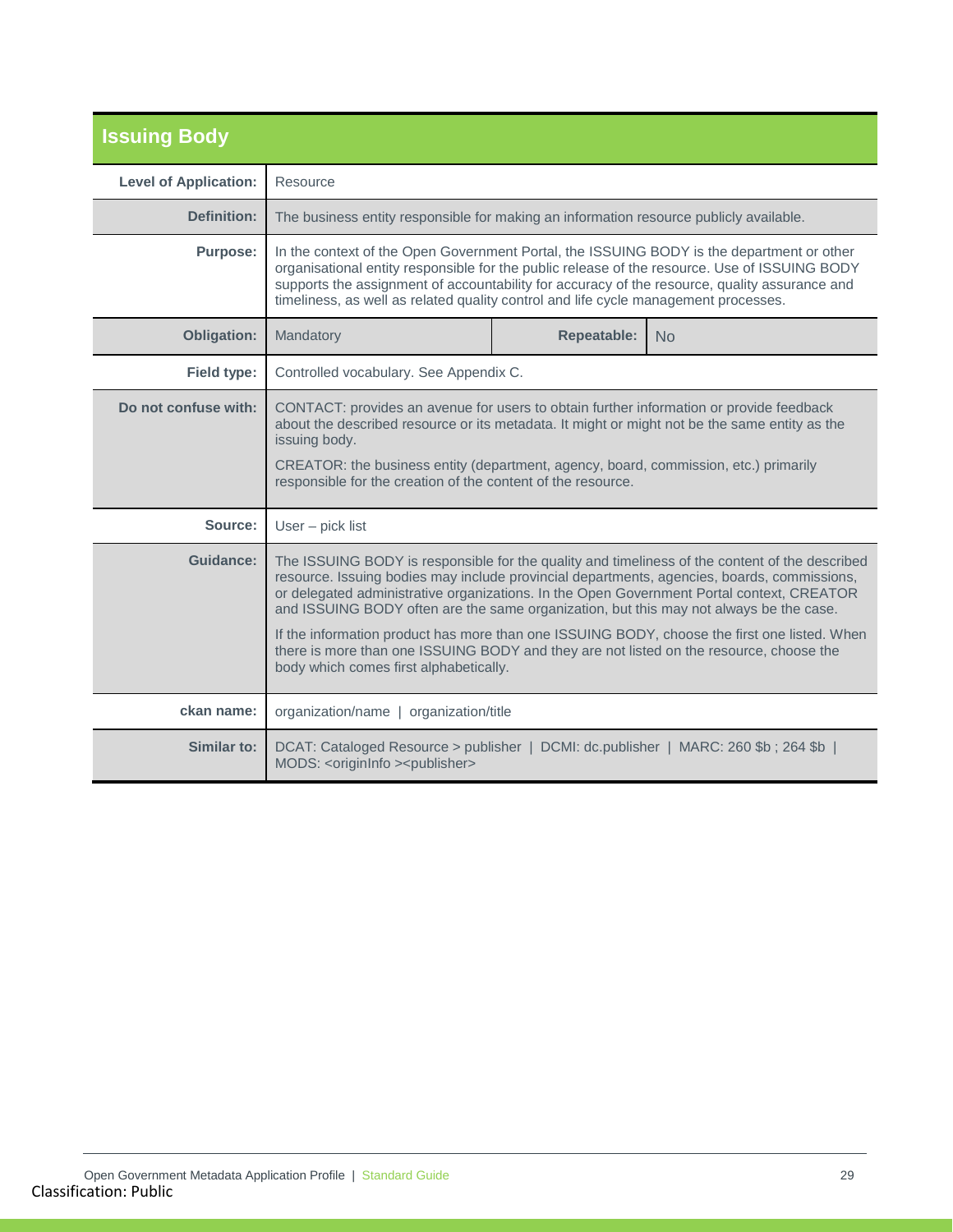## Issuing Body

| | | | |
|---|---|---|---|
| **Level of Application:** | Resource | | |
| **Definition:** | The business entity responsible for making an information resource publicly available. | | |
| **Purpose:** | In the context of the Open Government Portal, the ISSUING BODY is the department or other organisational entity responsible for the public release of the resource. Use of ISSUING BODY supports the assignment of accountability for accuracy of the resource, quality assurance and timeliness, as well as related quality control and life cycle management processes. | | |
| **Obligation:** | Mandatory | **Repeatable:** | No |
| **Field type:** | Controlled vocabulary. See Appendix C. | | |
| **Do not confuse with:** | CONTACT: provides an avenue for users to obtain further information or provide feedback about the described resource or its metadata. It might or might not be the same entity as the issuing body.<br><br>CREATOR: the business entity (department, agency, board, commission, etc.) primarily responsible for the creation of the content of the resource. | | |
| **Source:** | User – pick list | | |
| **Guidance:** | The ISSUING BODY is responsible for the quality and timeliness of the content of the described resource. Issuing bodies may include provincial departments, agencies, boards, commissions, or delegated administrative organizations. In the Open Government Portal context, CREATOR and ISSUING BODY often are the same organization, but this may not always be the case.<br><br>If the information product has more than one ISSUING BODY, choose the first one listed. When there is more than one ISSUING BODY and they are not listed on the resource, choose the body which comes first alphabetically. | | |
| **ckan name:** | organization/name \| organization/title | | |
| **Similar to:** | DCAT: Cataloged Resource > publisher \| DCMI: dc.publisher \| MARC: 260 $b ; 264 $b \| MODS: <originInfo ><publisher> | | |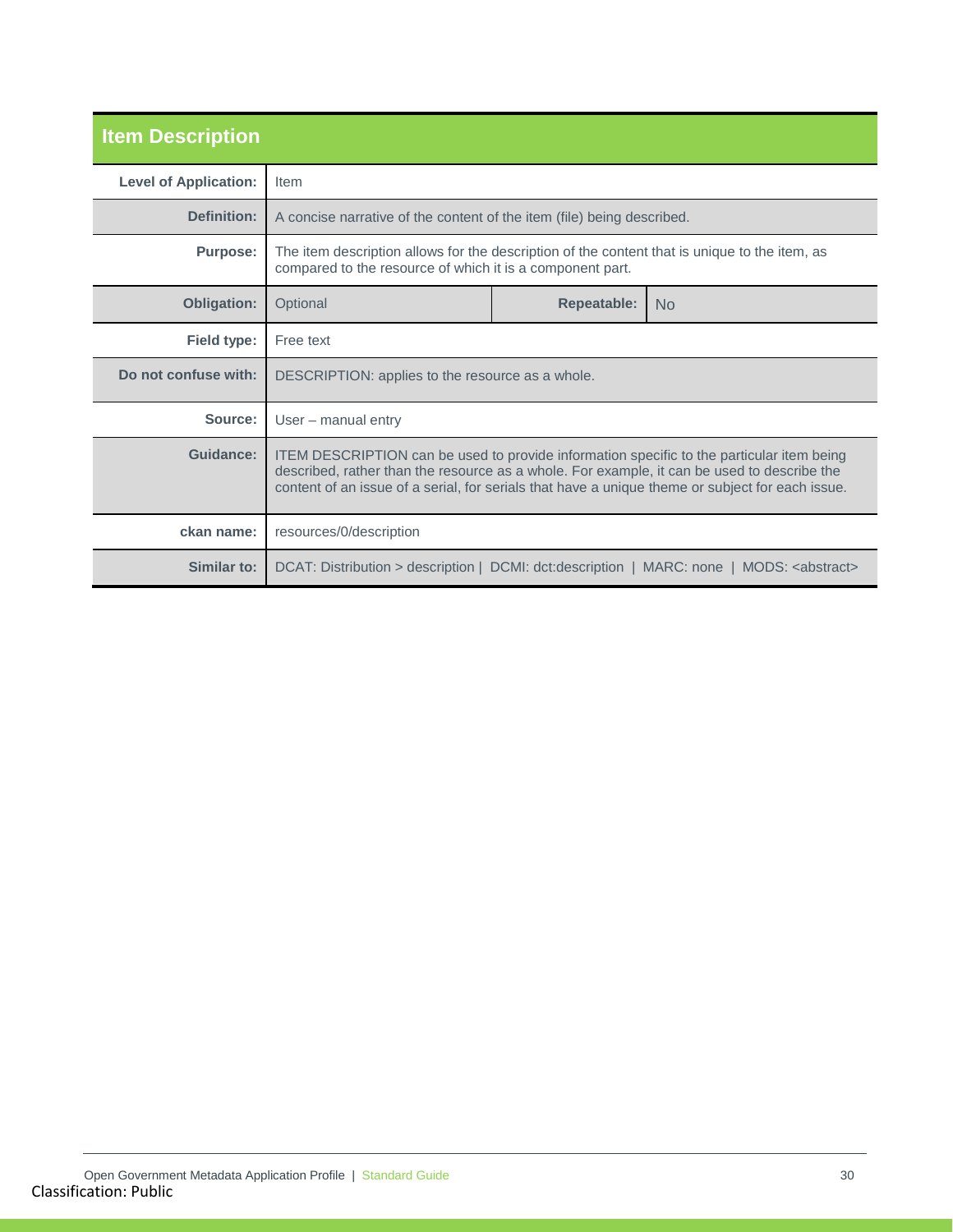## Item Description

| | |
|---|---|
| **Level of Application:** | Item |
| **Definition:** | A concise narrative of the content of the item (file) being described. |
| **Purpose:** | The item description allows for the description of the content that is unique to the item, as compared to the resource of which it is a component part. |
| **Obligation:** | Optional — **Repeatable:** No |
| **Field type:** | Free text |
| **Do not confuse with:** | DESCRIPTION: applies to the resource as a whole. |
| **Source:** | User – manual entry |
| **Guidance:** | ITEM DESCRIPTION can be used to provide information specific to the particular item being described, rather than the resource as a whole. For example, it can be used to describe the content of an issue of a serial, for serials that have a unique theme or subject for each issue. |
| **ckan name:** | resources/0/description |
| **Similar to:** | DCAT: Distribution > description \| DCMI: dct:description \| MARC: none \| MODS: <abstract> |

Classification: Public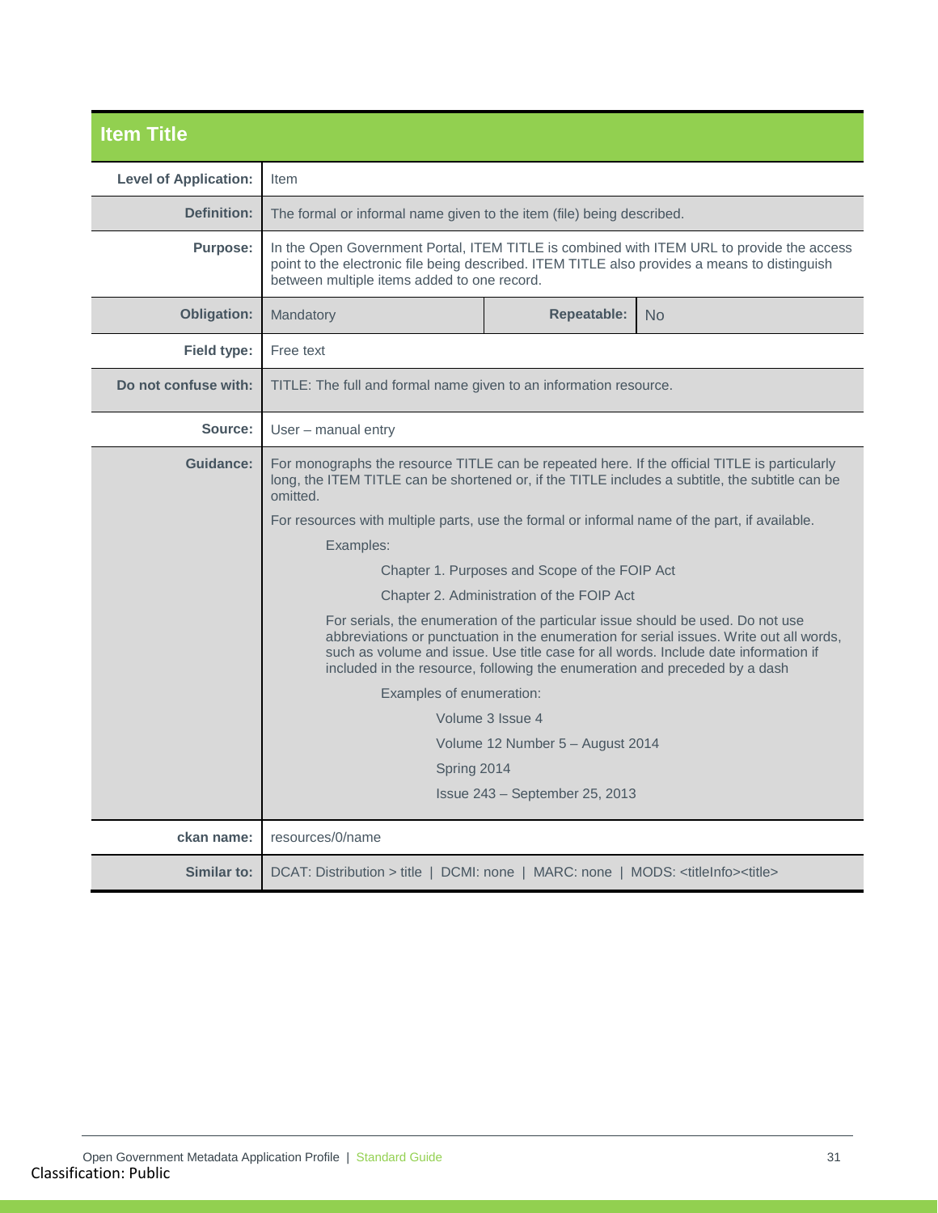## Item Title

| | |
|---|---|
| **Level of Application:** | Item |
| **Definition:** | The formal or informal name given to the item (file) being described. |
| **Purpose:** | In the Open Government Portal, ITEM TITLE is combined with ITEM URL to provide the access point to the electronic file being described. ITEM TITLE also provides a means to distinguish between multiple items added to one record. |
| **Obligation:** | Mandatory \| **Repeatable:** No |
| **Field type:** | Free text |
| **Do not confuse with:** | TITLE: The full and formal name given to an information resource. |
| **Source:** | User – manual entry |
| **Guidance:** | For monographs the resource TITLE can be repeated here. If the official TITLE is particularly long, the ITEM TITLE can be shortened or, if the TITLE includes a subtitle, the subtitle can be omitted.<br><br>For resources with multiple parts, use the formal or informal name of the part, if available.<br><br>Examples:<br><br>Chapter 1. Purposes and Scope of the FOIP Act<br><br>Chapter 2. Administration of the FOIP Act<br><br>For serials, the enumeration of the particular issue should be used. Do not use abbreviations or punctuation in the enumeration for serial issues. Write out all words, such as volume and issue. Use title case for all words. Include date information if included in the resource, following the enumeration and preceded by a dash<br><br>Examples of enumeration:<br><br>Volume 3 Issue 4<br><br>Volume 12 Number 5 – August 2014<br><br>Spring 2014<br><br>Issue 243 – September 25, 2013 |
| **ckan name:** | resources/0/name |
| **Similar to:** | DCAT: Distribution > title \| DCMI: none \| MARC: none \| MODS: <titleInfo><title> |

Classification: Public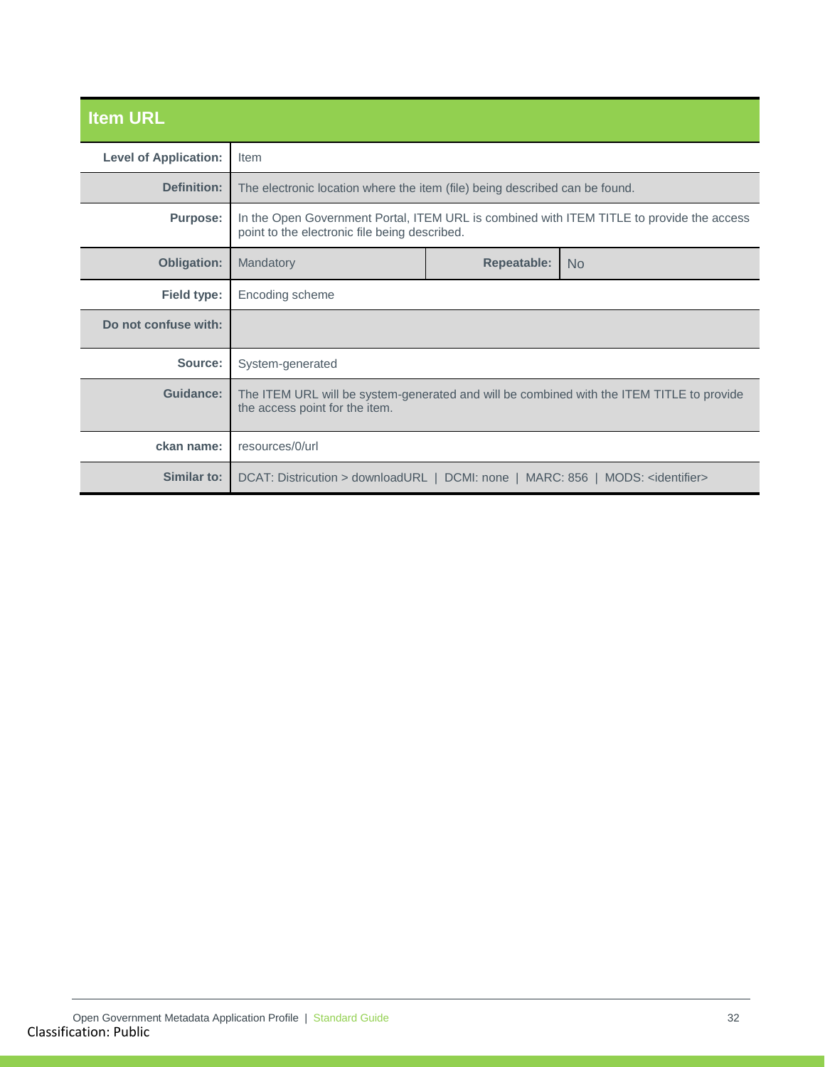## Item URL

| | | | |
|---|---|---|---|
| **Level of Application:** | Item | | |
| **Definition:** | The electronic location where the item (file) being described can be found. | | |
| **Purpose:** | In the Open Government Portal, ITEM URL is combined with ITEM TITLE to provide the access point to the electronic file being described. | | |
| **Obligation:** | Mandatory | **Repeatable:** | No |
| **Field type:** | Encoding scheme | | |
| **Do not confuse with:** | | | |
| **Source:** | System-generated | | |
| **Guidance:** | The ITEM URL will be system-generated and will be combined with the ITEM TITLE to provide the access point for the item. | | |
| **ckan name:** | resources/0/url | | |
| **Similar to:** | DCAT: Districution > downloadURL \| DCMI: none \| MARC: 856 \| MODS: <identifier> | | |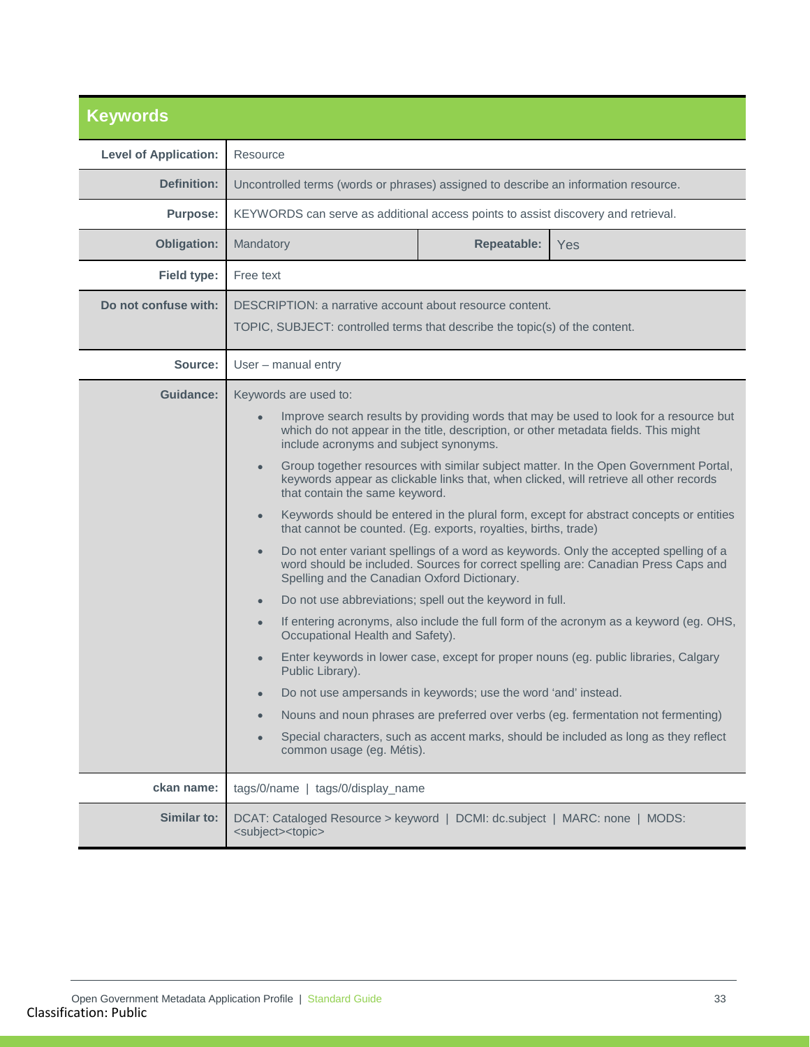## Keywords

| | | | |
|---|---|---|---|
| **Level of Application:** | Resource | | |
| **Definition:** | Uncontrolled terms (words or phrases) assigned to describe an information resource. | | |
| **Purpose:** | KEYWORDS can serve as additional access points to assist discovery and retrieval. | | |
| **Obligation:** | Mandatory | **Repeatable:** | Yes |
| **Field type:** | Free text | | |
| **Do not confuse with:** | DESCRIPTION: a narrative account about resource content.<br>TOPIC, SUBJECT: controlled terms that describe the topic(s) of the content. | | |
| **Source:** | User – manual entry | | |
| **Guidance:** | Keywords are used to:<br>• Improve search results by providing words that may be used to look for a resource but which do not appear in the title, description, or other metadata fields. This might include acronyms and subject synonyms.<br>• Group together resources with similar subject matter. In the Open Government Portal, keywords appear as clickable links that, when clicked, will retrieve all other records that contain the same keyword.<br>• Keywords should be entered in the plural form, except for abstract concepts or entities that cannot be counted. (Eg. exports, royalties, births, trade)<br>• Do not enter variant spellings of a word as keywords. Only the accepted spelling of a word should be included. Sources for correct spelling are: Canadian Press Caps and Spelling and the Canadian Oxford Dictionary.<br>• Do not use abbreviations; spell out the keyword in full.<br>• If entering acronyms, also include the full form of the acronym as a keyword (eg. OHS, Occupational Health and Safety).<br>• Enter keywords in lower case, except for proper nouns (eg. public libraries, Calgary Public Library).<br>• Do not use ampersands in keywords; use the word 'and' instead.<br>• Nouns and noun phrases are preferred over verbs (eg. fermentation not fermenting)<br>• Special characters, such as accent marks, should be included as long as they reflect common usage (eg. Métis). | | |
| **ckan name:** | tags/0/name \| tags/0/display_name | | |
| **Similar to:** | DCAT: Cataloged Resource > keyword \| DCMI: dc.subject \| MARC: none \| MODS: <subject><topic> | | |

Classification: Public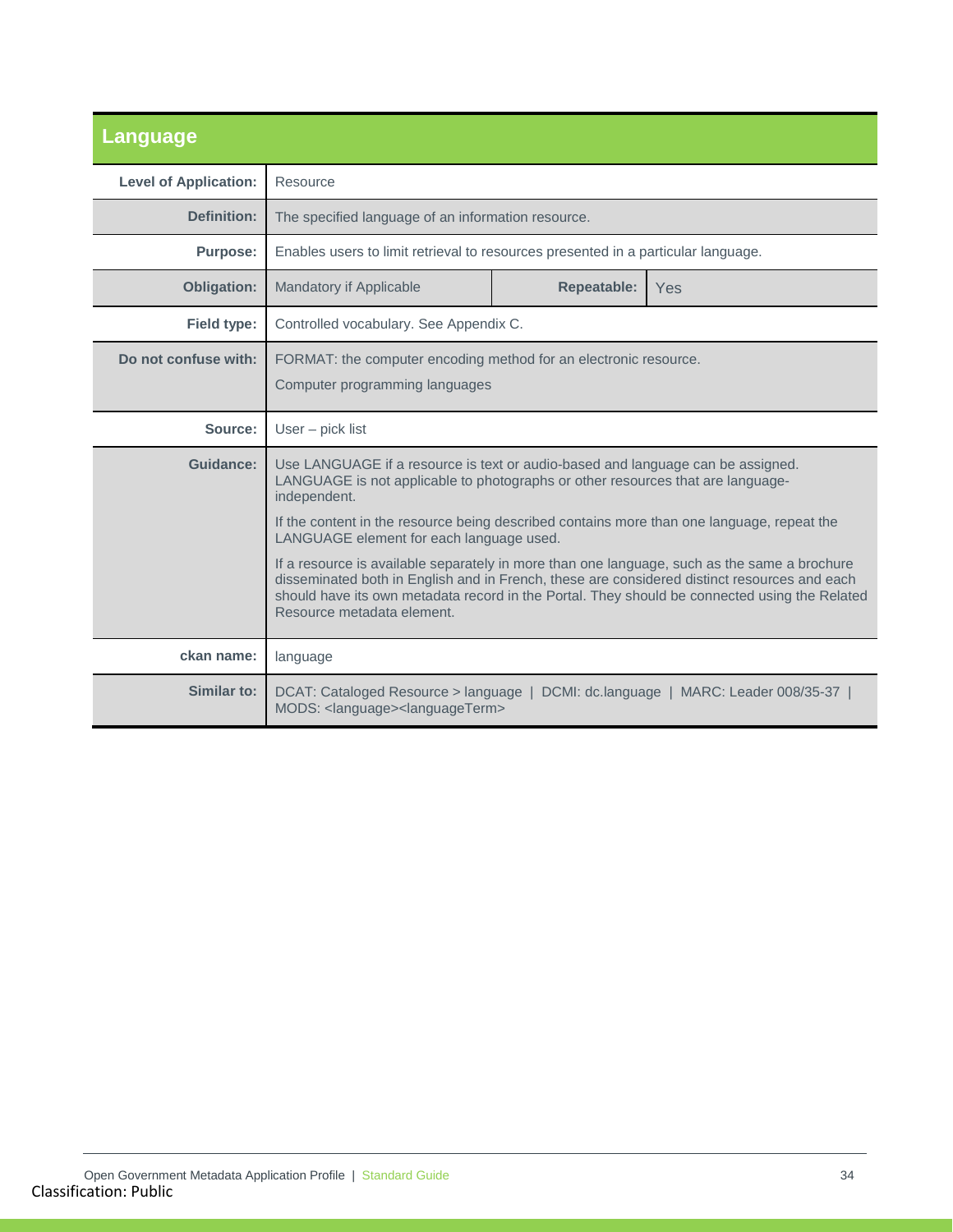## Language

| | | | |
|---|---|---|---|
| **Level of Application:** | Resource | | |
| **Definition:** | The specified language of an information resource. | | |
| **Purpose:** | Enables users to limit retrieval to resources presented in a particular language. | | |
| **Obligation:** | Mandatory if Applicable | **Repeatable:** | Yes |
| **Field type:** | Controlled vocabulary. See Appendix C. | | |
| **Do not confuse with:** | FORMAT: the computer encoding method for an electronic resource.<br><br>Computer programming languages | | |
| **Source:** | User – pick list | | |
| **Guidance:** | Use LANGUAGE if a resource is text or audio-based and language can be assigned. LANGUAGE is not applicable to photographs or other resources that are language-independent.<br><br>If the content in the resource being described contains more than one language, repeat the LANGUAGE element for each language used.<br><br>If a resource is available separately in more than one language, such as the same a brochure disseminated both in English and in French, these are considered distinct resources and each should have its own metadata record in the Portal. They should be connected using the Related Resource metadata element. | | |
| **ckan name:** | language | | |
| **Similar to:** | DCAT: Cataloged Resource > language \| DCMI: dc.language \| MARC: Leader 008/35-37 \| MODS: <language><languageTerm> | | |

Classification: Public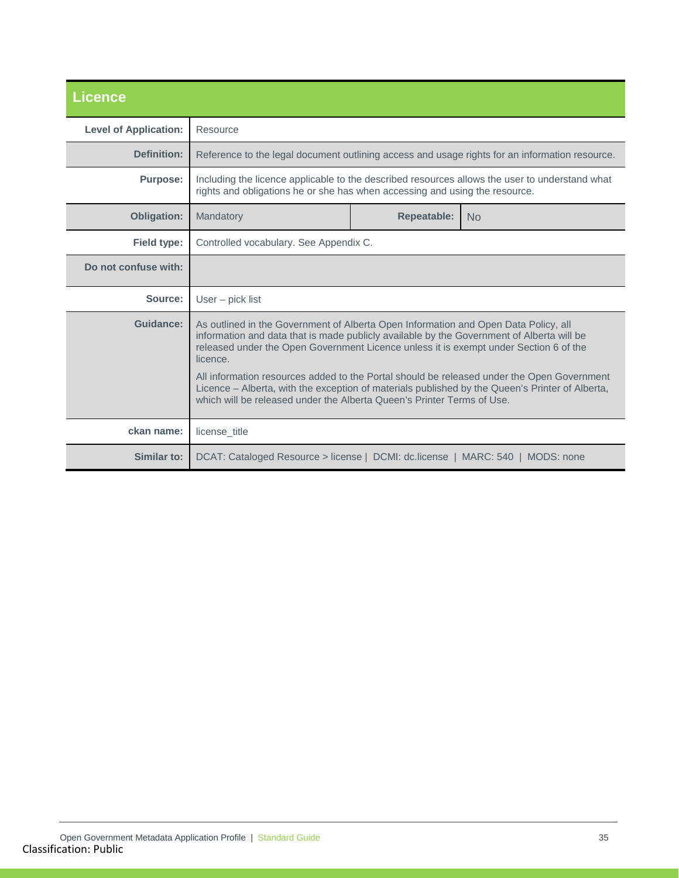## Licence

| | | | |
|---|---|---|---|
| **Level of Application:** | Resource | | |
| **Definition:** | Reference to the legal document outlining access and usage rights for an information resource. | | |
| **Purpose:** | Including the licence applicable to the described resources allows the user to understand what rights and obligations he or she has when accessing and using the resource. | | |
| **Obligation:** | Mandatory | **Repeatable:** | No |
| **Field type:** | Controlled vocabulary. See Appendix C. | | |
| **Do not confuse with:** | | | |
| **Source:** | User – pick list | | |
| **Guidance:** | As outlined in the Government of Alberta Open Information and Open Data Policy, all information and data that is made publicly available by the Government of Alberta will be released under the Open Government Licence unless it is exempt under Section 6 of the licence.<br><br>All information resources added to the Portal should be released under the Open Government Licence – Alberta, with the exception of materials published by the Queen's Printer of Alberta, which will be released under the Alberta Queen's Printer Terms of Use. | | |
| **ckan name:** | license_title | | |
| **Similar to:** | DCAT: Cataloged Resource > license \| DCMI: dc.license \| MARC: 540 \| MODS: none | | |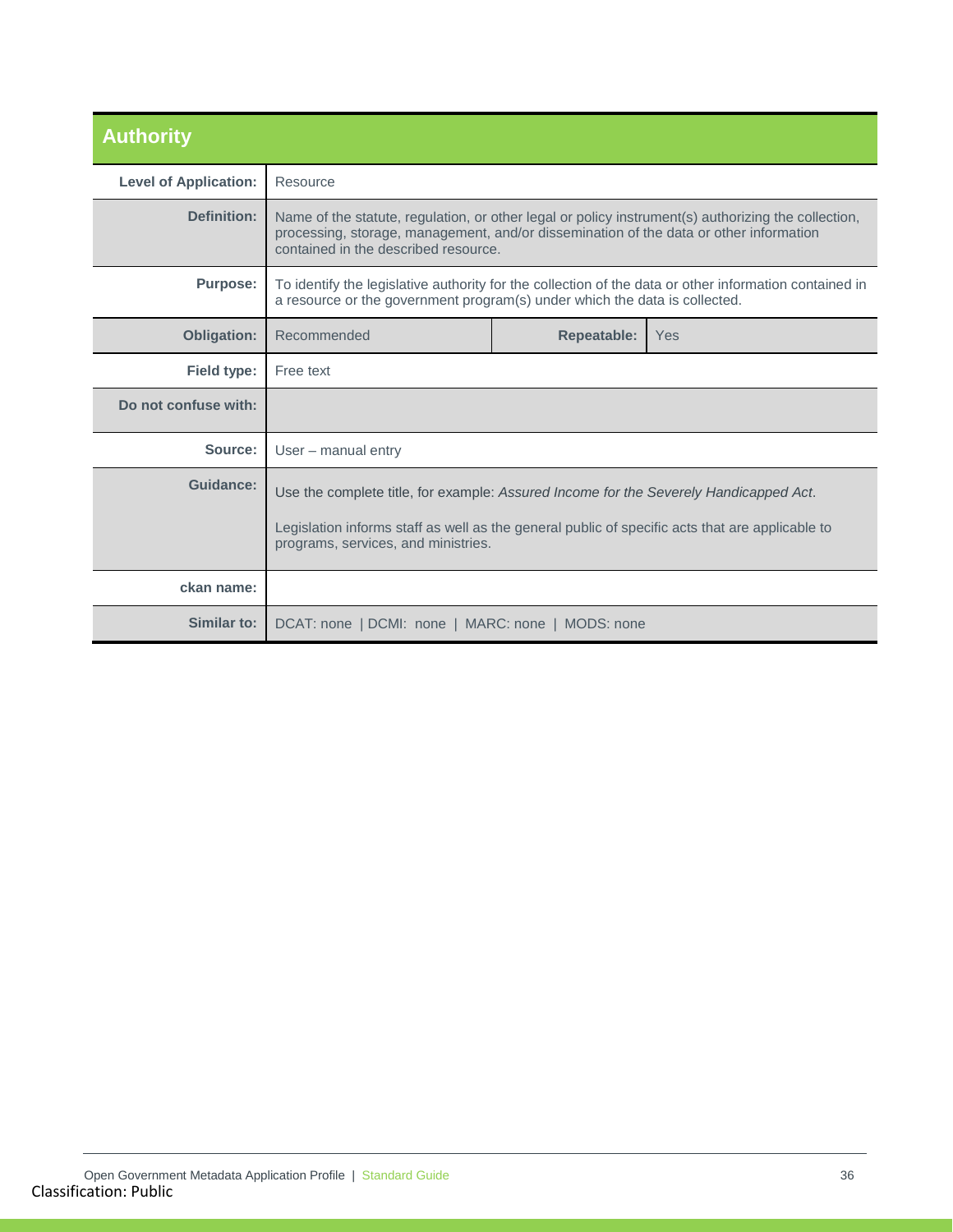## Authority

| | | | |
|---|---|---|---|
| **Level of Application:** | Resource | | |
| **Definition:** | Name of the statute, regulation, or other legal or policy instrument(s) authorizing the collection, processing, storage, management, and/or dissemination of the data or other information contained in the described resource. | | |
| **Purpose:** | To identify the legislative authority for the collection of the data or other information contained in a resource or the government program(s) under which the data is collected. | | |
| **Obligation:** | Recommended | **Repeatable:** | Yes |
| **Field type:** | Free text | | |
| **Do not confuse with:** | | | |
| **Source:** | User – manual entry | | |
| **Guidance:** | Use the complete title, for example: *Assured Income for the Severely Handicapped Act*.<br><br>Legislation informs staff as well as the general public of specific acts that are applicable to programs, services, and ministries. | | |
| **ckan name:** | | | |
| **Similar to:** | DCAT: none \| DCMI: none \| MARC: none \| MODS: none | | |

Classification: Public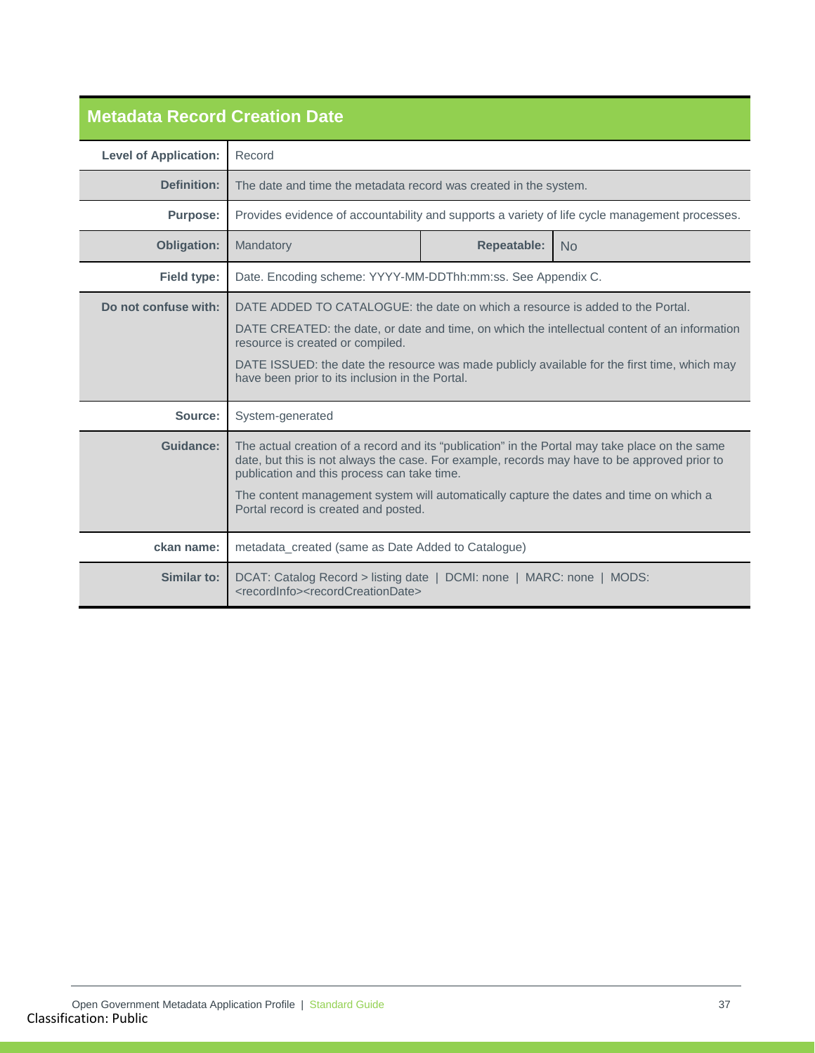## Metadata Record Creation Date

| | | | |
|---|---|---|---|
| **Level of Application:** | Record | | |
| **Definition:** | The date and time the metadata record was created in the system. | | |
| **Purpose:** | Provides evidence of accountability and supports a variety of life cycle management processes. | | |
| **Obligation:** | Mandatory | **Repeatable:** | No |
| **Field type:** | Date. Encoding scheme: YYYY-MM-DDThh:mm:ss. See Appendix C. | | |
| **Do not confuse with:** | DATE ADDED TO CATALOGUE: the date on which a resource is added to the Portal.<br><br>DATE CREATED: the date, or date and time, on which the intellectual content of an information resource is created or compiled.<br><br>DATE ISSUED: the date the resource was made publicly available for the first time, which may have been prior to its inclusion in the Portal. | | |
| **Source:** | System-generated | | |
| **Guidance:** | The actual creation of a record and its "publication" in the Portal may take place on the same date, but this is not always the case. For example, records may have to be approved prior to publication and this process can take time.<br><br>The content management system will automatically capture the dates and time on which a Portal record is created and posted. | | |
| **ckan name:** | metadata_created (same as Date Added to Catalogue) | | |
| **Similar to:** | DCAT: Catalog Record > listing date \| DCMI: none \| MARC: none \| MODS: <recordInfo><recordCreationDate> | | |

Classification: Public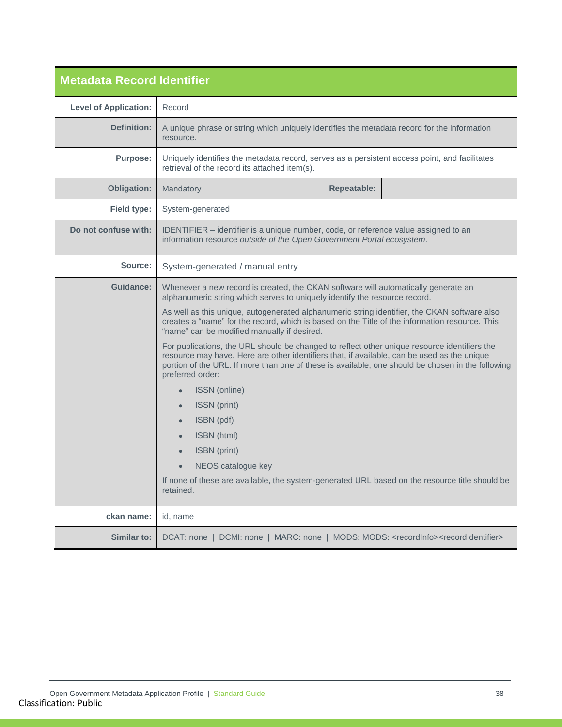## Metadata Record Identifier

| | | | |
|---|---|---|---|
| **Level of Application:** | Record | | |
| **Definition:** | A unique phrase or string which uniquely identifies the metadata record for the information resource. | | |
| **Purpose:** | Uniquely identifies the metadata record, serves as a persistent access point, and facilitates retrieval of the record its attached item(s). | | |
| **Obligation:** | Mandatory | **Repeatable:** | |
| **Field type:** | System-generated | | |
| **Do not confuse with:** | IDENTIFIER – identifier is a unique number, code, or reference value assigned to an information resource *outside of the Open Government Portal ecosystem*. | | |
| **Source:** | System-generated / manual entry | | |
| **Guidance:** | Whenever a new record is created, the CKAN software will automatically generate an alphanumeric string which serves to uniquely identify the resource record.<br><br>As well as this unique, autogenerated alphanumeric string identifier, the CKAN software also creates a "name" for the record, which is based on the Title of the information resource. This "name" can be modified manually if desired.<br><br>For publications, the URL should be changed to reflect other unique resource identifiers the resource may have. Here are other identifiers that, if available, can be used as the unique portion of the URL. If more than one of these is available, one should be chosen in the following preferred order:<br><br>• ISSN (online)<br>• ISSN (print)<br>• ISBN (pdf)<br>• ISBN (html)<br>• ISBN (print)<br>• NEOS catalogue key<br><br>If none of these are available, the system-generated URL based on the resource title should be retained. | | |
| **ckan name:** | id, name | | |
| **Similar to:** | DCAT: none \| DCMI: none \| MARC: none \| MODS: MODS: <recordInfo><recordIdentifier> | | |

Classification: Public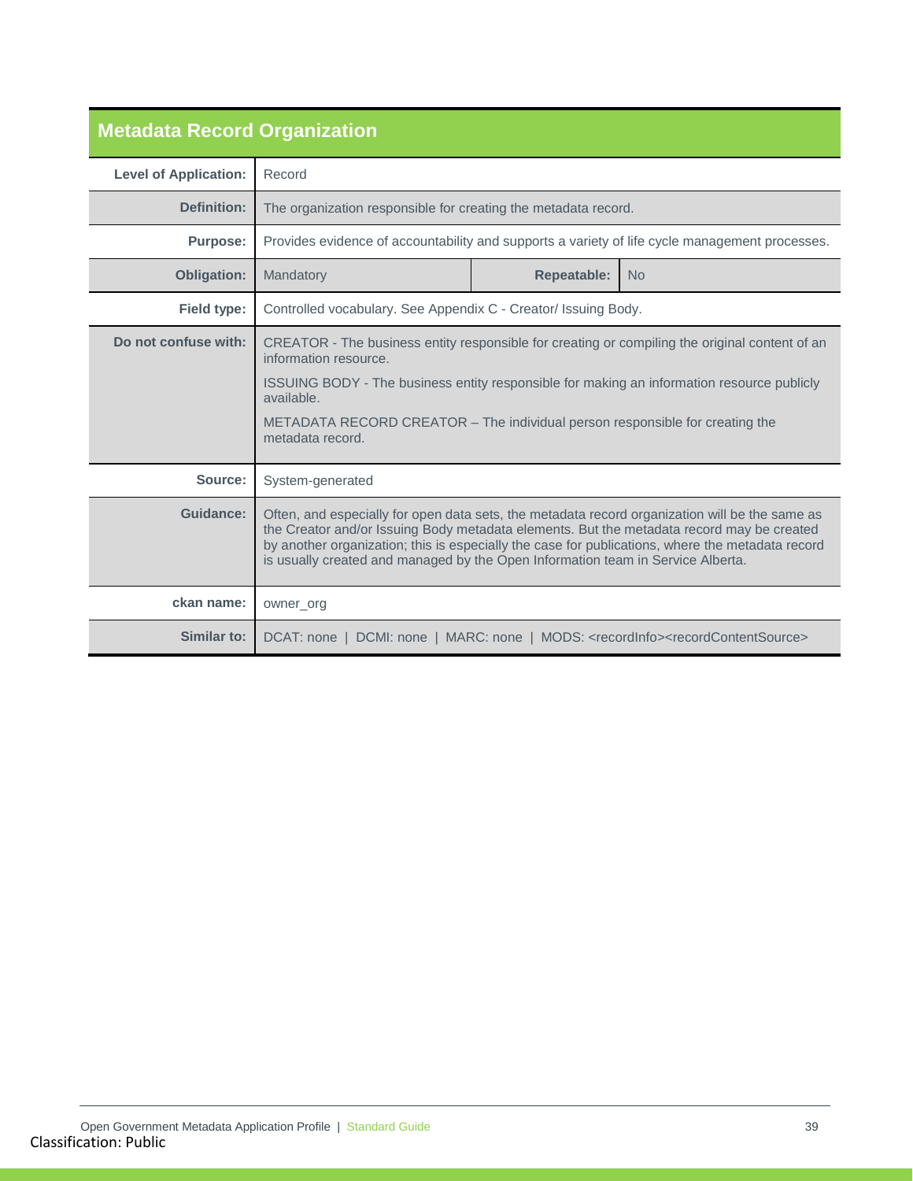## Metadata Record Organization

| | | | |
|---|---|---|---|
| **Level of Application:** | Record | | |
| **Definition:** | The organization responsible for creating the metadata record. | | |
| **Purpose:** | Provides evidence of accountability and supports a variety of life cycle management processes. | | |
| **Obligation:** | Mandatory | **Repeatable:** | No |
| **Field type:** | Controlled vocabulary. See Appendix C - Creator/ Issuing Body. | | |
| **Do not confuse with:** | CREATOR - The business entity responsible for creating or compiling the original content of an information resource.<br><br>ISSUING BODY - The business entity responsible for making an information resource publicly available.<br><br>METADATA RECORD CREATOR – The individual person responsible for creating the metadata record. | | |
| **Source:** | System-generated | | |
| **Guidance:** | Often, and especially for open data sets, the metadata record organization will be the same as the Creator and/or Issuing Body metadata elements. But the metadata record may be created by another organization; this is especially the case for publications, where the metadata record is usually created and managed by the Open Information team in Service Alberta. | | |
| **ckan name:** | owner_org | | |
| **Similar to:** | DCAT: none \| DCMI: none \| MARC: none \| MODS: <recordInfo><recordContentSource> | | |

Classification: Public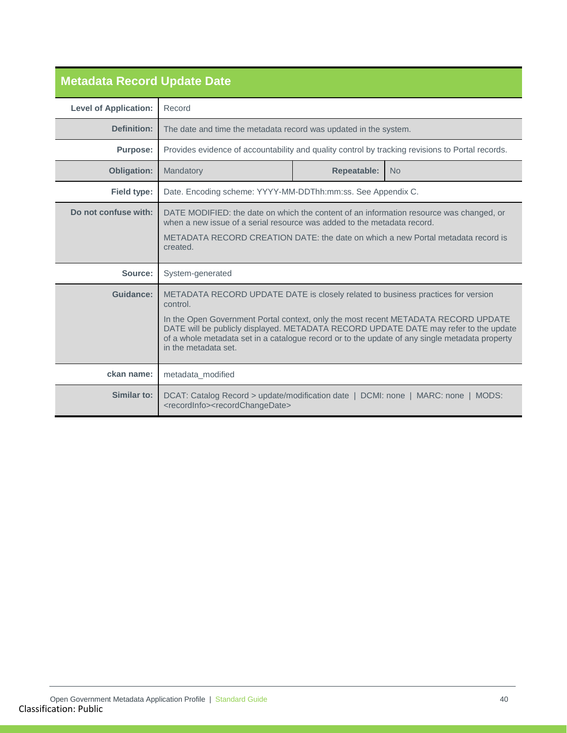## Metadata Record Update Date

| | | | |
|---|---|---|---|
| **Level of Application:** | Record | | |
| **Definition:** | The date and time the metadata record was updated in the system. | | |
| **Purpose:** | Provides evidence of accountability and quality control by tracking revisions to Portal records. | | |
| **Obligation:** | Mandatory | **Repeatable:** | No |
| **Field type:** | Date. Encoding scheme: YYYY-MM-DDThh:mm:ss. See Appendix C. | | |
| **Do not confuse with:** | DATE MODIFIED: the date on which the content of an information resource was changed, or when a new issue of a serial resource was added to the metadata record.<br><br>METADATA RECORD CREATION DATE: the date on which a new Portal metadata record is created. | | |
| **Source:** | System-generated | | |
| **Guidance:** | METADATA RECORD UPDATE DATE is closely related to business practices for version control.<br><br>In the Open Government Portal context, only the most recent METADATA RECORD UPDATE DATE will be publicly displayed. METADATA RECORD UPDATE DATE may refer to the update of a whole metadata set in a catalogue record or to the update of any single metadata property in the metadata set. | | |
| **ckan name:** | metadata_modified | | |
| **Similar to:** | DCAT: Catalog Record > update/modification date \| DCMI: none \| MARC: none \| MODS: <recordInfo><recordChangeDate> | | |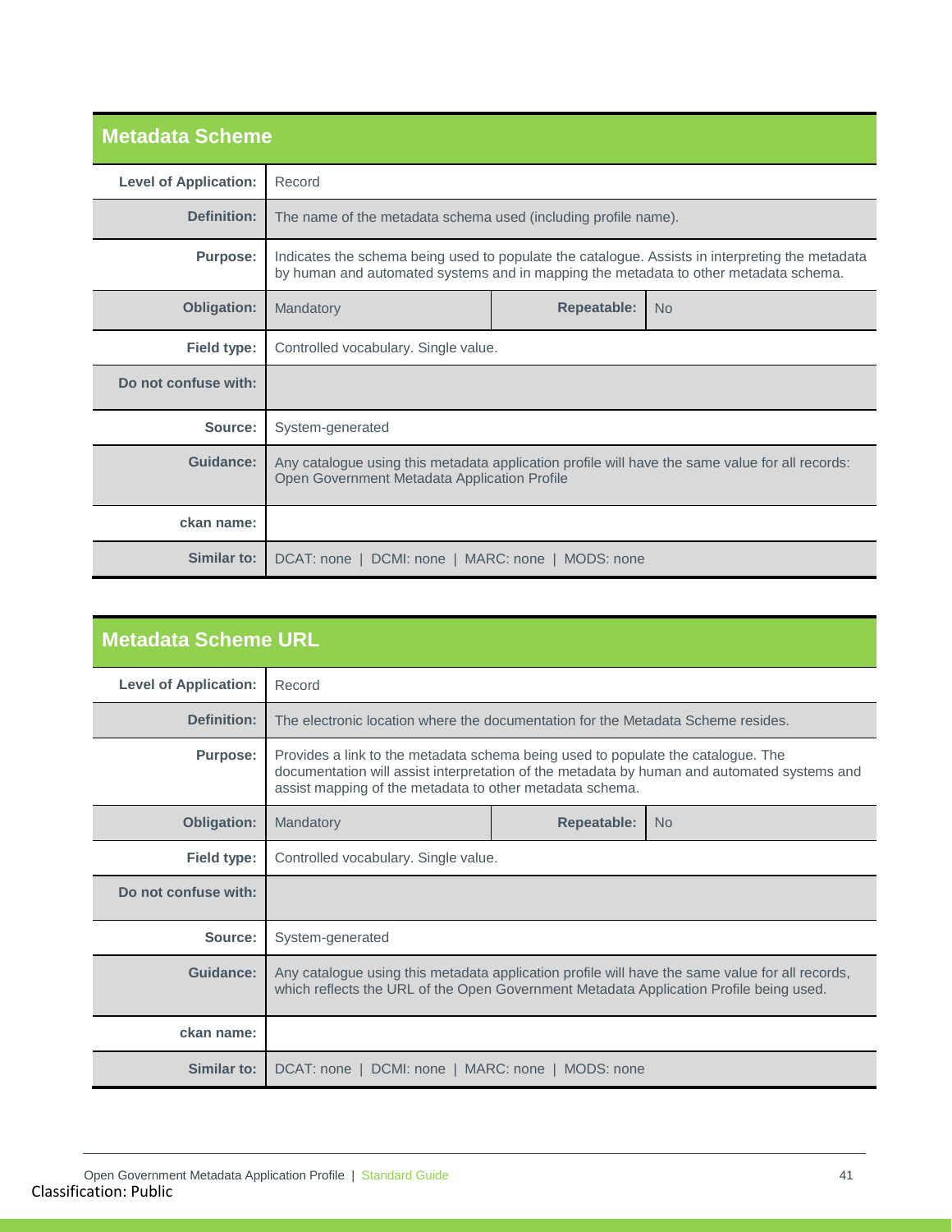## Metadata Scheme

| | | | |
|---|---|---|---|
| **Level of Application:** | Record | | |
| **Definition:** | The name of the metadata schema used (including profile name). | | |
| **Purpose:** | Indicates the schema being used to populate the catalogue. Assists in interpreting the metadata by human and automated systems and in mapping the metadata to other metadata schema. | | |
| **Obligation:** | Mandatory | **Repeatable:** | No |
| **Field type:** | Controlled vocabulary. Single value. | | |
| **Do not confuse with:** | | | |
| **Source:** | System-generated | | |
| **Guidance:** | Any catalogue using this metadata application profile will have the same value for all records: Open Government Metadata Application Profile | | |
| **ckan name:** | | | |
| **Similar to:** | DCAT: none \| DCMI: none \| MARC: none \| MODS: none | | |

## Metadata Scheme URL

| | | | |
|---|---|---|---|
| **Level of Application:** | Record | | |
| **Definition:** | The electronic location where the documentation for the Metadata Scheme resides. | | |
| **Purpose:** | Provides a link to the metadata schema being used to populate the catalogue. The documentation will assist interpretation of the metadata by human and automated systems and assist mapping of the metadata to other metadata schema. | | |
| **Obligation:** | Mandatory | **Repeatable:** | No |
| **Field type:** | Controlled vocabulary. Single value. | | |
| **Do not confuse with:** | | | |
| **Source:** | System-generated | | |
| **Guidance:** | Any catalogue using this metadata application profile will have the same value for all records, which reflects the URL of the Open Government Metadata Application Profile being used. | | |
| **ckan name:** | | | |
| **Similar to:** | DCAT: none \| DCMI: none \| MARC: none \| MODS: none | | |

Classification: Public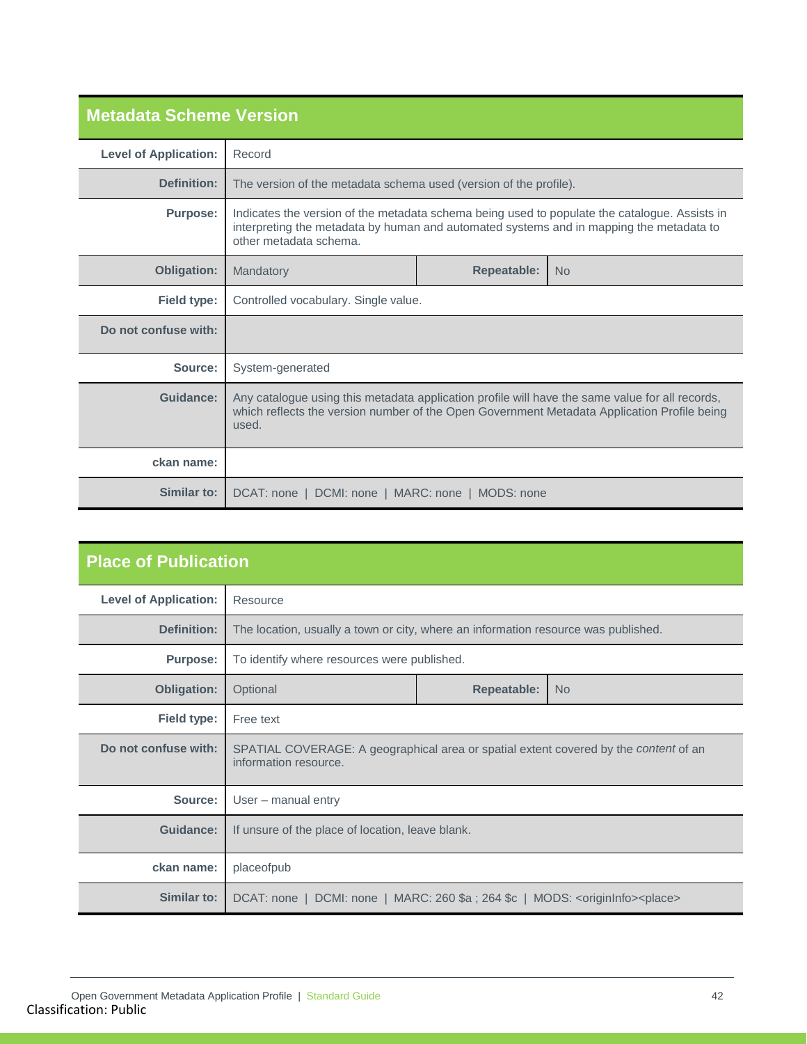## Metadata Scheme Version

| | | | |
|---|---|---|---|
| **Level of Application:** | Record | | |
| **Definition:** | The version of the metadata schema used (version of the profile). | | |
| **Purpose:** | Indicates the version of the metadata schema being used to populate the catalogue. Assists in interpreting the metadata by human and automated systems and in mapping the metadata to other metadata schema. | | |
| **Obligation:** | Mandatory | **Repeatable:** | No |
| **Field type:** | Controlled vocabulary. Single value. | | |
| **Do not confuse with:** | | | |
| **Source:** | System-generated | | |
| **Guidance:** | Any catalogue using this metadata application profile will have the same value for all records, which reflects the version number of the Open Government Metadata Application Profile being used. | | |
| **ckan name:** | | | |
| **Similar to:** | DCAT: none \| DCMI: none \| MARC: none \| MODS: none | | |

## Place of Publication

| | | | |
|---|---|---|---|
| **Level of Application:** | Resource | | |
| **Definition:** | The location, usually a town or city, where an information resource was published. | | |
| **Purpose:** | To identify where resources were published. | | |
| **Obligation:** | Optional | **Repeatable:** | No |
| **Field type:** | Free text | | |
| **Do not confuse with:** | SPATIAL COVERAGE: A geographical area or spatial extent covered by the *content* of an information resource. | | |
| **Source:** | User – manual entry | | |
| **Guidance:** | If unsure of the place of location, leave blank. | | |
| **ckan name:** | placeofpub | | |
| **Similar to:** | DCAT: none \| DCMI: none \| MARC: 260 $a ; 264 $c \| MODS: <originInfo><place> | | |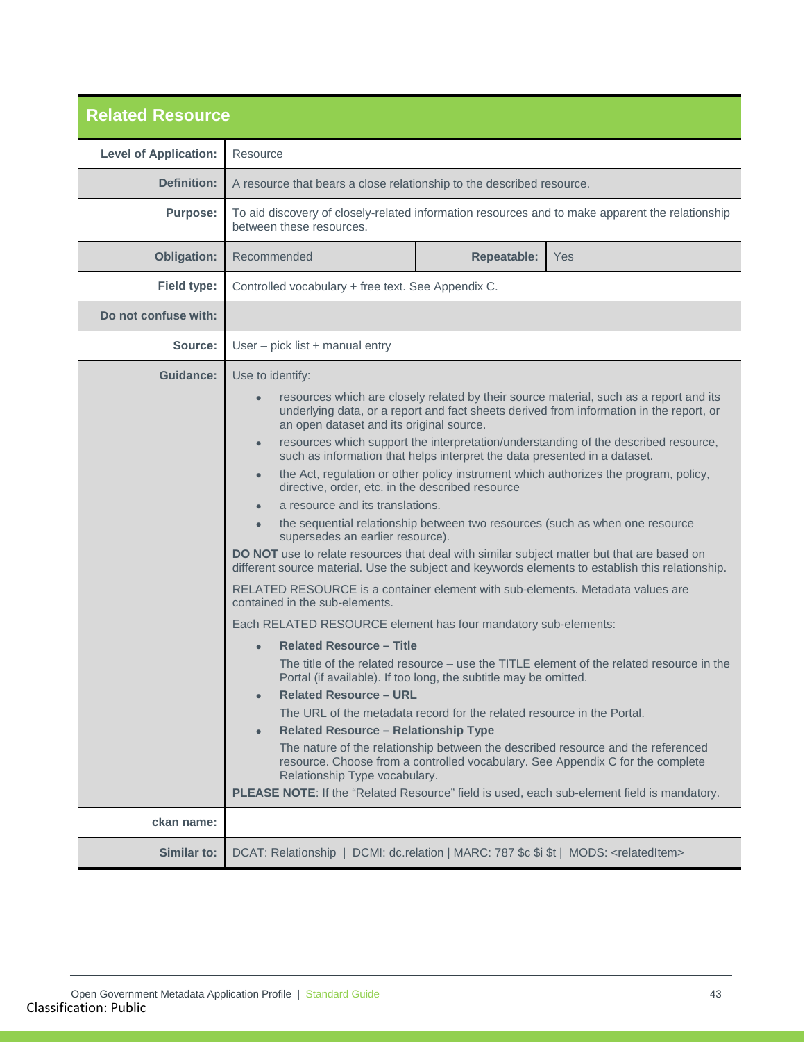## Related Resource

| | | | |
|---|---|---|---|
| **Level of Application:** | Resource | | |
| **Definition:** | A resource that bears a close relationship to the described resource. | | |
| **Purpose:** | To aid discovery of closely-related information resources and to make apparent the relationship between these resources. | | |
| **Obligation:** | Recommended | **Repeatable:** | Yes |
| **Field type:** | Controlled vocabulary + free text. See Appendix C. | | |
| **Do not confuse with:** | | | |
| **Source:** | User – pick list + manual entry | | |
| **Guidance:** | Use to identify:<br>• resources which are closely related by their source material, such as a report and its underlying data, or a report and fact sheets derived from information in the report, or an open dataset and its original source.<br>• resources which support the interpretation/understanding of the described resource, such as information that helps interpret the data presented in a dataset.<br>• the Act, regulation or other policy instrument which authorizes the program, policy, directive, order, etc. in the described resource<br>• a resource and its translations.<br>• the sequential relationship between two resources (such as when one resource supersedes an earlier resource).<br>**DO NOT** use to relate resources that deal with similar subject matter but that are based on different source material. Use the subject and keywords elements to establish this relationship.<br>RELATED RESOURCE is a container element with sub-elements. Metadata values are contained in the sub-elements.<br>Each RELATED RESOURCE element has four mandatory sub-elements:<br>• **Related Resource – Title**<br>The title of the related resource – use the TITLE element of the related resource in the Portal (if available). If too long, the subtitle may be omitted.<br>• **Related Resource – URL**<br>The URL of the metadata record for the related resource in the Portal.<br>• **Related Resource – Relationship Type**<br>The nature of the relationship between the described resource and the referenced resource. Choose from a controlled vocabulary. See Appendix C for the complete Relationship Type vocabulary.<br>**PLEASE NOTE**: If the "Related Resource" field is used, each sub-element field is mandatory. | | |
| **ckan name:** | | | |
| **Similar to:** | DCAT: Relationship \| DCMI: dc.relation \| MARC: 787 $c $i $t \| MODS: <relatedItem> | | |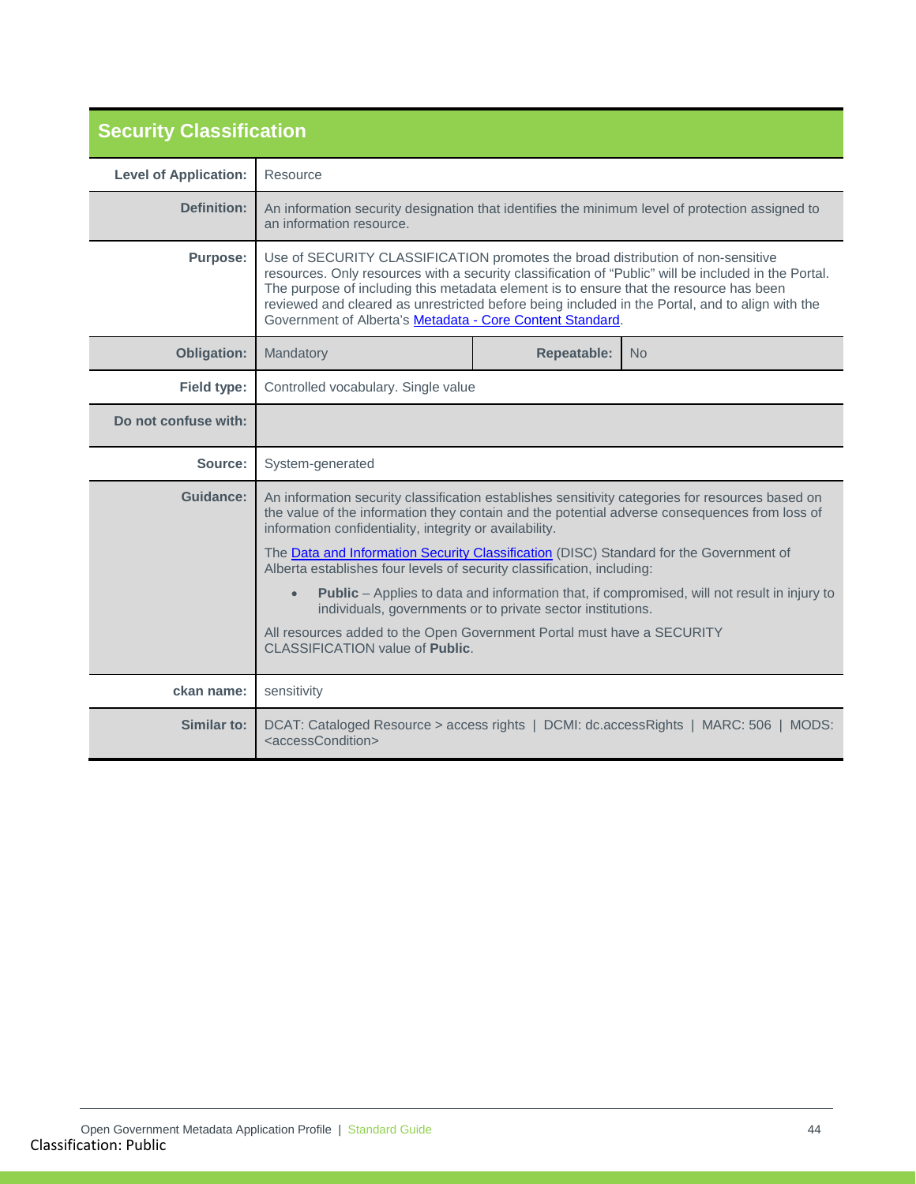## Security Classification

| | | | |
|---|---|---|---|
| **Level of Application:** | Resource | | |
| **Definition:** | An information security designation that identifies the minimum level of protection assigned to an information resource. | | |
| **Purpose:** | Use of SECURITY CLASSIFICATION promotes the broad distribution of non-sensitive resources. Only resources with a security classification of "Public" will be included in the Portal. The purpose of including this metadata element is to ensure that the resource has been reviewed and cleared as unrestricted before being included in the Portal, and to align with the Government of Alberta's [Metadata - Core Content Standard](). | | |
| **Obligation:** | Mandatory | **Repeatable:** | No |
| **Field type:** | Controlled vocabulary. Single value | | |
| **Do not confuse with:** | | | |
| **Source:** | System-generated | | |
| **Guidance:** | An information security classification establishes sensitivity categories for resources based on the value of the information they contain and the potential adverse consequences from loss of information confidentiality, integrity or availability.<br><br>The [Data and Information Security Classification]() (DISC) Standard for the Government of Alberta establishes four levels of security classification, including:<br><br>• **Public** – Applies to data and information that, if compromised, will not result in injury to individuals, governments or to private sector institutions.<br><br>All resources added to the Open Government Portal must have a SECURITY CLASSIFICATION value of **Public**. | | |
| **ckan name:** | sensitivity | | |
| **Similar to:** | DCAT: Cataloged Resource > access rights \| DCMI: dc.accessRights \| MARC: 506 \| MODS: <accessCondition> | | |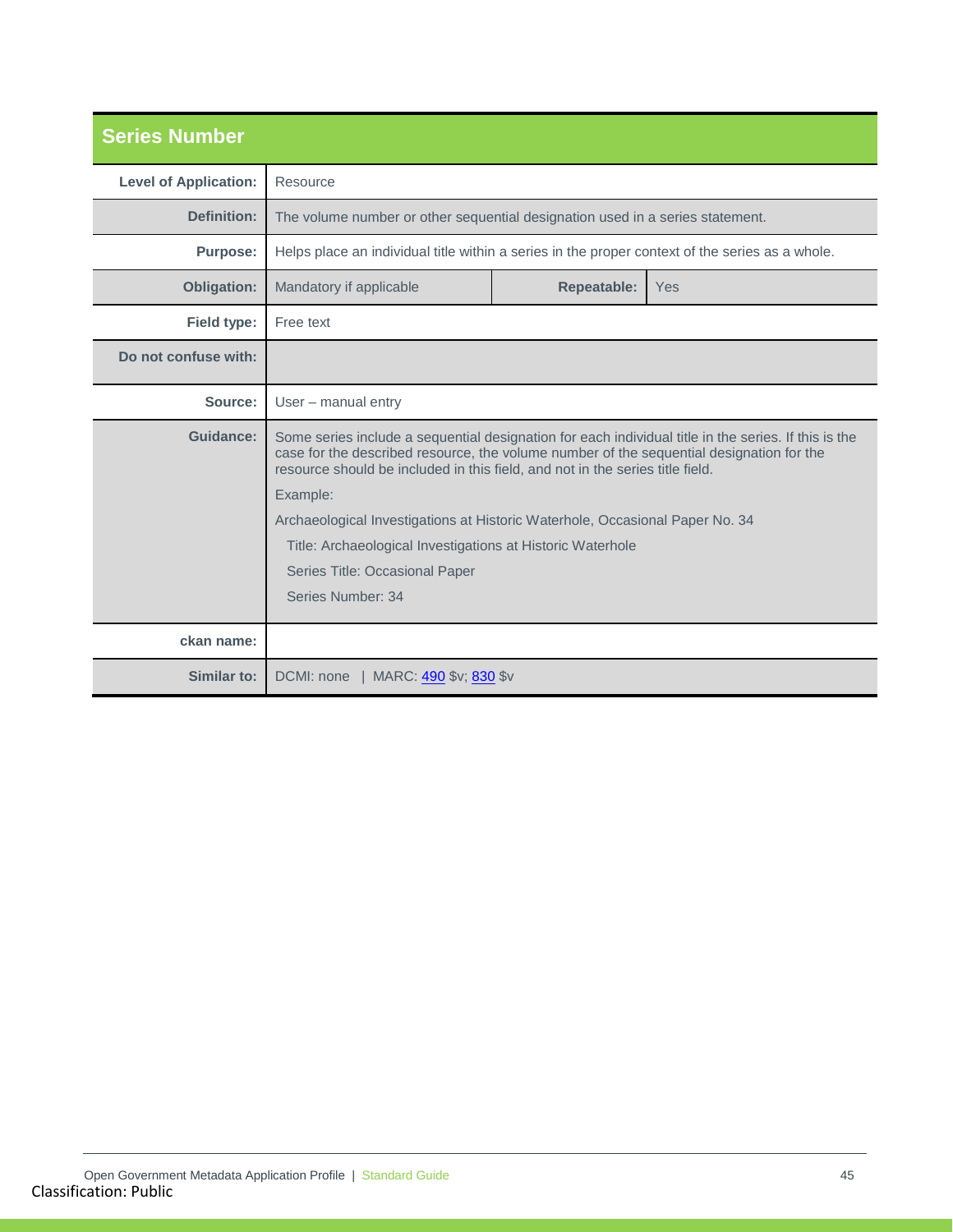## Series Number

| | |
|---|---|
| **Level of Application:** | Resource |
| **Definition:** | The volume number or other sequential designation used in a series statement. |
| **Purpose:** | Helps place an individual title within a series in the proper context of the series as a whole. |
| **Obligation:** | Mandatory if applicable — **Repeatable:** Yes |
| **Field type:** | Free text |
| **Do not confuse with:** | |
| **Source:** | User – manual entry |
| **Guidance:** | Some series include a sequential designation for each individual title in the series. If this is the case for the described resource, the volume number of the sequential designation for the resource should be included in this field, and not in the series title field.<br><br>Example:<br><br>Archaeological Investigations at Historic Waterhole, Occasional Paper No. 34<br><br>Title: Archaeological Investigations at Historic Waterhole<br><br>Series Title: Occasional Paper<br><br>Series Number: 34 |
| **ckan name:** | |
| **Similar to:** | DCMI: none \| MARC: 490 $v; 830 $v |

Classification: Public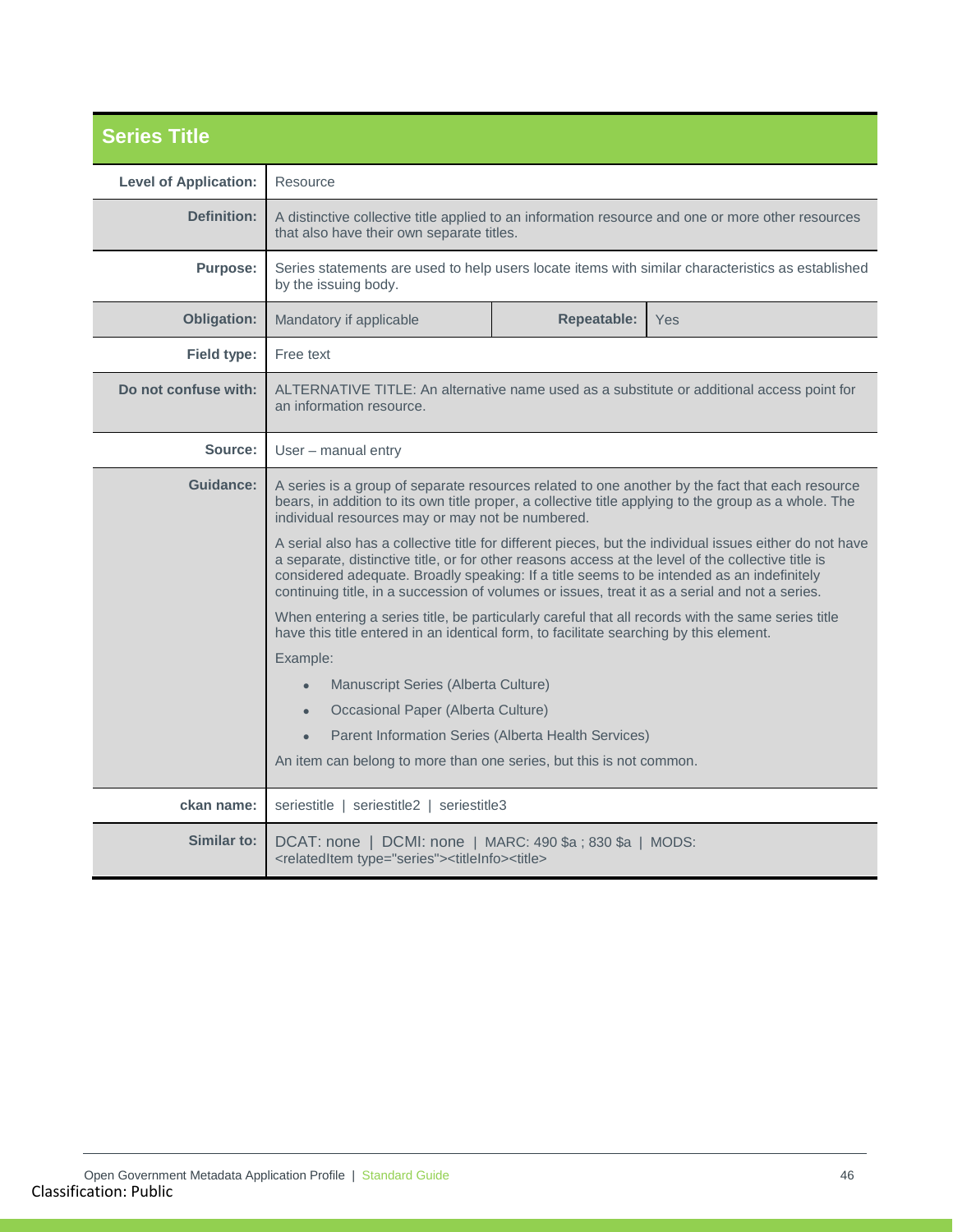## Series Title

| Field | Value |
| --- | --- |
| **Level of Application:** | Resource |
| **Definition:** | A distinctive collective title applied to an information resource and one or more other resources that also have their own separate titles. |
| **Purpose:** | Series statements are used to help users locate items with similar characteristics as established by the issuing body. |
| **Obligation:** | Mandatory if applicable |
| **Repeatable:** | Yes |
| **Field type:** | Free text |
| **Do not confuse with:** | ALTERNATIVE TITLE: An alternative name used as a substitute or additional access point for an information resource. |
| **Source:** | User – manual entry |
| **Guidance:** | A series is a group of separate resources related to one another by the fact that each resource bears, in addition to its own title proper, a collective title applying to the group as a whole. The individual resources may or may not be numbered.<br><br>A serial also has a collective title for different pieces, but the individual issues either do not have a separate, distinctive title, or for other reasons access at the level of the collective title is considered adequate. Broadly speaking: If a title seems to be intended as an indefinitely continuing title, in a succession of volumes or issues, treat it as a serial and not a series.<br><br>When entering a series title, be particularly careful that all records with the same series title have this title entered in an identical form, to facilitate searching by this element.<br><br>Example:<br><br>• Manuscript Series (Alberta Culture)<br>• Occasional Paper (Alberta Culture)<br>• Parent Information Series (Alberta Health Services)<br><br>An item can belong to more than one series, but this is not common. |
| **ckan name:** | seriestitle \| seriestitle2 \| seriestitle3 |
| **Similar to:** | DCAT: none \| DCMI: none \| MARC: 490 $a ; 830 $a \| MODS: <relatedItem type="series"><titleInfo><title> |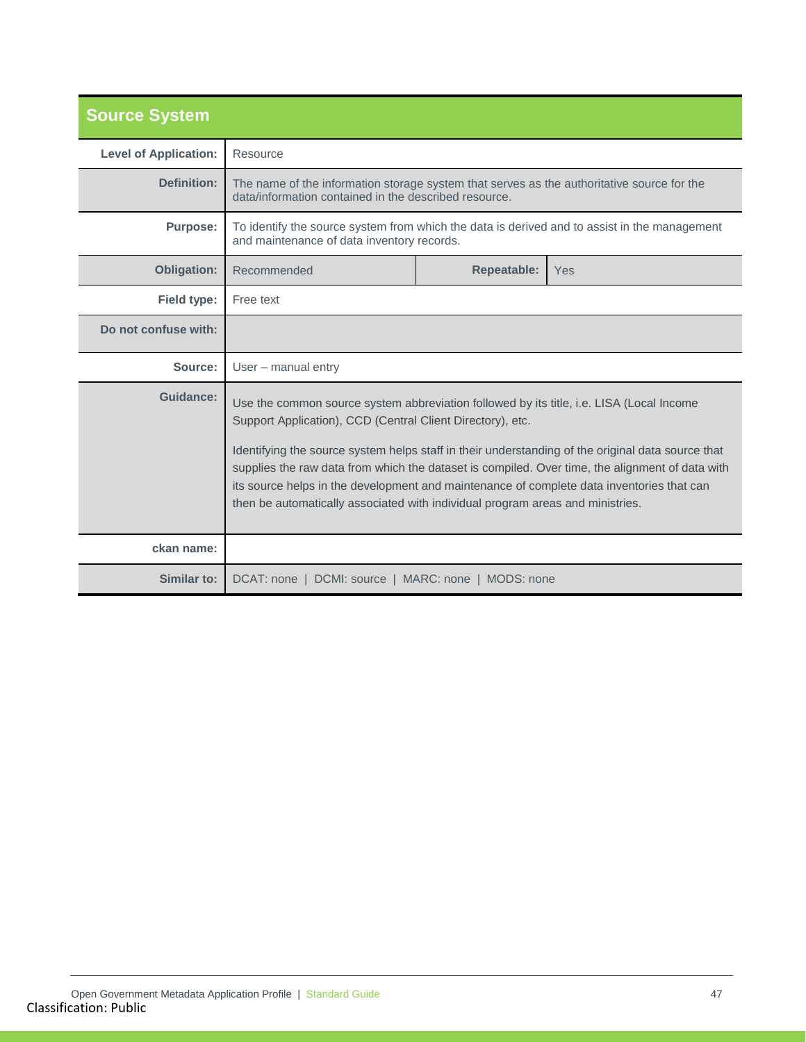## Source System

| | | | |
|---|---|---|---|
| **Level of Application:** | Resource | | |
| **Definition:** | The name of the information storage system that serves as the authoritative source for the data/information contained in the described resource. | | |
| **Purpose:** | To identify the source system from which the data is derived and to assist in the management and maintenance of data inventory records. | | |
| **Obligation:** | Recommended | **Repeatable:** | Yes |
| **Field type:** | Free text | | |
| **Do not confuse with:** | | | |
| **Source:** | User – manual entry | | |
| **Guidance:** | Use the common source system abbreviation followed by its title, i.e. LISA (Local Income Support Application), CCD (Central Client Directory), etc.<br><br>Identifying the source system helps staff in their understanding of the original data source that supplies the raw data from which the dataset is compiled. Over time, the alignment of data with its source helps in the development and maintenance of complete data inventories that can then be automatically associated with individual program areas and ministries. | | |
| **ckan name:** | | | |
| **Similar to:** | DCAT: none \| DCMI: source \| MARC: none \| MODS: none | | |

Classification: Public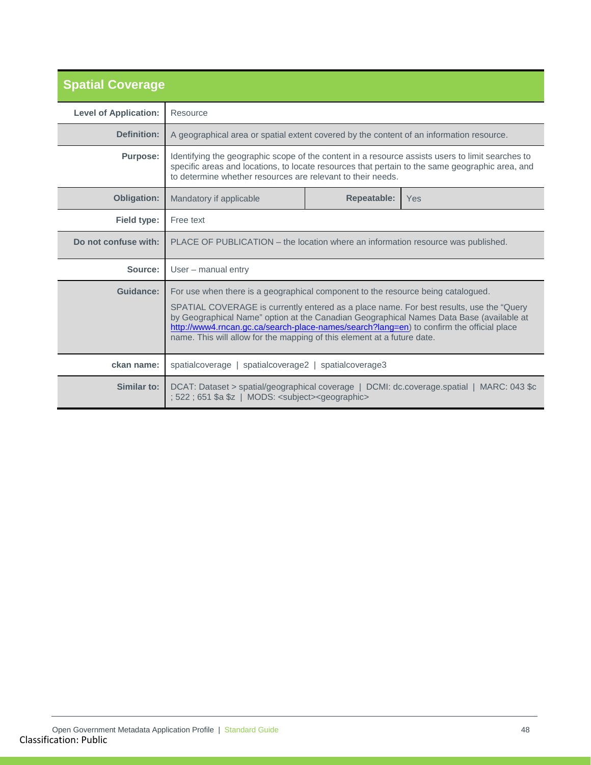## Spatial Coverage

| | | | |
|---|---|---|---|
| **Level of Application:** | Resource | | |
| **Definition:** | A geographical area or spatial extent covered by the content of an information resource. | | |
| **Purpose:** | Identifying the geographic scope of the content in a resource assists users to limit searches to specific areas and locations, to locate resources that pertain to the same geographic area, and to determine whether resources are relevant to their needs. | | |
| **Obligation:** | Mandatory if applicable | **Repeatable:** | Yes |
| **Field type:** | Free text | | |
| **Do not confuse with:** | PLACE OF PUBLICATION – the location where an information resource was published. | | |
| **Source:** | User – manual entry | | |
| **Guidance:** | For use when there is a geographical component to the resource being catalogued.<br><br>SPATIAL COVERAGE is currently entered as a place name. For best results, use the "Query by Geographical Name" option at the Canadian Geographical Names Data Base (available at [http://www4.rncan.gc.ca/search-place-names/search?lang=en](http://www4.rncan.gc.ca/search-place-names/search?lang=en)) to confirm the official place name. This will allow for the mapping of this element at a future date. | | |
| **ckan name:** | spatialcoverage \| spatialcoverage2 \| spatialcoverage3 | | |
| **Similar to:** | DCAT: Dataset > spatial/geographical coverage \| DCMI: dc.coverage.spatial \| MARC: 043 $c ; 522 ; 651 $a $z \| MODS: <subject><geographic> | | |

Classification: Public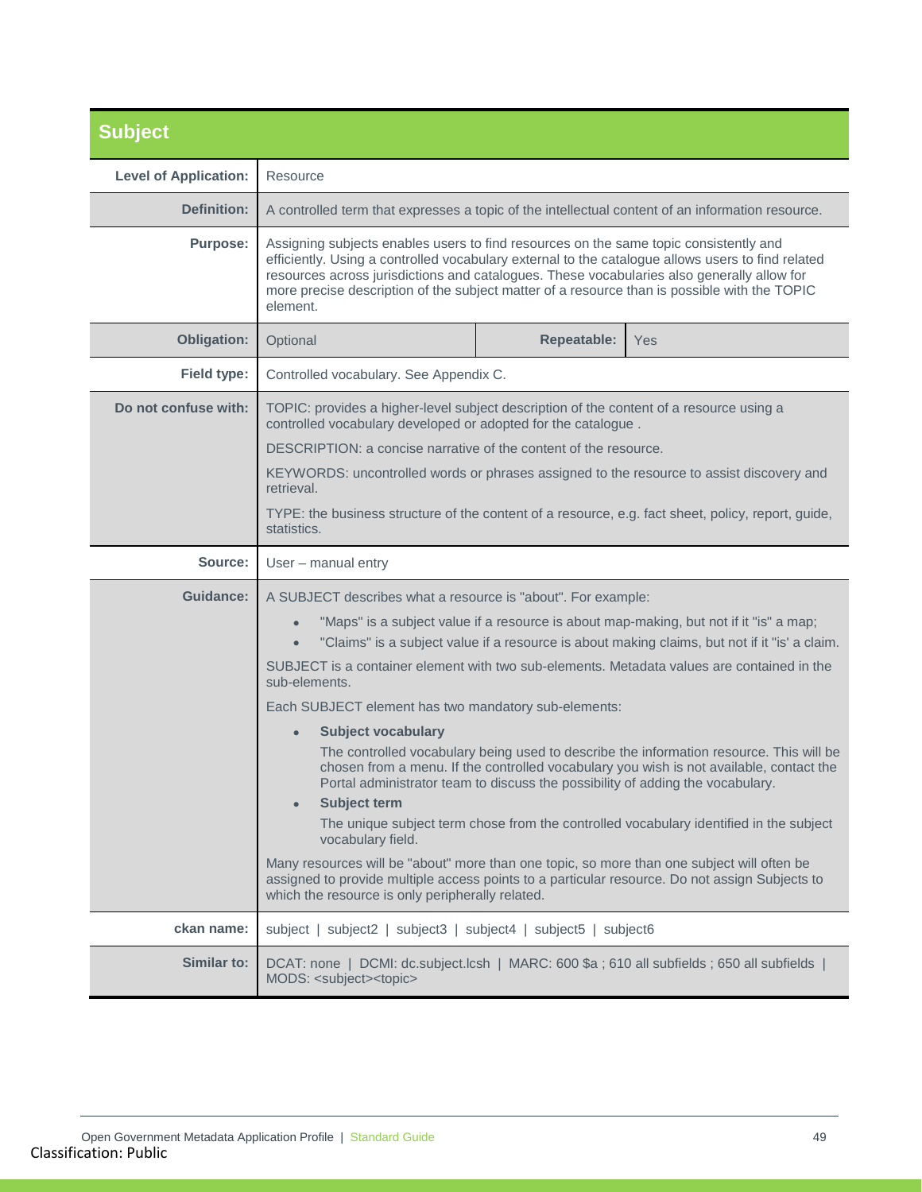## Subject

| | | | |
|---|---|---|---|
| **Level of Application:** | Resource | | |
| **Definition:** | A controlled term that expresses a topic of the intellectual content of an information resource. | | |
| **Purpose:** | Assigning subjects enables users to find resources on the same topic consistently and efficiently. Using a controlled vocabulary external to the catalogue allows users to find related resources across jurisdictions and catalogues. These vocabularies also generally allow for more precise description of the subject matter of a resource than is possible with the TOPIC element. | | |
| **Obligation:** | Optional | **Repeatable:** | Yes |
| **Field type:** | Controlled vocabulary. See Appendix C. | | |
| **Do not confuse with:** | TOPIC: provides a higher-level subject description of the content of a resource using a controlled vocabulary developed or adopted for the catalogue .<br><br>DESCRIPTION: a concise narrative of the content of the resource.<br><br>KEYWORDS: uncontrolled words or phrases assigned to the resource to assist discovery and retrieval.<br><br>TYPE: the business structure of the content of a resource, e.g. fact sheet, policy, report, guide, statistics. | | |
| **Source:** | User – manual entry | | |
| **Guidance:** | A SUBJECT describes what a resource is "about". For example:<br>• "Maps" is a subject value if a resource is about map-making, but not if it "is" a map;<br>• "Claims" is a subject value if a resource is about making claims, but not if it "is' a claim.<br><br>SUBJECT is a container element with two sub-elements. Metadata values are contained in the sub-elements.<br><br>Each SUBJECT element has two mandatory sub-elements:<br>• **Subject vocabulary**<br>The controlled vocabulary being used to describe the information resource. This will be chosen from a menu. If the controlled vocabulary you wish is not available, contact the Portal administrator team to discuss the possibility of adding the vocabulary.<br>• **Subject term**<br>The unique subject term chose from the controlled vocabulary identified in the subject vocabulary field.<br><br>Many resources will be "about" more than one topic, so more than one subject will often be assigned to provide multiple access points to a particular resource. Do not assign Subjects to which the resource is only peripherally related. | | |
| **ckan name:** | subject \| subject2 \| subject3 \| subject4 \| subject5 \| subject6 | | |
| **Similar to:** | DCAT: none \| DCMI: dc.subject.lcsh \| MARC: 600 $a ; 610 all subfields ; 650 all subfields \| MODS: <subject><topic> | | |

Classification: Public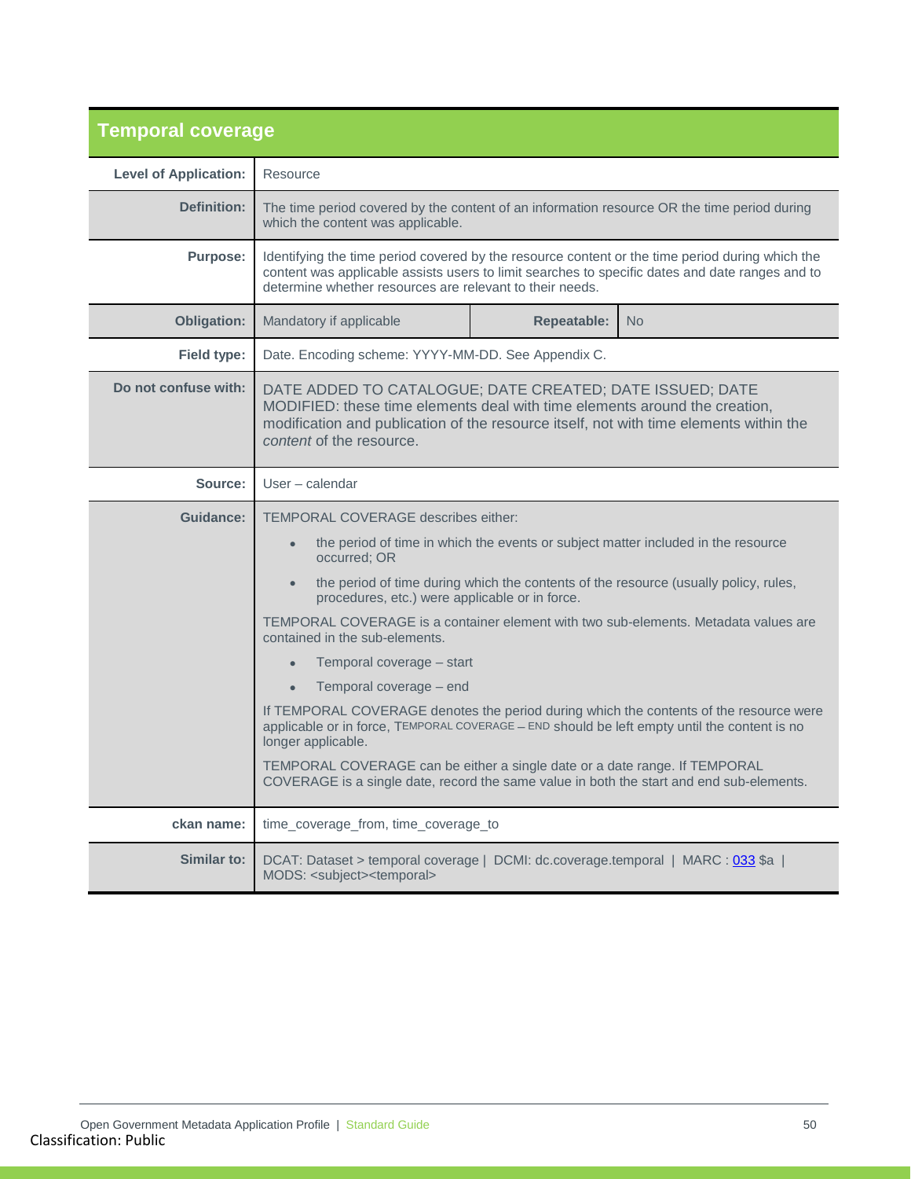## Temporal coverage

| | | | |
|---|---|---|---|
| **Level of Application:** | Resource | | |
| **Definition:** | The time period covered by the content of an information resource OR the time period during which the content was applicable. | | |
| **Purpose:** | Identifying the time period covered by the resource content or the time period during which the content was applicable assists users to limit searches to specific dates and date ranges and to determine whether resources are relevant to their needs. | | |
| **Obligation:** | Mandatory if applicable | **Repeatable:** | No |
| **Field type:** | Date. Encoding scheme: YYYY-MM-DD. See Appendix C. | | |
| **Do not confuse with:** | DATE ADDED TO CATALOGUE; DATE CREATED; DATE ISSUED; DATE MODIFIED: these time elements deal with time elements around the creation, modification and publication of the resource itself, not with time elements within the *content* of the resource. | | |
| **Source:** | User – calendar | | |
| **Guidance:** | TEMPORAL COVERAGE describes either:<br>• the period of time in which the events or subject matter included in the resource occurred; OR<br>• the period of time during which the contents of the resource (usually policy, rules, procedures, etc.) were applicable or in force.<br>TEMPORAL COVERAGE is a container element with two sub-elements. Metadata values are contained in the sub-elements.<br>• Temporal coverage – start<br>• Temporal coverage – end<br>If TEMPORAL COVERAGE denotes the period during which the contents of the resource were applicable or in force, TEMPORAL COVERAGE – END should be left empty until the content is no longer applicable.<br>TEMPORAL COVERAGE can be either a single date or a date range. If TEMPORAL COVERAGE is a single date, record the same value in both the start and end sub-elements. | | |
| **ckan name:** | time_coverage_from, time_coverage_to | | |
| **Similar to:** | DCAT: Dataset > temporal coverage \| DCMI: dc.coverage.temporal \| MARC : 033 $a \| MODS: <subject><temporal> | | |

Classification: Public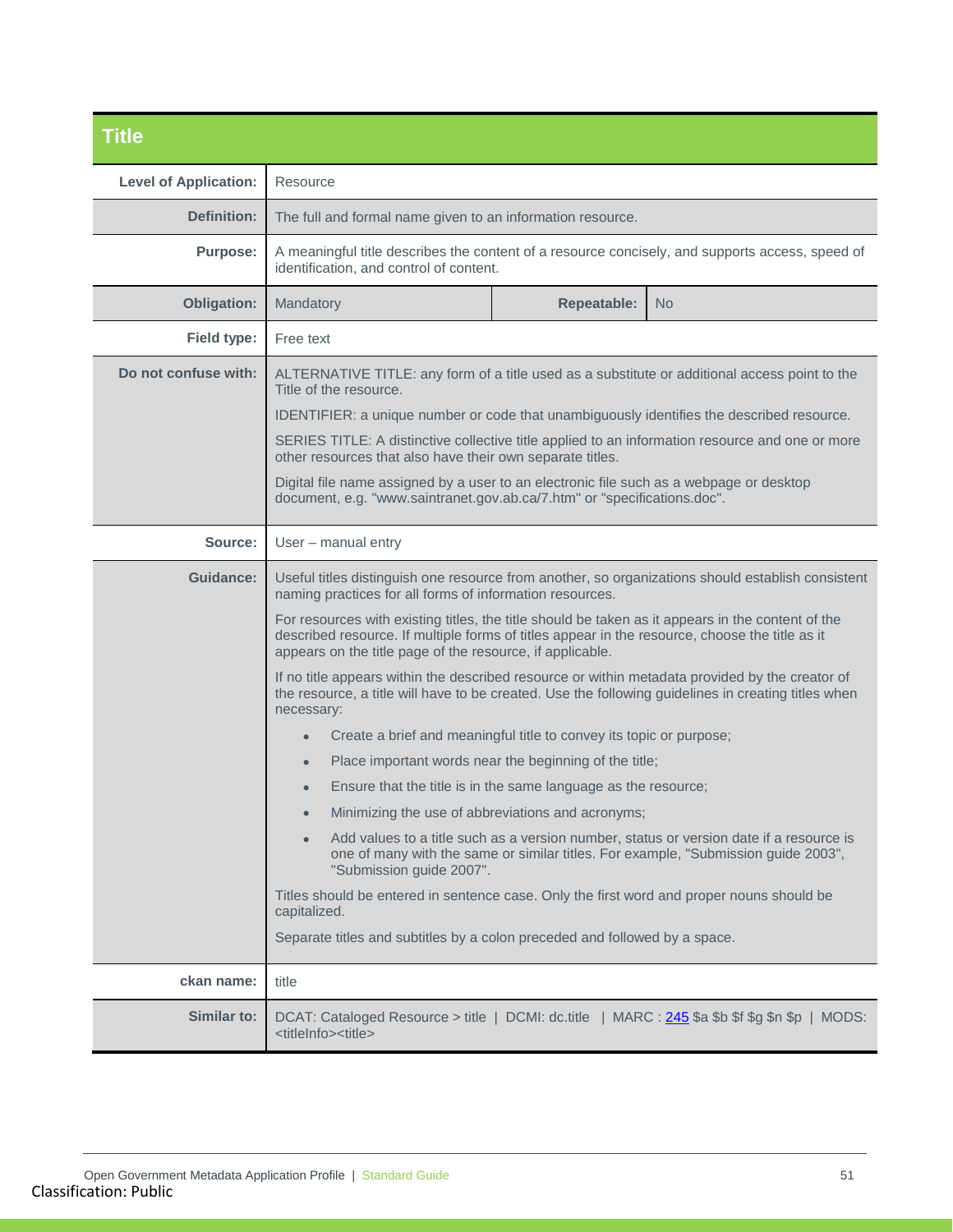## Title

| | | | |
|---|---|---|---|
| **Level of Application:** | Resource | | |
| **Definition:** | The full and formal name given to an information resource. | | |
| **Purpose:** | A meaningful title describes the content of a resource concisely, and supports access, speed of identification, and control of content. | | |
| **Obligation:** | Mandatory | **Repeatable:** | No |
| **Field type:** | Free text | | |
| **Do not confuse with:** | ALTERNATIVE TITLE: any form of a title used as a substitute or additional access point to the Title of the resource.<br><br>IDENTIFIER: a unique number or code that unambiguously identifies the described resource.<br><br>SERIES TITLE: A distinctive collective title applied to an information resource and one or more other resources that also have their own separate titles.<br><br>Digital file name assigned by a user to an electronic file such as a webpage or desktop document, e.g. "www.saintranet.gov.ab.ca/7.htm" or "specifications.doc". | | |
| **Source:** | User – manual entry | | |
| **Guidance:** | Useful titles distinguish one resource from another, so organizations should establish consistent naming practices for all forms of information resources.<br><br>For resources with existing titles, the title should be taken as it appears in the content of the described resource. If multiple forms of titles appear in the resource, choose the title as it appears on the title page of the resource, if applicable.<br><br>If no title appears within the described resource or within metadata provided by the creator of the resource, a title will have to be created. Use the following guidelines in creating titles when necessary:<br><br>• Create a brief and meaningful title to convey its topic or purpose;<br>• Place important words near the beginning of the title;<br>• Ensure that the title is in the same language as the resource;<br>• Minimizing the use of abbreviations and acronyms;<br>• Add values to a title such as a version number, status or version date if a resource is one of many with the same or similar titles. For example, "Submission guide 2003", "Submission guide 2007".<br><br>Titles should be entered in sentence case. Only the first word and proper nouns should be capitalized.<br><br>Separate titles and subtitles by a colon preceded and followed by a space. | | |
| **ckan name:** | title | | |
| **Similar to:** | DCAT: Cataloged Resource > title \| DCMI: dc.title \| MARC : 245 $a $b $f $g $n $p \| MODS: <titleInfo><title> | | |

Classification: Public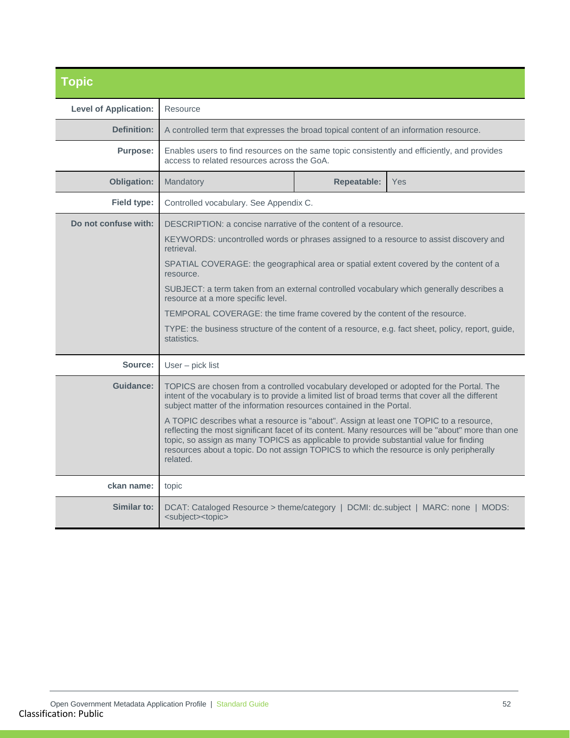## Topic

| | | | |
|---|---|---|---|
| **Level of Application:** | Resource | | |
| **Definition:** | A controlled term that expresses the broad topical content of an information resource. | | |
| **Purpose:** | Enables users to find resources on the same topic consistently and efficiently, and provides access to related resources across the GoA. | | |
| **Obligation:** | Mandatory | **Repeatable:** | Yes |
| **Field type:** | Controlled vocabulary. See Appendix C. | | |
| **Do not confuse with:** | DESCRIPTION: a concise narrative of the content of a resource.<br><br>KEYWORDS: uncontrolled words or phrases assigned to a resource to assist discovery and retrieval.<br><br>SPATIAL COVERAGE: the geographical area or spatial extent covered by the content of a resource.<br><br>SUBJECT: a term taken from an external controlled vocabulary which generally describes a resource at a more specific level.<br><br>TEMPORAL COVERAGE: the time frame covered by the content of the resource.<br><br>TYPE: the business structure of the content of a resource, e.g. fact sheet, policy, report, guide, statistics. | | |
| **Source:** | User – pick list | | |
| **Guidance:** | TOPICS are chosen from a controlled vocabulary developed or adopted for the Portal. The intent of the vocabulary is to provide a limited list of broad terms that cover all the different subject matter of the information resources contained in the Portal.<br><br>A TOPIC describes what a resource is "about". Assign at least one TOPIC to a resource, reflecting the most significant facet of its content. Many resources will be "about" more than one topic, so assign as many TOPICS as applicable to provide substantial value for finding resources about a topic. Do not assign TOPICS to which the resource is only peripherally related. | | |
| **ckan name:** | topic | | |
| **Similar to:** | DCAT: Cataloged Resource > theme/category \| DCMI: dc.subject \| MARC: none \| MODS: <subject><topic> | | |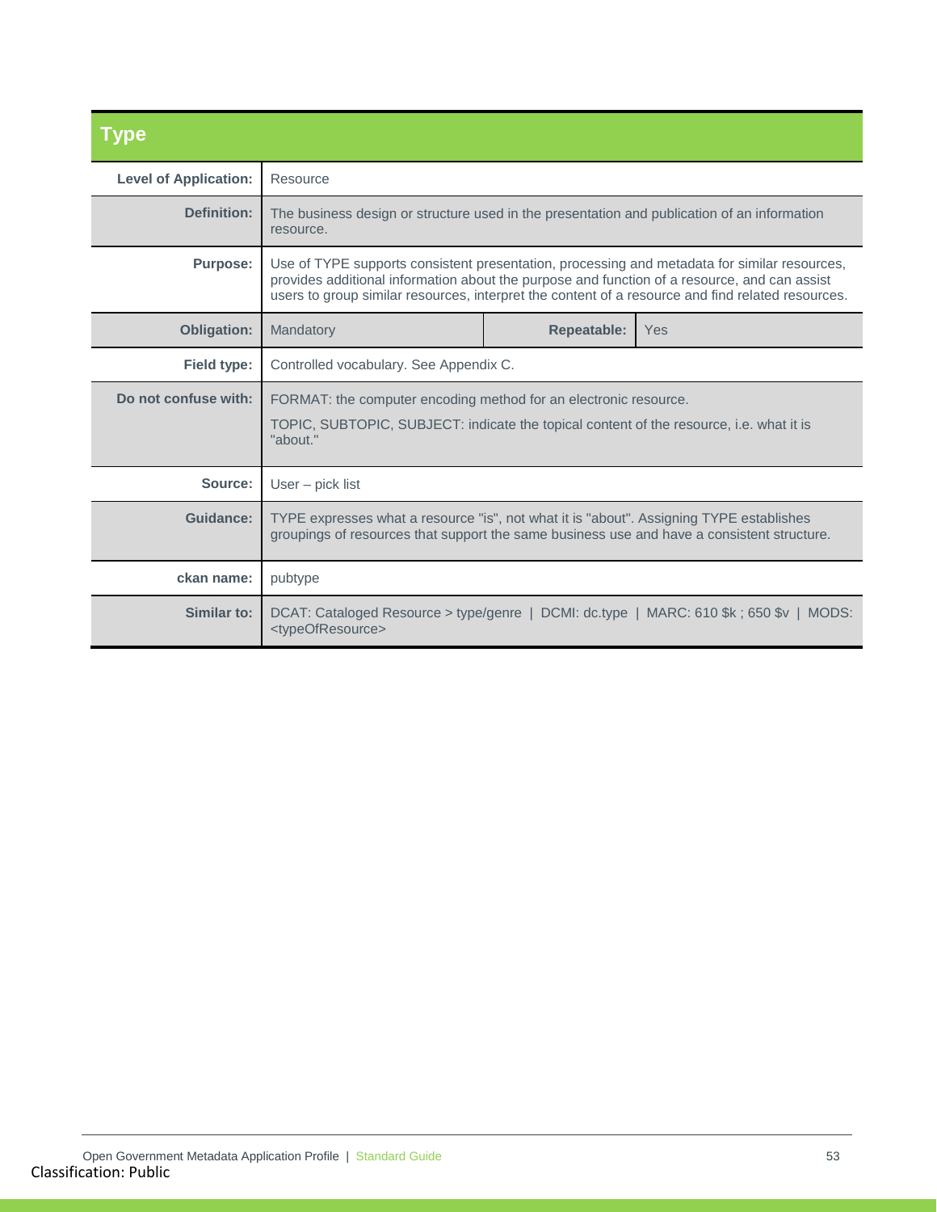## Type

| | |
|---|---|
| **Level of Application:** | Resource |
| **Definition:** | The business design or structure used in the presentation and publication of an information resource. |
| **Purpose:** | Use of TYPE supports consistent presentation, processing and metadata for similar resources, provides additional information about the purpose and function of a resource, and can assist users to group similar resources, interpret the content of a resource and find related resources. |
| **Obligation:** | Mandatory — **Repeatable:** Yes |
| **Field type:** | Controlled vocabulary. See Appendix C. |
| **Do not confuse with:** | FORMAT: the computer encoding method for an electronic resource.<br>TOPIC, SUBTOPIC, SUBJECT: indicate the topical content of the resource, i.e. what it is "about." |
| **Source:** | User – pick list |
| **Guidance:** | TYPE expresses what a resource "is", not what it is "about". Assigning TYPE establishes groupings of resources that support the same business use and have a consistent structure. |
| **ckan name:** | pubtype |
| **Similar to:** | DCAT: Cataloged Resource > type/genre \| DCMI: dc.type \| MARC: 610 $k ; 650 $v \| MODS: <typeOfResource> |

Classification: Public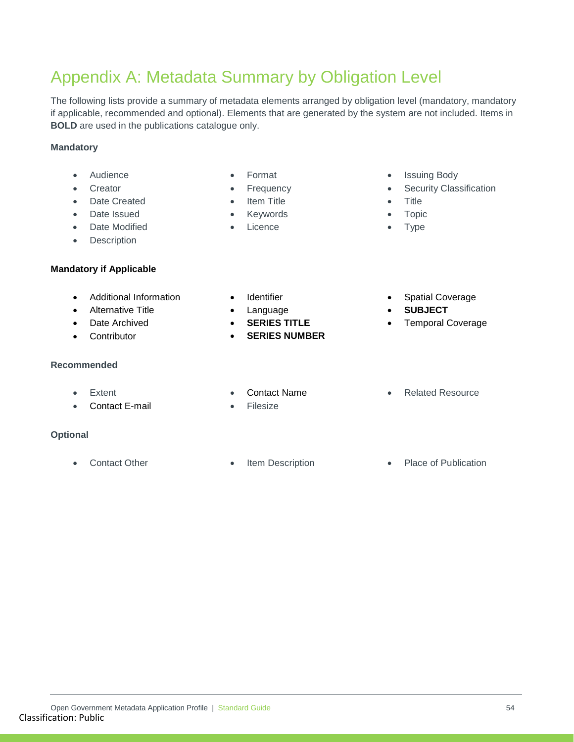# Appendix A: Metadata Summary by Obligation Level

The following lists provide a summary of metadata elements arranged by obligation level (mandatory, mandatory if applicable, recommended and optional). Elements that are generated by the system are not included. Items in **BOLD** are used in the publications catalogue only.

**Mandatory**

- Audience
- Creator
- Date Created
- Date Issued
- Date Modified
- Description
- Format
- Frequency
- Item Title
- Keywords
- Licence
- Issuing Body
- Security Classification
- Title
- Topic
- Type

**Mandatory if Applicable**

- Additional Information
- Alternative Title
- Date Archived
- Contributor
- Identifier
- Language
- **SERIES TITLE**
- **SERIES NUMBER**
- Spatial Coverage
- **SUBJECT**
- Temporal Coverage

**Recommended**

- Extent
- Contact E-mail
- Contact Name
- Filesize
- Related Resource

**Optional**

- Contact Other
- Item Description
- Place of Publication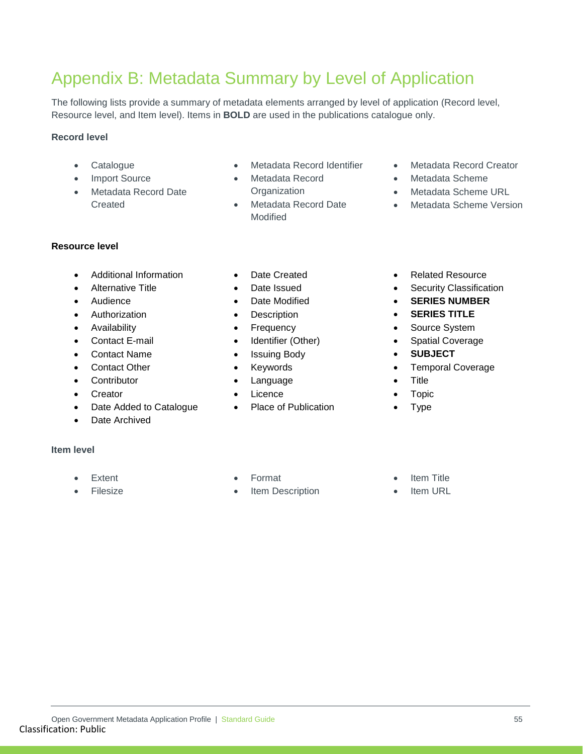# Appendix B: Metadata Summary by Level of Application

The following lists provide a summary of metadata elements arranged by level of application (Record level, Resource level, and Item level). Items in **BOLD** are used in the publications catalogue only.

### Record level

- Catalogue
- Import Source
- Metadata Record Date Created
- Metadata Record Identifier
- Metadata Record Organization
- Metadata Record Date Modified
- Metadata Record Creator
- Metadata Scheme
- Metadata Scheme URL
- Metadata Scheme Version

### Resource level

- Additional Information
- Alternative Title
- Audience
- Authorization
- Availability
- Contact E-mail
- Contact Name
- Contact Other
- Contributor
- Creator
- Date Added to Catalogue
- Date Archived
- Date Created
- Date Issued
- Date Modified
- Description
- Frequency
- Identifier (Other)
- Issuing Body
- Keywords
- Language
- Licence
- Place of Publication
- Related Resource
- Security Classification
- **SERIES NUMBER**
- **SERIES TITLE**
- Source System
- Spatial Coverage
- **SUBJECT**
- Temporal Coverage
- Title
- Topic
- Type

### Item level

- Extent
- Filesize
- Format
- Item Description
- Item Title
- Item URL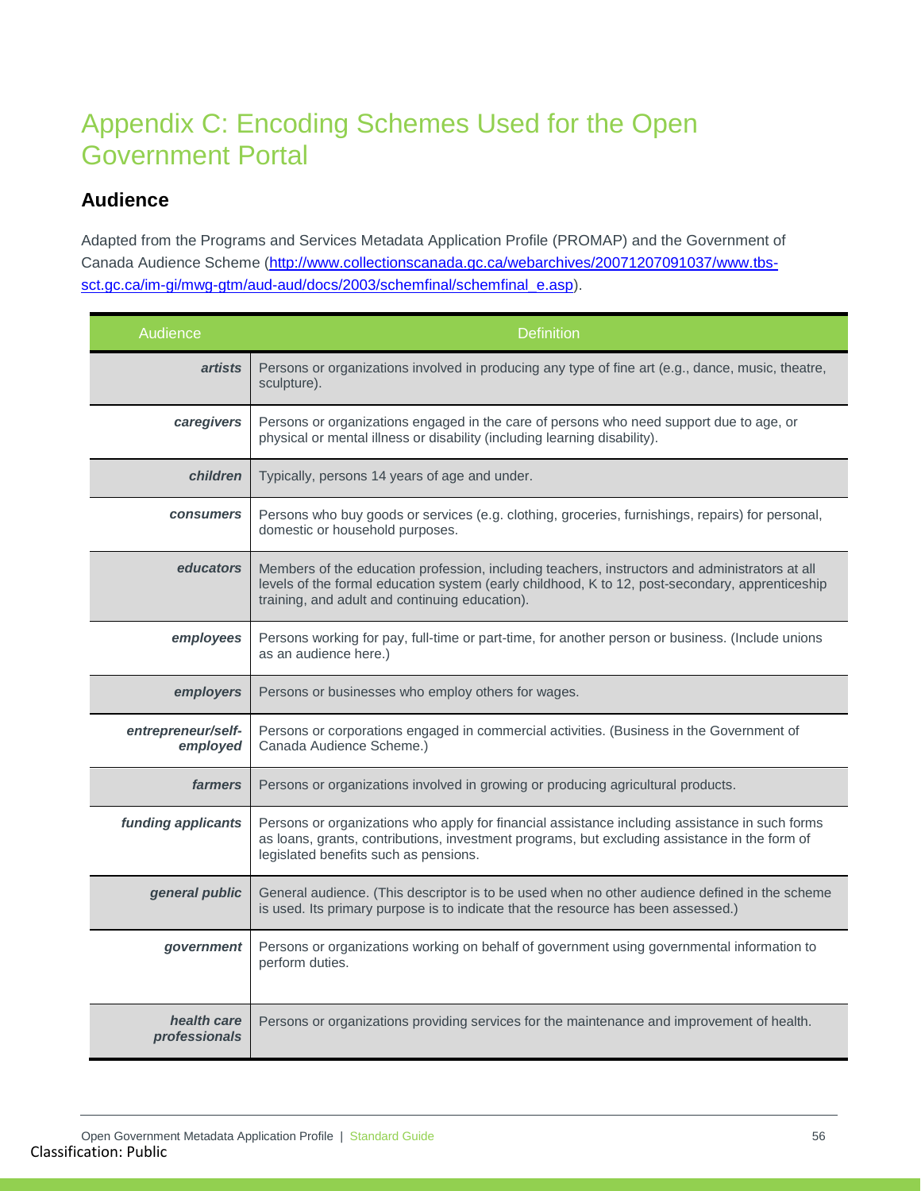# Appendix C: Encoding Schemes Used for the Open Government Portal

## Audience

Adapted from the Programs and Services Metadata Application Profile (PROMAP) and the Government of Canada Audience Scheme (http://www.collectionscanada.gc.ca/webarchives/20071207091037/www.tbs-sct.gc.ca/im-gi/mwg-gtm/aud-aud/docs/2003/schemfinal/schemfinal_e.asp).

| Audience | Definition |
|---|---|
| ***artists*** | Persons or organizations involved in producing any type of fine art (e.g., dance, music, theatre, sculpture). |
| ***caregivers*** | Persons or organizations engaged in the care of persons who need support due to age, or physical or mental illness or disability (including learning disability). |
| ***children*** | Typically, persons 14 years of age and under. |
| ***consumers*** | Persons who buy goods or services (e.g. clothing, groceries, furnishings, repairs) for personal, domestic or household purposes. |
| ***educators*** | Members of the education profession, including teachers, instructors and administrators at all levels of the formal education system (early childhood, K to 12, post-secondary, apprenticeship training, and adult and continuing education). |
| ***employees*** | Persons working for pay, full-time or part-time, for another person or business. (Include unions as an audience here.) |
| ***employers*** | Persons or businesses who employ others for wages. |
| ***entrepreneur/self-employed*** | Persons or corporations engaged in commercial activities. (Business in the Government of Canada Audience Scheme.) |
| ***farmers*** | Persons or organizations involved in growing or producing agricultural products. |
| ***funding applicants*** | Persons or organizations who apply for financial assistance including assistance in such forms as loans, grants, contributions, investment programs, but excluding assistance in the form of legislated benefits such as pensions. |
| ***general public*** | General audience. (This descriptor is to be used when no other audience defined in the scheme is used. Its primary purpose is to indicate that the resource has been assessed.) |
| ***government*** | Persons or organizations working on behalf of government using governmental information to perform duties. |
| ***health care professionals*** | Persons or organizations providing services for the maintenance and improvement of health. |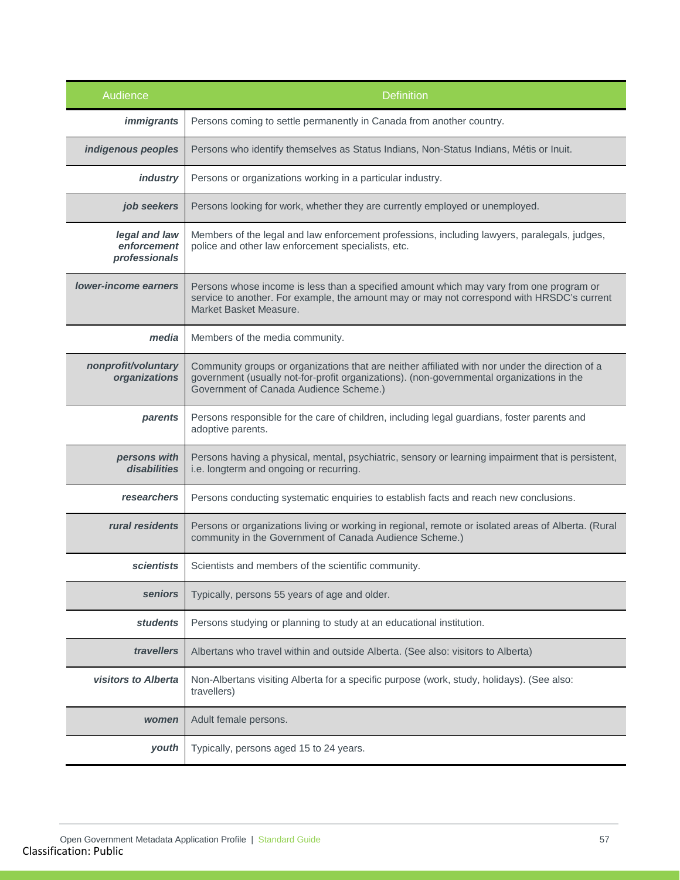| Audience | Definition |
| --- | --- |
| ***immigrants*** | Persons coming to settle permanently in Canada from another country. |
| ***indigenous peoples*** | Persons who identify themselves as Status Indians, Non-Status Indians, Métis or Inuit. |
| ***industry*** | Persons or organizations working in a particular industry. |
| ***job seekers*** | Persons looking for work, whether they are currently employed or unemployed. |
| ***legal and law enforcement professionals*** | Members of the legal and law enforcement professions, including lawyers, paralegals, judges, police and other law enforcement specialists, etc. |
| ***lower-income earners*** | Persons whose income is less than a specified amount which may vary from one program or service to another. For example, the amount may or may not correspond with HRSDC's current Market Basket Measure. |
| ***media*** | Members of the media community. |
| ***nonprofit/voluntary organizations*** | Community groups or organizations that are neither affiliated with nor under the direction of a government (usually not-for-profit organizations). (non-governmental organizations in the Government of Canada Audience Scheme.) |
| ***parents*** | Persons responsible for the care of children, including legal guardians, foster parents and adoptive parents. |
| ***persons with disabilities*** | Persons having a physical, mental, psychiatric, sensory or learning impairment that is persistent, i.e. longterm and ongoing or recurring. |
| ***researchers*** | Persons conducting systematic enquiries to establish facts and reach new conclusions. |
| ***rural residents*** | Persons or organizations living or working in regional, remote or isolated areas of Alberta. (Rural community in the Government of Canada Audience Scheme.) |
| ***scientists*** | Scientists and members of the scientific community. |
| ***seniors*** | Typically, persons 55 years of age and older. |
| ***students*** | Persons studying or planning to study at an educational institution. |
| ***travellers*** | Albertans who travel within and outside Alberta. (See also: visitors to Alberta) |
| ***visitors to Alberta*** | Non-Albertans visiting Alberta for a specific purpose (work, study, holidays). (See also: travellers) |
| ***women*** | Adult female persons. |
| ***youth*** | Typically, persons aged 15 to 24 years. |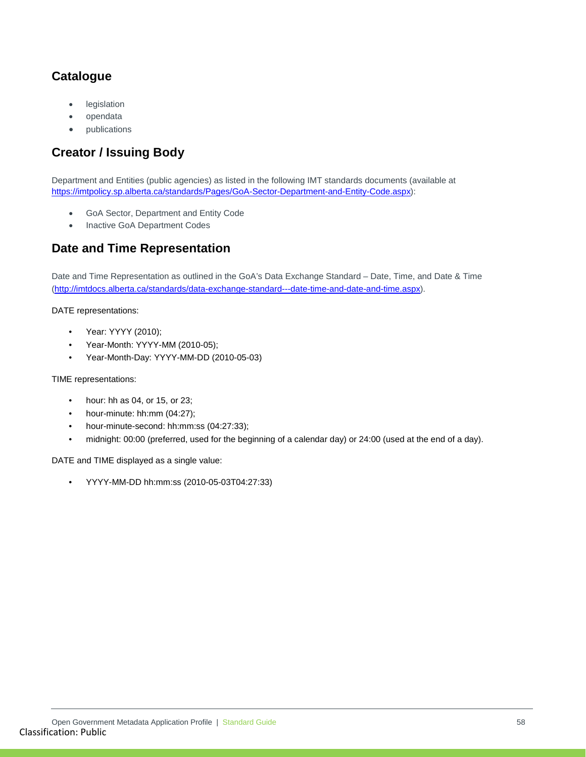## Catalogue

- legislation
- opendata
- publications

## Creator / Issuing Body

Department and Entities (public agencies) as listed in the following IMT standards documents (available at https://imtpolicy.sp.alberta.ca/standards/Pages/GoA-Sector-Department-and-Entity-Code.aspx):

- GoA Sector, Department and Entity Code
- Inactive GoA Department Codes

## Date and Time Representation

Date and Time Representation as outlined in the GoA's Data Exchange Standard – Date, Time, and Date & Time (http://imtdocs.alberta.ca/standards/data-exchange-standard---date-time-and-date-and-time.aspx).

DATE representations:

- Year: YYYY (2010);
- Year-Month: YYYY-MM (2010-05);
- Year-Month-Day: YYYY-MM-DD (2010-05-03)

TIME representations:

- hour: hh as 04, or 15, or 23;
- hour-minute: hh:mm (04:27);
- hour-minute-second: hh:mm:ss (04:27:33);
- midnight: 00:00 (preferred, used for the beginning of a calendar day) or 24:00 (used at the end of a day).

DATE and TIME displayed as a single value:

- YYYY-MM-DD hh:mm:ss (2010-05-03T04:27:33)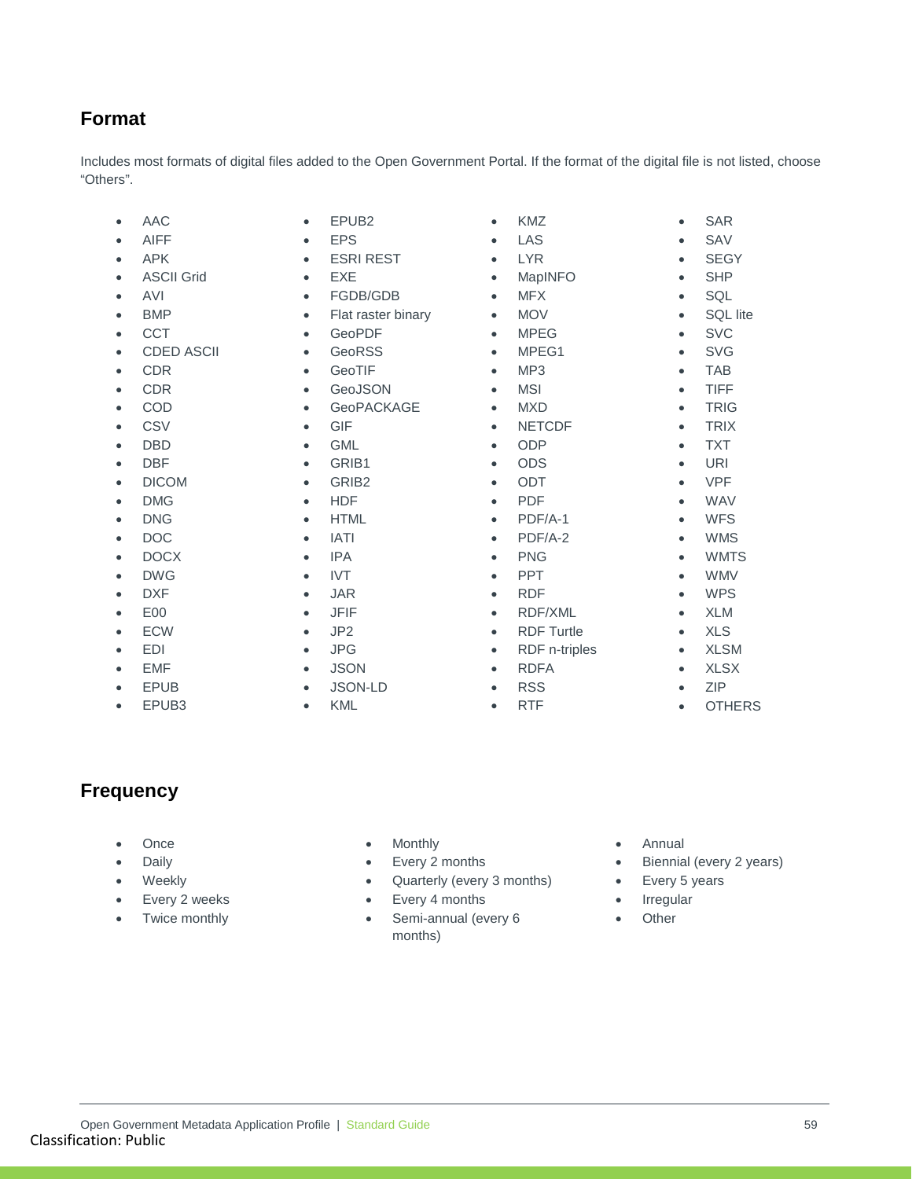## Format

Includes most formats of digital files added to the Open Government Portal. If the format of the digital file is not listed, choose “Others”.

- AAC
- AIFF
- APK
- ASCII Grid
- AVI
- BMP
- CCT
- CDED ASCII
- CDR
- CDR
- COD
- CSV
- DBD
- DBF
- DICOM
- DMG
- DNG
- DOC
- DOCX
- DWG
- DXF
- E00
- ECW
- EDI
- EMF
- EPUB
- EPUB3
- EPUB2
- EPS
- ESRI REST
- EXE
- FGDB/GDB
- Flat raster binary
- GeoPDF
- GeoRSS
- GeoTIF
- GeoJSON
- GeoPACKAGE
- GIF
- GML
- GRIB1
- GRIB2
- HDF
- HTML
- IATI
- IPA
- IVT
- JAR
- JFIF
- JP2
- JPG
- JSON
- JSON-LD
- KML
- KMZ
- LAS
- LYR
- MapINFO
- MFX
- MOV
- MPEG
- MPEG1
- MP3
- MSI
- MXD
- NETCDF
- ODP
- ODS
- ODT
- PDF
- PDF/A-1
- PDF/A-2
- PNG
- PPT
- RDF
- RDF/XML
- RDF Turtle
- RDF n-triples
- RDFA
- RSS
- RTF
- SAR
- SAV
- SEGY
- SHP
- SQL
- SQL lite
- SVC
- SVG
- TAB
- TIFF
- TRIG
- TRIX
- TXT
- URI
- VPF
- WAV
- WFS
- WMS
- WMTS
- WMV
- WPS
- XLM
- XLS
- XLSM
- XLSX
- ZIP
- OTHERS

## Frequency

- Once
- Daily
- Weekly
- Every 2 weeks
- Twice monthly
- Monthly
- Every 2 months
- Quarterly (every 3 months)
- Every 4 months
- Semi-annual (every 6 months)
- Annual
- Biennial (every 2 years)
- Every 5 years
- Irregular
- Other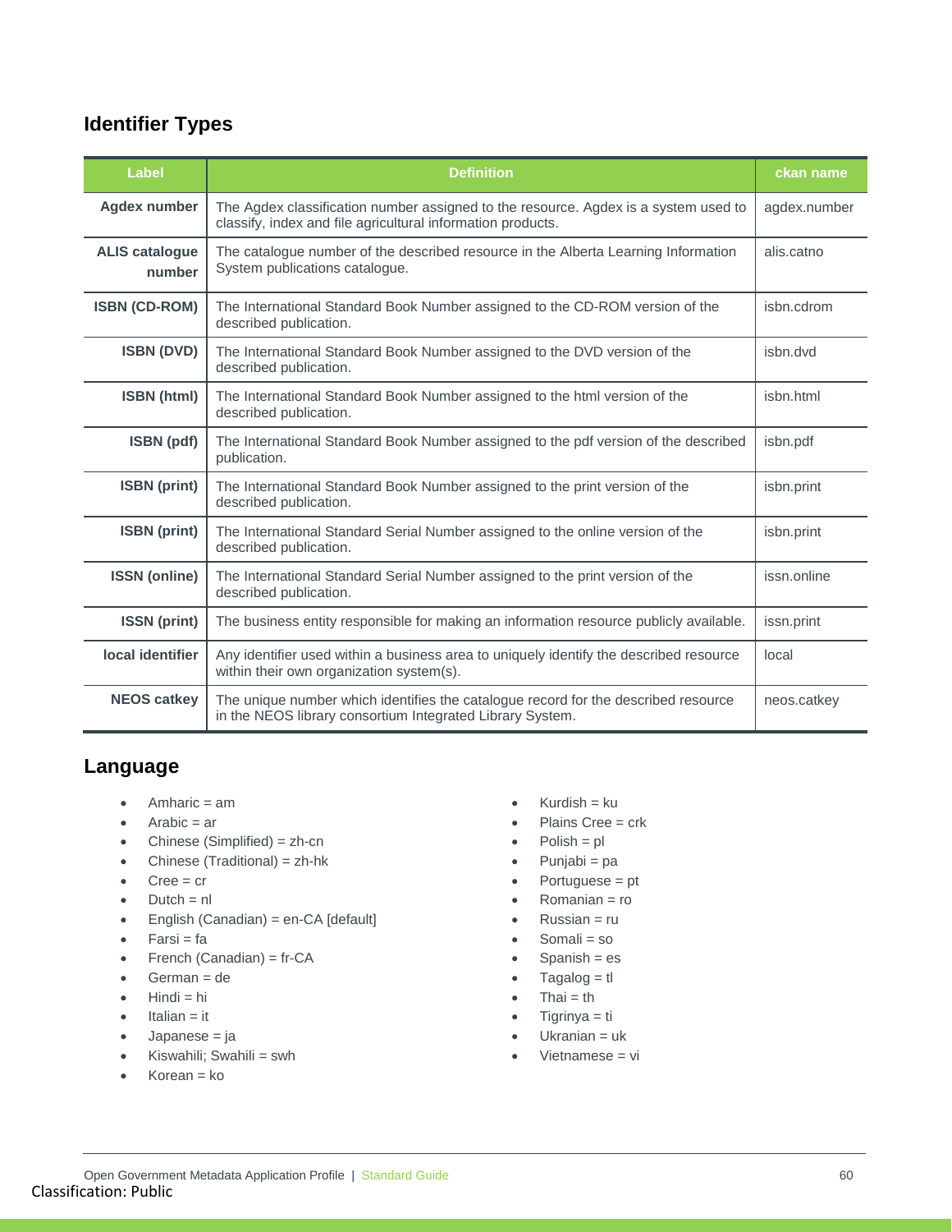## Identifier Types

| Label | Definition | ckan name |
|---|---|---|
| **Agdex number** | The Agdex classification number assigned to the resource. Agdex is a system used to classify, index and file agricultural information products. | agdex.number |
| **ALIS catalogue number** | The catalogue number of the described resource in the Alberta Learning Information System publications catalogue. | alis.catno |
| **ISBN (CD-ROM)** | The International Standard Book Number assigned to the CD-ROM version of the described publication. | isbn.cdrom |
| **ISBN (DVD)** | The International Standard Book Number assigned to the DVD version of the described publication. | isbn.dvd |
| **ISBN (html)** | The International Standard Book Number assigned to the html version of the described publication. | isbn.html |
| **ISBN (pdf)** | The International Standard Book Number assigned to the pdf version of the described publication. | isbn.pdf |
| **ISBN (print)** | The International Standard Book Number assigned to the print version of the described publication. | isbn.print |
| **ISBN (print)** | The International Standard Serial Number assigned to the online version of the described publication. | isbn.print |
| **ISSN (online)** | The International Standard Serial Number assigned to the print version of the described publication. | issn.online |
| **ISSN (print)** | The business entity responsible for making an information resource publicly available. | issn.print |
| **local identifier** | Any identifier used within a business area to uniquely identify the described resource within their own organization system(s). | local |
| **NEOS catkey** | The unique number which identifies the catalogue record for the described resource in the NEOS library consortium Integrated Library System. | neos.catkey |

## Language

- Amharic = am
- Arabic = ar
- Chinese (Simplified) = zh-cn
- Chinese (Traditional) = zh-hk
- Cree = cr
- Dutch = nl
- English (Canadian) = en-CA [default]
- Farsi = fa
- French (Canadian) = fr-CA
- German = de
- Hindi = hi
- Italian = it
- Japanese = ja
- Kiswahili; Swahili = swh
- Korean = ko
- Kurdish = ku
- Plains Cree = crk
- Polish = pl
- Punjabi = pa
- Portuguese = pt
- Romanian = ro
- Russian = ru
- Somali = so
- Spanish = es
- Tagalog = tl
- Thai = th
- Tigrinya = ti
- Ukranian = uk
- Vietnamese = vi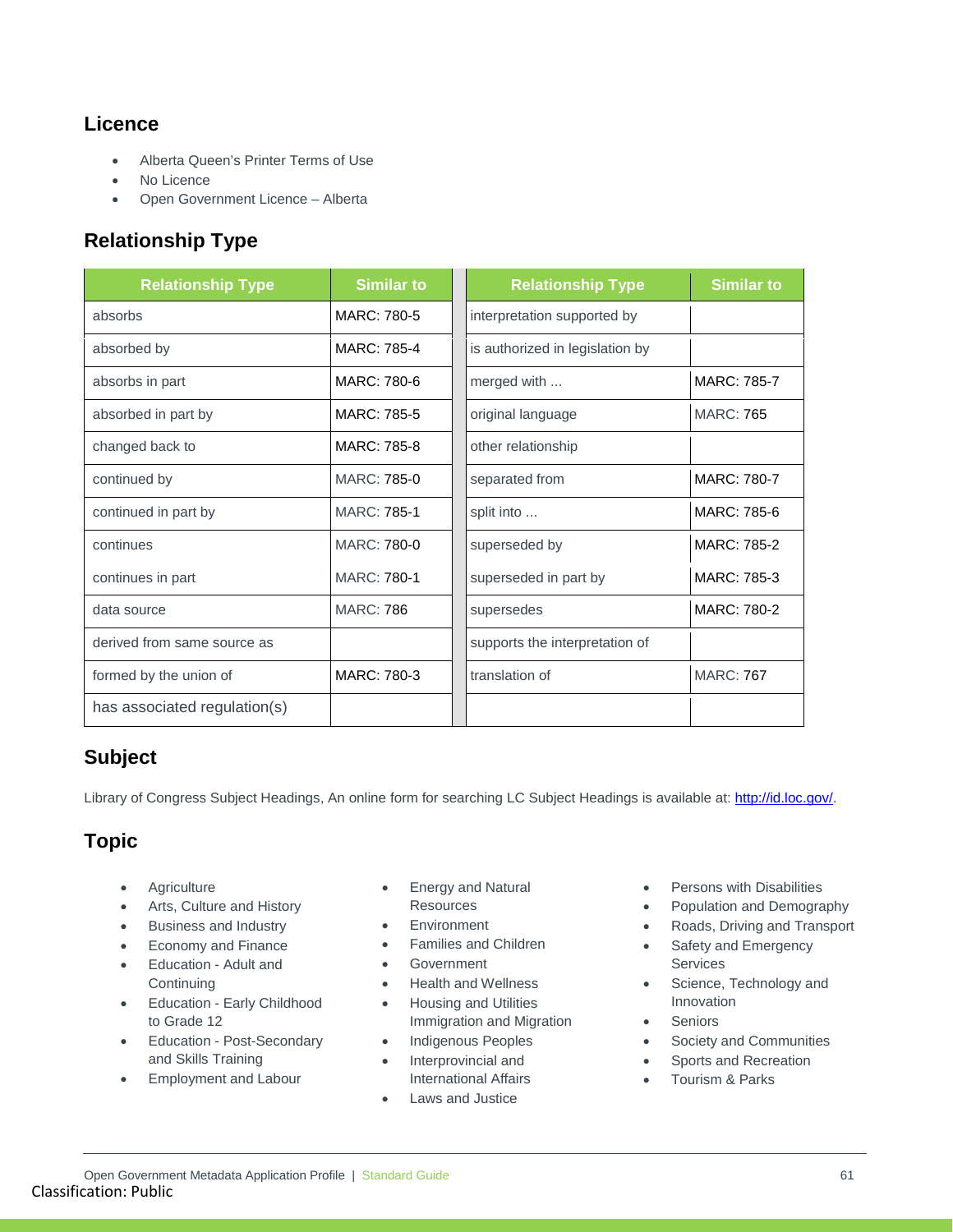## Licence

- Alberta Queen's Printer Terms of Use
- No Licence
- Open Government Licence – Alberta

## Relationship Type

| Relationship Type | Similar to | Relationship Type | Similar to |
|---|---|---|---|
| absorbs | MARC: 780-5 | interpretation supported by | |
| absorbed by | MARC: 785-4 | is authorized in legislation by | |
| absorbs in part | MARC: 780-6 | merged with ... | MARC: 785-7 |
| absorbed in part by | MARC: 785-5 | original language | MARC: 765 |
| changed back to | MARC: 785-8 | other relationship | |
| continued by | MARC: 785-0 | separated from | MARC: 780-7 |
| continued in part by | MARC: 785-1 | split into ... | MARC: 785-6 |
| continues | MARC: 780-0 | superseded by | MARC: 785-2 |
| continues in part | MARC: 780-1 | superseded in part by | MARC: 785-3 |
| data source | MARC: 786 | supersedes | MARC: 780-2 |
| derived from same source as | | supports the interpretation of | |
| formed by the union of | MARC: 780-3 | translation of | MARC: 767 |
| has associated regulation(s) | | | |

## Subject

Library of Congress Subject Headings, An online form for searching LC Subject Headings is available at: http://id.loc.gov/.

## Topic

- Agriculture
- Arts, Culture and History
- Business and Industry
- Economy and Finance
- Education - Adult and Continuing
- Education - Early Childhood to Grade 12
- Education - Post-Secondary and Skills Training
- Employment and Labour
- Energy and Natural Resources
- Environment
- Families and Children
- Government
- Health and Wellness
- Housing and Utilities
  Immigration and Migration
- Indigenous Peoples
- Interprovincial and International Affairs
- Laws and Justice
- Persons with Disabilities
- Population and Demography
- Roads, Driving and Transport
- Safety and Emergency Services
- Science, Technology and Innovation
- Seniors
- Society and Communities
- Sports and Recreation
- Tourism & Parks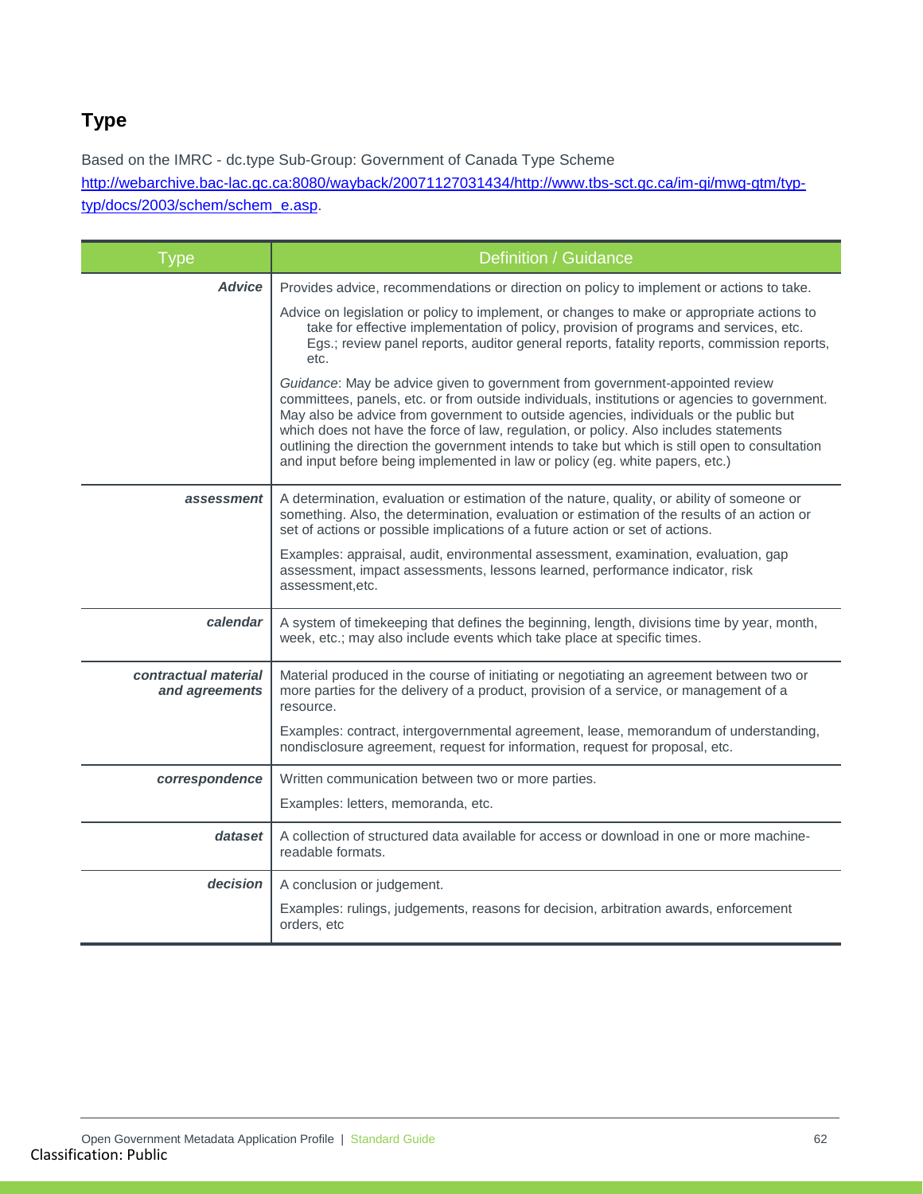## Type

Based on the IMRC - dc.type Sub-Group: Government of Canada Type Scheme http://webarchive.bac-lac.gc.ca:8080/wayback/20071127031434/http://www.tbs-sct.gc.ca/im-gi/mwg-gtm/typ-typ/docs/2003/schem/schem_e.asp.

| Type | Definition / Guidance |
|---|---|
| ***Advice*** | Provides advice, recommendations or direction on policy to implement or actions to take.<br><br>Advice on legislation or policy to implement, or changes to make or appropriate actions to take for effective implementation of policy, provision of programs and services, etc. Egs.; review panel reports, auditor general reports, fatality reports, commission reports, etc.<br><br>*Guidance*: May be advice given to government from government-appointed review committees, panels, etc. or from outside individuals, institutions or agencies to government. May also be advice from government to outside agencies, individuals or the public but which does not have the force of law, regulation, or policy. Also includes statements outlining the direction the government intends to take but which is still open to consultation and input before being implemented in law or policy (eg. white papers, etc.) |
| ***assessment*** | A determination, evaluation or estimation of the nature, quality, or ability of someone or something. Also, the determination, evaluation or estimation of the results of an action or set of actions or possible implications of a future action or set of actions.<br><br>Examples: appraisal, audit, environmental assessment, examination, evaluation, gap assessment, impact assessments, lessons learned, performance indicator, risk assessment,etc. |
| ***calendar*** | A system of timekeeping that defines the beginning, length, divisions time by year, month, week, etc.; may also include events which take place at specific times. |
| ***contractual material and agreements*** | Material produced in the course of initiating or negotiating an agreement between two or more parties for the delivery of a product, provision of a service, or management of a resource.<br><br>Examples: contract, intergovernmental agreement, lease, memorandum of understanding, nondisclosure agreement, request for information, request for proposal, etc. |
| ***correspondence*** | Written communication between two or more parties.<br><br>Examples: letters, memoranda, etc. |
| ***dataset*** | A collection of structured data available for access or download in one or more machine-readable formats. |
| ***decision*** | A conclusion or judgement.<br><br>Examples: rulings, judgements, reasons for decision, arbitration awards, enforcement orders, etc |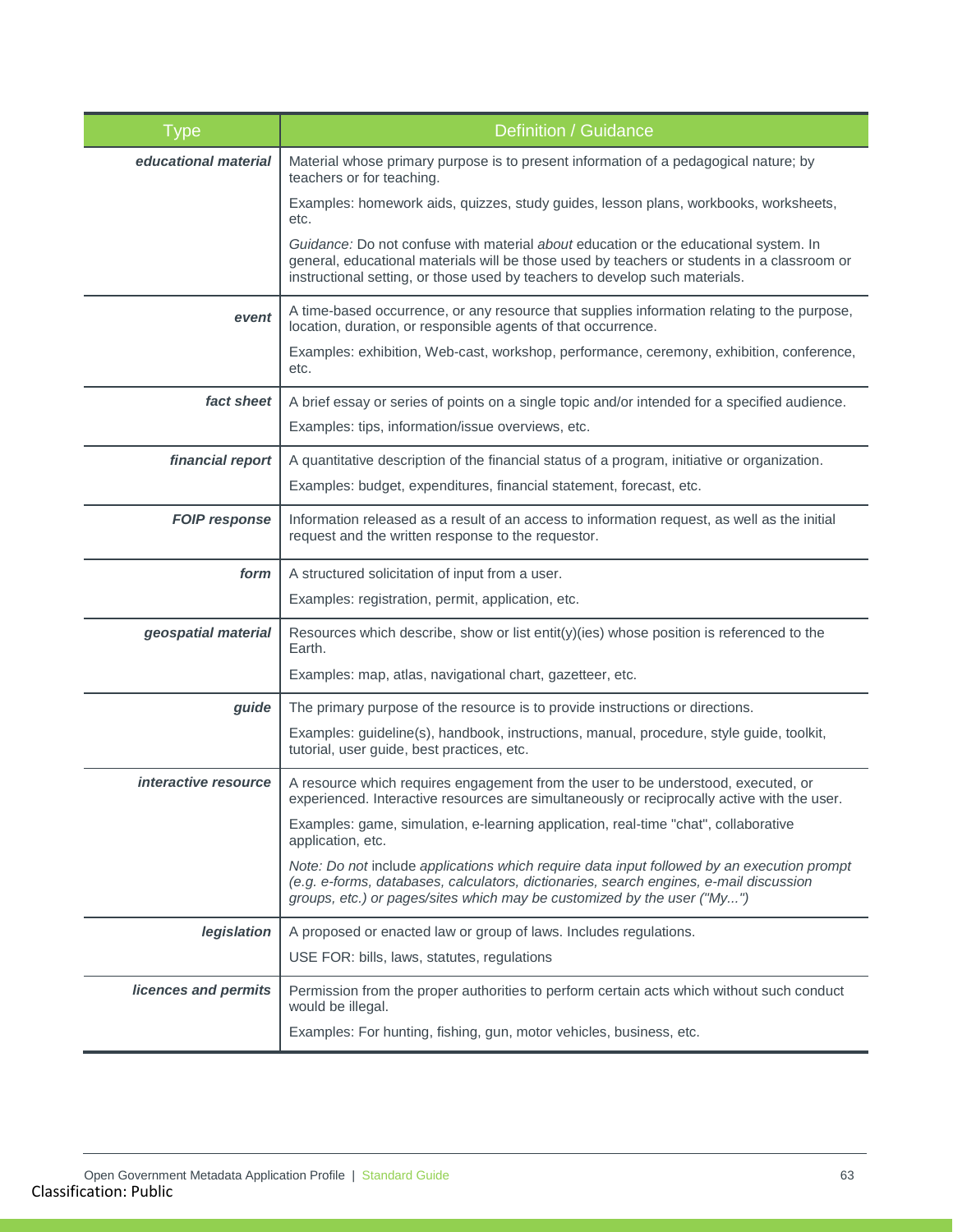| Type | Definition / Guidance |
|---|---|
| ***educational material*** | Material whose primary purpose is to present information of a pedagogical nature; by teachers or for teaching.<br><br>Examples: homework aids, quizzes, study guides, lesson plans, workbooks, worksheets, etc.<br><br>*Guidance:* Do not confuse with material *about* education or the educational system. In general, educational materials will be those used by teachers or students in a classroom or instructional setting, or those used by teachers to develop such materials. |
| ***event*** | A time-based occurrence, or any resource that supplies information relating to the purpose, location, duration, or responsible agents of that occurrence.<br><br>Examples: exhibition, Web-cast, workshop, performance, ceremony, exhibition, conference, etc. |
| ***fact sheet*** | A brief essay or series of points on a single topic and/or intended for a specified audience.<br><br>Examples: tips, information/issue overviews, etc. |
| ***financial report*** | A quantitative description of the financial status of a program, initiative or organization.<br><br>Examples: budget, expenditures, financial statement, forecast, etc. |
| ***FOIP response*** | Information released as a result of an access to information request, as well as the initial request and the written response to the requestor. |
| ***form*** | A structured solicitation of input from a user.<br><br>Examples: registration, permit, application, etc. |
| ***geospatial material*** | Resources which describe, show or list entit(y)(ies) whose position is referenced to the Earth.<br><br>Examples: map, atlas, navigational chart, gazetteer, etc. |
| ***guide*** | The primary purpose of the resource is to provide instructions or directions.<br><br>Examples: guideline(s), handbook, instructions, manual, procedure, style guide, toolkit, tutorial, user guide, best practices, etc. |
| ***interactive resource*** | A resource which requires engagement from the user to be understood, executed, or experienced. Interactive resources are simultaneously or reciprocally active with the user.<br><br>Examples: game, simulation, e-learning application, real-time "chat", collaborative application, etc.<br><br>*Note: Do not* include *applications which require data input followed by an execution prompt (e.g. e-forms, databases, calculators, dictionaries, search engines, e-mail discussion groups, etc.) or pages/sites which may be customized by the user ("My...")* |
| ***legislation*** | A proposed or enacted law or group of laws. Includes regulations.<br><br>USE FOR: bills, laws, statutes, regulations |
| ***licences and permits*** | Permission from the proper authorities to perform certain acts which without such conduct would be illegal.<br><br>Examples: For hunting, fishing, gun, motor vehicles, business, etc. |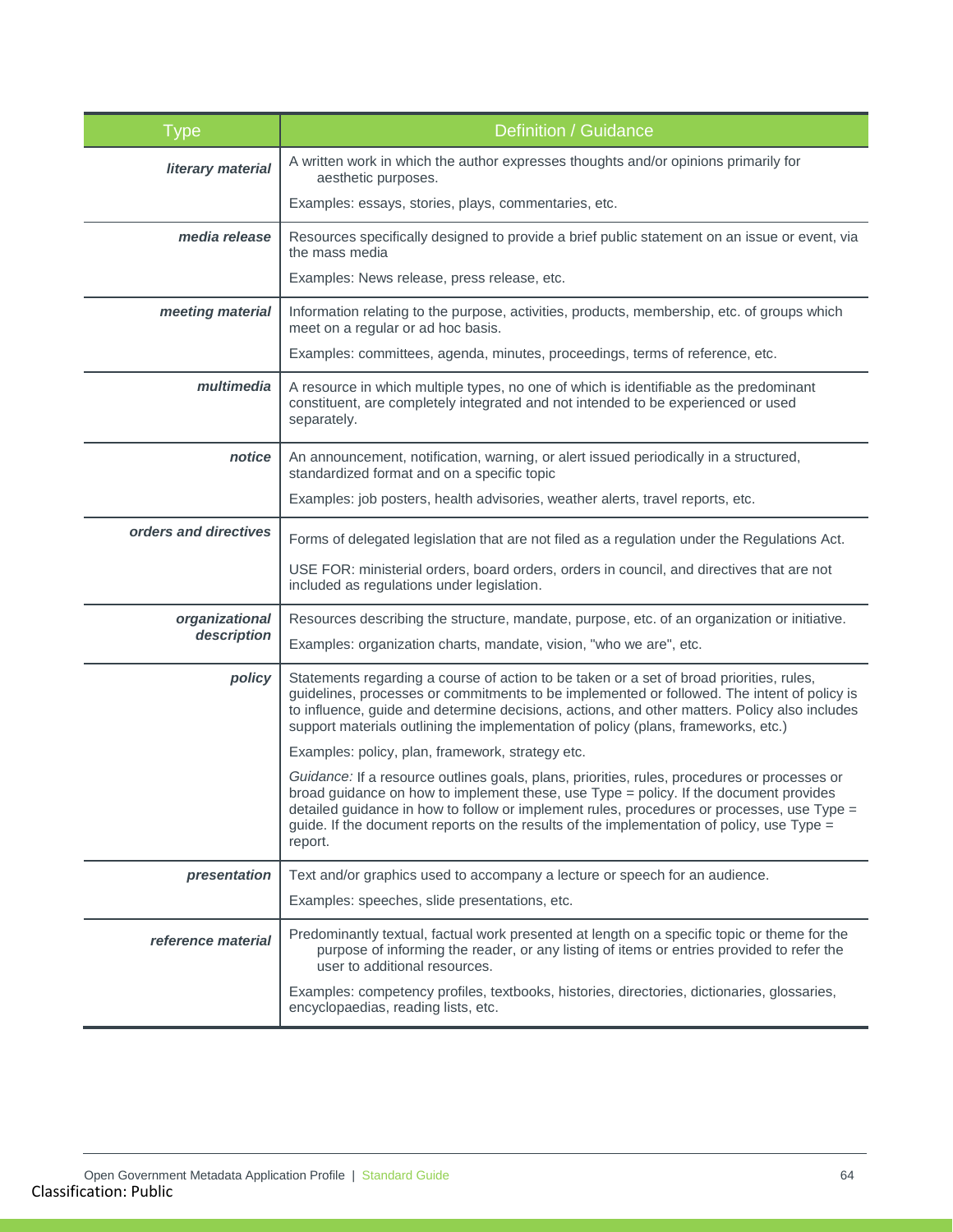| Type | Definition / Guidance |
|---|---|
| ***literary material*** | A written work in which the author expresses thoughts and/or opinions primarily for aesthetic purposes.<br><br>Examples: essays, stories, plays, commentaries, etc. |
| ***media release*** | Resources specifically designed to provide a brief public statement on an issue or event, via the mass media<br><br>Examples: News release, press release, etc. |
| ***meeting material*** | Information relating to the purpose, activities, products, membership, etc. of groups which meet on a regular or ad hoc basis.<br><br>Examples: committees, agenda, minutes, proceedings, terms of reference, etc. |
| ***multimedia*** | A resource in which multiple types, no one of which is identifiable as the predominant constituent, are completely integrated and not intended to be experienced or used separately. |
| ***notice*** | An announcement, notification, warning, or alert issued periodically in a structured, standardized format and on a specific topic<br><br>Examples: job posters, health advisories, weather alerts, travel reports, etc. |
| ***orders and directives*** | Forms of delegated legislation that are not filed as a regulation under the Regulations Act.<br><br>USE FOR: ministerial orders, board orders, orders in council, and directives that are not included as regulations under legislation. |
| ***organizational description*** | Resources describing the structure, mandate, purpose, etc. of an organization or initiative.<br><br>Examples: organization charts, mandate, vision, "who we are", etc. |
| ***policy*** | Statements regarding a course of action to be taken or a set of broad priorities, rules, guidelines, processes or commitments to be implemented or followed. The intent of policy is to influence, guide and determine decisions, actions, and other matters. Policy also includes support materials outlining the implementation of policy (plans, frameworks, etc.)<br><br>Examples: policy, plan, framework, strategy etc.<br><br>*Guidance:* If a resource outlines goals, plans, priorities, rules, procedures or processes or broad guidance on how to implement these, use Type = policy. If the document provides detailed guidance in how to follow or implement rules, procedures or processes, use Type = guide. If the document reports on the results of the implementation of policy, use Type = report. |
| ***presentation*** | Text and/or graphics used to accompany a lecture or speech for an audience.<br><br>Examples: speeches, slide presentations, etc. |
| ***reference material*** | Predominantly textual, factual work presented at length on a specific topic or theme for the purpose of informing the reader, or any listing of items or entries provided to refer the user to additional resources.<br><br>Examples: competency profiles, textbooks, histories, directories, dictionaries, glossaries, encyclopaedias, reading lists, etc. |

Classification: Public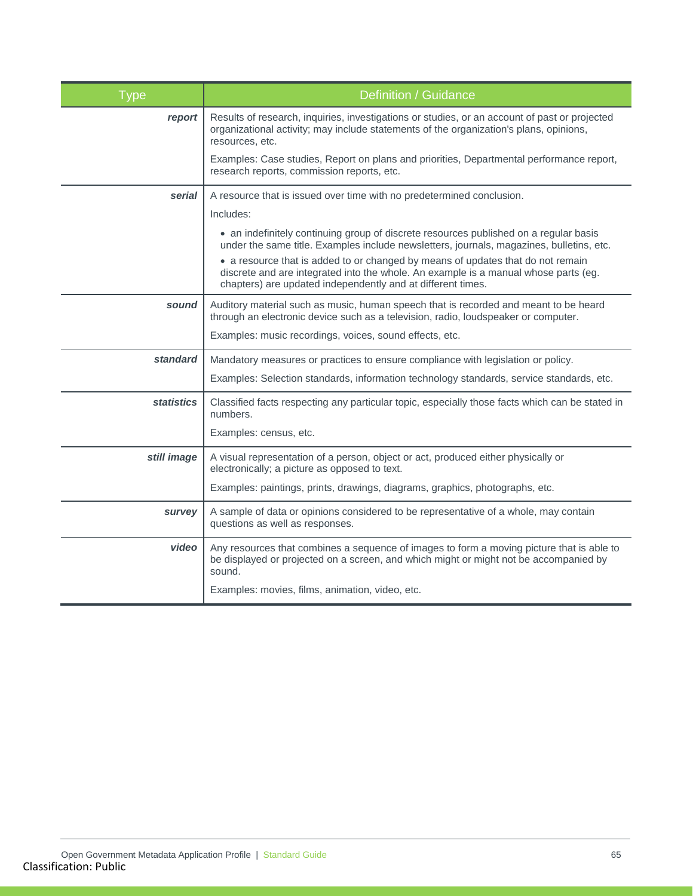| Type | Definition / Guidance |
| --- | --- |
| ***report*** | Results of research, inquiries, investigations or studies, or an account of past or projected organizational activity; may include statements of the organization's plans, opinions, resources, etc.<br><br>Examples: Case studies, Report on plans and priorities, Departmental performance report, research reports, commission reports, etc. |
| ***serial*** | A resource that is issued over time with no predetermined conclusion.<br><br>Includes:<br><br>• an indefinitely continuing group of discrete resources published on a regular basis under the same title. Examples include newsletters, journals, magazines, bulletins, etc.<br><br>• a resource that is added to or changed by means of updates that do not remain discrete and are integrated into the whole. An example is a manual whose parts (eg. chapters) are updated independently and at different times. |
| ***sound*** | Auditory material such as music, human speech that is recorded and meant to be heard through an electronic device such as a television, radio, loudspeaker or computer.<br><br>Examples: music recordings, voices, sound effects, etc. |
| ***standard*** | Mandatory measures or practices to ensure compliance with legislation or policy.<br><br>Examples: Selection standards, information technology standards, service standards, etc. |
| ***statistics*** | Classified facts respecting any particular topic, especially those facts which can be stated in numbers.<br><br>Examples: census, etc. |
| ***still image*** | A visual representation of a person, object or act, produced either physically or electronically; a picture as opposed to text.<br><br>Examples: paintings, prints, drawings, diagrams, graphics, photographs, etc. |
| ***survey*** | A sample of data or opinions considered to be representative of a whole, may contain questions as well as responses. |
| ***video*** | Any resources that combines a sequence of images to form a moving picture that is able to be displayed or projected on a screen, and which might or might not be accompanied by sound.<br><br>Examples: movies, films, animation, video, etc. |

Classification: Public